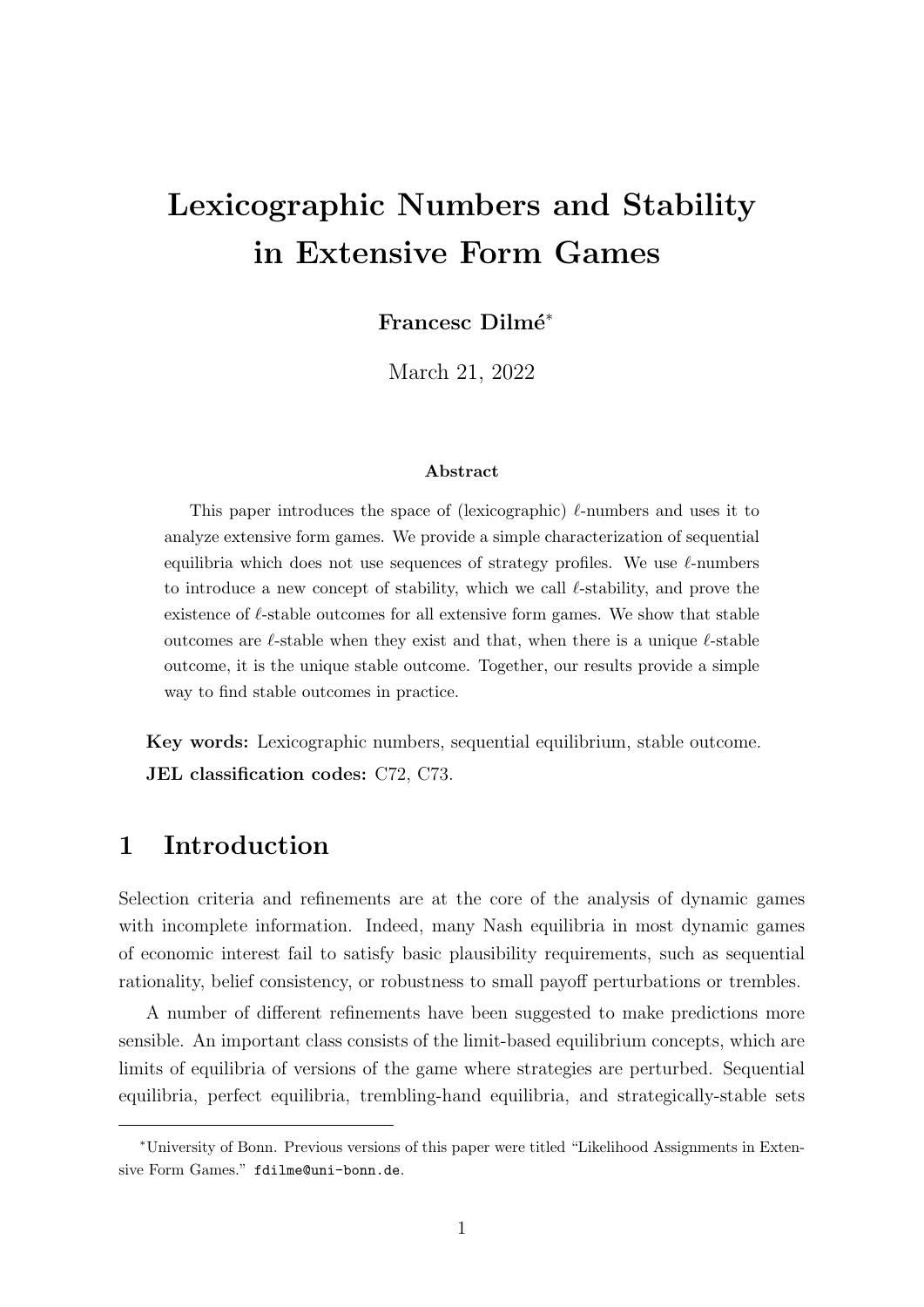# Lexicographic Numbers and Stability in Extensive Form Games

**Francesc Dilmé***

March 21, 2022

#### Abstract

This paper introduces the space of (lexicographic) $\ell$-numbers and uses it to analyze extensive form games. We provide a simple characterization of sequential equilibria which does not use sequences of strategy profiles. We use $\ell$-numbers to introduce a new concept of stability, which we call $\ell$-stability, and prove the existence of $\ell$-stable outcomes for all extensive form games. We show that stable outcomes are $\ell$-stable when they exist and that, when there is a unique $\ell$-stable outcome, it is the unique stable outcome. Together, our results provide a simple way to find stable outcomes in practice.

**Key words:** Lexicographic numbers, sequential equilibrium, stable outcome.
**JEL classification codes:** C72, C73.

## 1 Introduction

Selection criteria and refinements are at the core of the analysis of dynamic games with incomplete information. Indeed, many Nash equilibria in most dynamic games of economic interest fail to satisfy basic plausibility requirements, such as sequential rationality, belief consistency, or robustness to small payoff perturbations or trembles.

A number of different refinements have been suggested to make predictions more sensible. An important class consists of the limit-based equilibrium concepts, which are limits of equilibria of versions of the game where strategies are perturbed. Sequential equilibria, perfect equilibria, trembling-hand equilibria, and strategically-stable sets

---

*University of Bonn. Previous versions of this paper were titled "Likelihood Assignments in Extensive Form Games." `fdilme@uni-bonn.de`.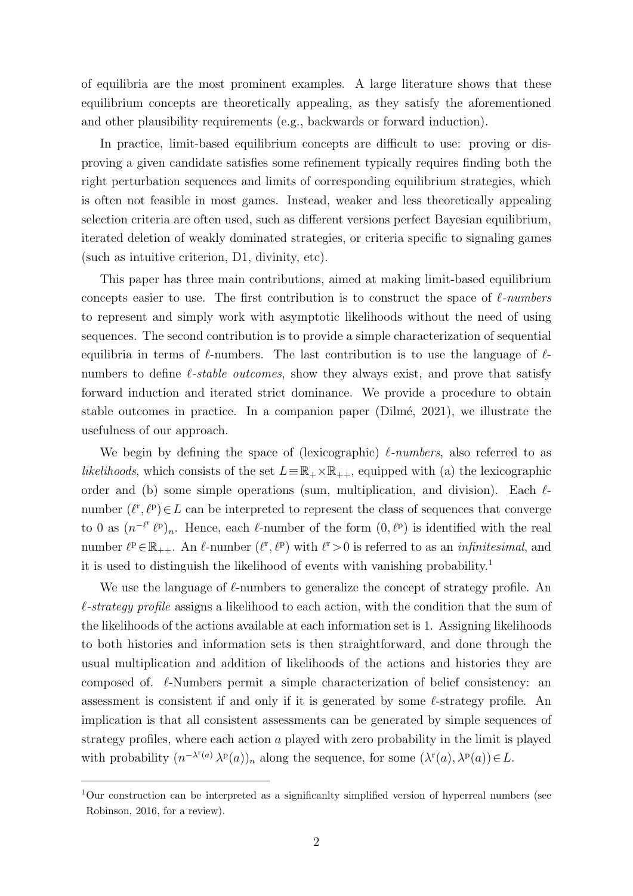of equilibria are the most prominent examples. A large literature shows that these equilibrium concepts are theoretically appealing, as they satisfy the aforementioned and other plausibility requirements (e.g., backwards or forward induction).

In practice, limit-based equilibrium concepts are difficult to use: proving or disproving a given candidate satisfies some refinement typically requires finding both the right perturbation sequences and limits of corresponding equilibrium strategies, which is often not feasible in most games. Instead, weaker and less theoretically appealing selection criteria are often used, such as different versions perfect Bayesian equilibrium, iterated deletion of weakly dominated strategies, or criteria specific to signaling games (such as intuitive criterion, D1, divinity, etc).

This paper has three main contributions, aimed at making limit-based equilibrium concepts easier to use. The first contribution is to construct the space of *$\ell$-numbers* to represent and simply work with asymptotic likelihoods without the need of using sequences. The second contribution is to provide a simple characterization of sequential equilibria in terms of $\ell$-numbers. The last contribution is to use the language of $\ell$-numbers to define *$\ell$-stable outcomes*, show they always exist, and prove that satisfy forward induction and iterated strict dominance. We provide a procedure to obtain stable outcomes in practice. In a companion paper (Dilmé, 2021), we illustrate the usefulness of our approach.

We begin by defining the space of (lexicographic) *$\ell$-numbers*, also referred to as *likelihoods*, which consists of the set $L \equiv \mathbb{R}_+ \times \mathbb{R}_{++}$, equipped with (a) the lexicographic order and (b) some simple operations (sum, multiplication, and division). Each $\ell$-number $(\ell^{\mathrm{r}}, \ell^{\mathrm{p}}) \in L$ can be interpreted to represent the class of sequences that converge to 0 as $(n^{-\ell^{\mathrm{r}}} \ell^{\mathrm{p}})_n$. Hence, each $\ell$-number of the form $(0, \ell^{\mathrm{p}})$ is identified with the real number $\ell^{\mathrm{p}} \in \mathbb{R}_{++}$. An $\ell$-number $(\ell^{\mathrm{r}}, \ell^{\mathrm{p}})$ with $\ell^{\mathrm{r}} > 0$ is referred to as an *infinitesimal*, and it is used to distinguish the likelihood of events with vanishing probability.[1]

We use the language of $\ell$-numbers to generalize the concept of strategy profile. An *$\ell$-strategy profile* assigns a likelihood to each action, with the condition that the sum of the likelihoods of the actions available at each information set is 1. Assigning likelihoods to both histories and information sets is then straightforward, and done through the usual multiplication and addition of likelihoods of the actions and histories they are composed of. $\ell$-Numbers permit a simple characterization of belief consistency: an assessment is consistent if and only if it is generated by some $\ell$-strategy profile. An implication is that all consistent assessments can be generated by simple sequences of strategy profiles, where each action $a$ played with zero probability in the limit is played with probability $(n^{-\lambda^{\mathrm{r}}(a)} \lambda^{\mathrm{p}}(a))_n$ along the sequence, for some $(\lambda^{\mathrm{r}}(a), \lambda^{\mathrm{p}}(a)) \in L$.

[1] Our construction can be interpreted as a significanlty simplified version of hyperreal numbers (see Robinson, 2016, for a review).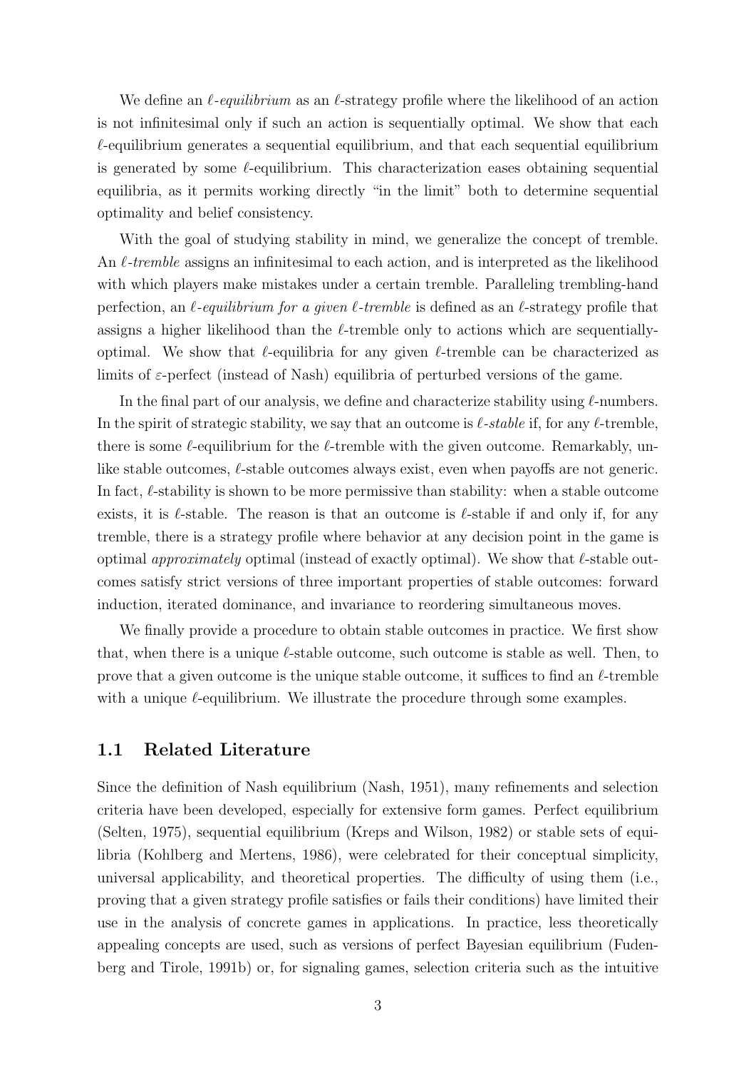We define an *$\ell$-equilibrium* as an $\ell$-strategy profile where the likelihood of an action is not infinitesimal only if such an action is sequentially optimal. We show that each $\ell$-equilibrium generates a sequential equilibrium, and that each sequential equilibrium is generated by some $\ell$-equilibrium. This characterization eases obtaining sequential equilibria, as it permits working directly "in the limit" both to determine sequential optimality and belief consistency.

With the goal of studying stability in mind, we generalize the concept of tremble. An *$\ell$-tremble* assigns an infinitesimal to each action, and is interpreted as the likelihood with which players make mistakes under a certain tremble. Paralleling trembling-hand perfection, an *$\ell$-equilibrium for a given $\ell$-tremble* is defined as an $\ell$-strategy profile that assigns a higher likelihood than the $\ell$-tremble only to actions which are sequentially-optimal. We show that $\ell$-equilibria for any given $\ell$-tremble can be characterized as limits of $\varepsilon$-perfect (instead of Nash) equilibria of perturbed versions of the game.

In the final part of our analysis, we define and characterize stability using $\ell$-numbers. In the spirit of strategic stability, we say that an outcome is *$\ell$-stable* if, for any $\ell$-tremble, there is some $\ell$-equilibrium for the $\ell$-tremble with the given outcome. Remarkably, unlike stable outcomes, $\ell$-stable outcomes always exist, even when payoffs are not generic. In fact, $\ell$-stability is shown to be more permissive than stability: when a stable outcome exists, it is $\ell$-stable. The reason is that an outcome is $\ell$-stable if and only if, for any tremble, there is a strategy profile where behavior at any decision point in the game is optimal *approximately* optimal (instead of exactly optimal). We show that $\ell$-stable outcomes satisfy strict versions of three important properties of stable outcomes: forward induction, iterated dominance, and invariance to reordering simultaneous moves.

We finally provide a procedure to obtain stable outcomes in practice. We first show that, when there is a unique $\ell$-stable outcome, such outcome is stable as well. Then, to prove that a given outcome is the unique stable outcome, it suffices to find an $\ell$-tremble with a unique $\ell$-equilibrium. We illustrate the procedure through some examples.

## 1.1 Related Literature

Since the definition of Nash equilibrium (Nash, 1951), many refinements and selection criteria have been developed, especially for extensive form games. Perfect equilibrium (Selten, 1975), sequential equilibrium (Kreps and Wilson, 1982) or stable sets of equilibria (Kohlberg and Mertens, 1986), were celebrated for their conceptual simplicity, universal applicability, and theoretical properties. The difficulty of using them (i.e., proving that a given strategy profile satisfies or fails their conditions) have limited their use in the analysis of concrete games in applications. In practice, less theoretically appealing concepts are used, such as versions of perfect Bayesian equilibrium (Fudenberg and Tirole, 1991b) or, for signaling games, selection criteria such as the intuitive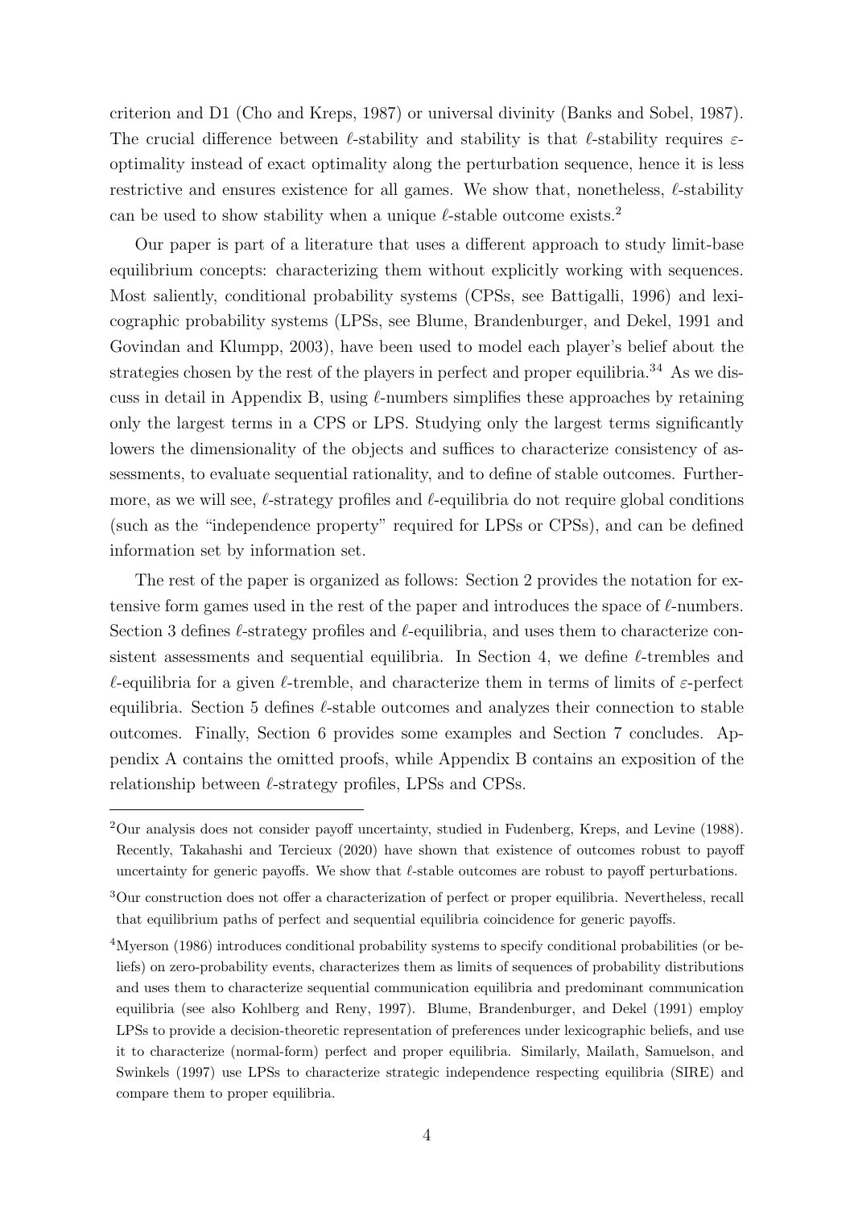criterion and D1 (Cho and Kreps, 1987) or universal divinity (Banks and Sobel, 1987). The crucial difference between $\ell$-stability and stability is that $\ell$-stability requires $\varepsilon$-optimality instead of exact optimality along the perturbation sequence, hence it is less restrictive and ensures existence for all games. We show that, nonetheless, $\ell$-stability can be used to show stability when a unique $\ell$-stable outcome exists.[2]

Our paper is part of a literature that uses a different approach to study limit-base equilibrium concepts: characterizing them without explicitly working with sequences. Most saliently, conditional probability systems (CPSs, see Battigalli, 1996) and lexicographic probability systems (LPSs, see Blume, Brandenburger, and Dekel, 1991 and Govindan and Klumpp, 2003), have been used to model each player's belief about the strategies chosen by the rest of the players in perfect and proper equilibria.[3,4] As we discuss in detail in Appendix B, using $\ell$-numbers simplifies these approaches by retaining only the largest terms in a CPS or LPS. Studying only the largest terms significantly lowers the dimensionality of the objects and suffices to characterize consistency of assessments, to evaluate sequential rationality, and to define of stable outcomes. Furthermore, as we will see, $\ell$-strategy profiles and $\ell$-equilibria do not require global conditions (such as the "independence property" required for LPSs or CPSs), and can be defined information set by information set.

The rest of the paper is organized as follows: Section 2 provides the notation for extensive form games used in the rest of the paper and introduces the space of $\ell$-numbers. Section 3 defines $\ell$-strategy profiles and $\ell$-equilibria, and uses them to characterize consistent assessments and sequential equilibria. In Section 4, we define $\ell$-trembles and $\ell$-equilibria for a given $\ell$-tremble, and characterize them in terms of limits of $\varepsilon$-perfect equilibria. Section 5 defines $\ell$-stable outcomes and analyzes their connection to stable outcomes. Finally, Section 6 provides some examples and Section 7 concludes. Appendix A contains the omitted proofs, while Appendix B contains an exposition of the relationship between $\ell$-strategy profiles, LPSs and CPSs.

---

[2] Our analysis does not consider payoff uncertainty, studied in Fudenberg, Kreps, and Levine (1988). Recently, Takahashi and Tercieux (2020) have shown that existence of outcomes robust to payoff uncertainty for generic payoffs. We show that $\ell$-stable outcomes are robust to payoff perturbations.

[3] Our construction does not offer a characterization of perfect or proper equilibria. Nevertheless, recall that equilibrium paths of perfect and sequential equilibria coincidence for generic payoffs.

[4] Myerson (1986) introduces conditional probability systems to specify conditional probabilities (or beliefs) on zero-probability events, characterizes them as limits of sequences of probability distributions and uses them to characterize sequential communication equilibria and predominant communication equilibria (see also Kohlberg and Reny, 1997). Blume, Brandenburger, and Dekel (1991) employ LPSs to provide a decision-theoretic representation of preferences under lexicographic beliefs, and use it to characterize (normal-form) perfect and proper equilibria. Similarly, Mailath, Samuelson, and Swinkels (1997) use LPSs to characterize strategic independence respecting equilibria (SIRE) and compare them to proper equilibria.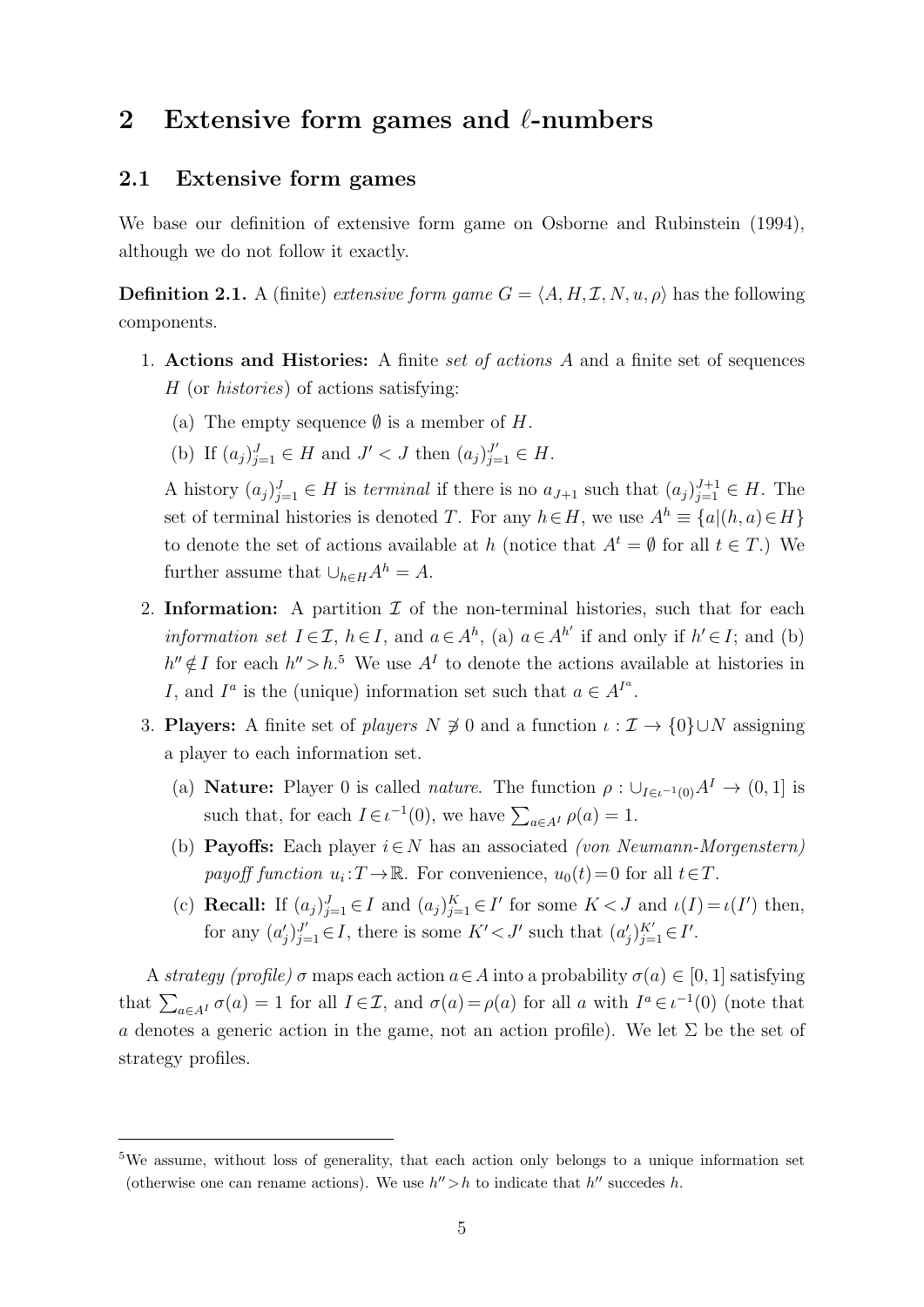## 2 Extensive form games and $\ell$-numbers

### 2.1 Extensive form games

We base our definition of extensive form game on Osborne and Rubinstein (1994), although we do not follow it exactly.

**Definition 2.1.** A (finite) *extensive form game* $G = \langle A, H, \mathcal{I}, N, u, \rho \rangle$ has the following components.

1. **Actions and Histories:** A finite *set of actions* $A$ and a finite set of sequences $H$ (or *histories*) of actions satisfying:
   (a) The empty sequence $\emptyset$ is a member of $H$.
   (b) If $(a_j)_{j=1}^{J} \in H$ and $J' < J$ then $(a_j)_{j=1}^{J'} \in H$.

   A history $(a_j)_{j=1}^{J} \in H$ is *terminal* if there is no $a_{J+1}$ such that $(a_j)_{j=1}^{J+1} \in H$. The set of terminal histories is denoted $T$. For any $h \in H$, we use $A^h \equiv \{a | (h, a) \in H\}$ to denote the set of actions available at $h$ (notice that $A^t = \emptyset$ for all $t \in T$.) We further assume that $\cup_{h \in H} A^h = A$.

2. **Information:** A partition $\mathcal{I}$ of the non-terminal histories, such that for each *information set* $I \in \mathcal{I}$, $h \in I$, and $a \in A^h$, (a) $a \in A^{h'}$ if and only if $h' \in I$; and (b) $h'' \notin I$ for each $h'' > h$.[5] We use $A^I$ to denote the actions available at histories in $I$, and $I^a$ is the (unique) information set such that $a \in A^{I^a}$.

3. **Players:** A finite set of *players* $N \not\ni 0$ and a function $\iota : \mathcal{I} \to \{0\} \cup N$ assigning a player to each information set.
   (a) **Nature:** Player 0 is called *nature*. The function $\rho : \cup_{I \in \iota^{-1}(0)} A^I \to (0, 1]$ is such that, for each $I \in \iota^{-1}(0)$, we have $\sum_{a \in A^I} \rho(a) = 1$.
   (b) **Payoffs:** Each player $i \in N$ has an associated *(von Neumann-Morgenstern) payoff function* $u_i : T \to \mathbb{R}$. For convenience, $u_0(t) = 0$ for all $t \in T$.
   (c) **Recall:** If $(a_j)_{j=1}^{J} \in I$ and $(a_j)_{j=1}^{K} \in I'$ for some $K < J$ and $\iota(I) = \iota(I')$ then, for any $(a'_j)_{j=1}^{J'} \in I$, there is some $K' < J'$ such that $(a'_j)_{j=1}^{K'} \in I'$.

A *strategy (profile)* $\sigma$ maps each action $a \in A$ into a probability $\sigma(a) \in [0, 1]$ satisfying that $\sum_{a \in A^I} \sigma(a) = 1$ for all $I \in \mathcal{I}$, and $\sigma(a) = \rho(a)$ for all $a$ with $I^a \in \iota^{-1}(0)$ (note that $a$ denotes a generic action in the game, not an action profile). We let $\Sigma$ be the set of strategy profiles.

[5] We assume, without loss of generality, that each action only belongs to a unique information set (otherwise one can rename actions). We use $h'' > h$ to indicate that $h''$ succedes $h$.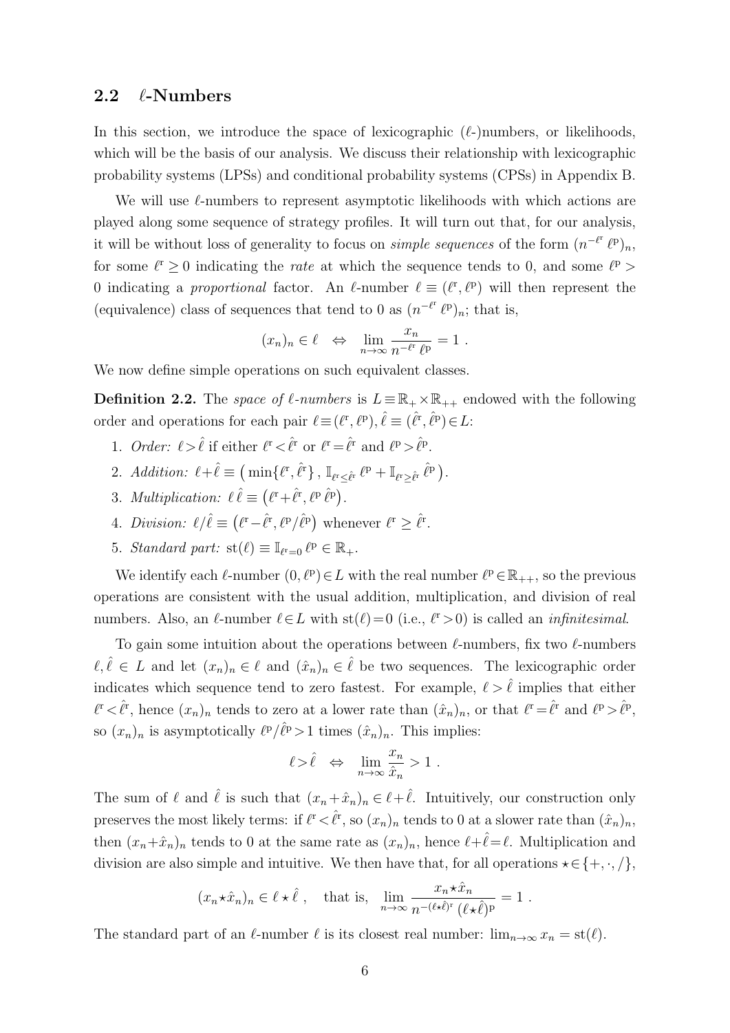## 2.2 $\ell$-Numbers

In this section, we introduce the space of lexicographic ($\ell$-)numbers, or likelihoods, which will be the basis of our analysis. We discuss their relationship with lexicographic probability systems (LPSs) and conditional probability systems (CPSs) in Appendix B.

We will use $\ell$-numbers to represent asymptotic likelihoods with which actions are played along some sequence of strategy profiles. It will turn out that, for our analysis, it will be without loss of generality to focus on *simple sequences* of the form $(n^{-\ell^{\mathrm{r}}}\,\ell^{\mathrm{p}})_n$, for some $\ell^{\mathrm{r}} \geq 0$ indicating the *rate* at which the sequence tends to 0, and some $\ell^{\mathrm{p}} > 0$ indicating a *proportional* factor. An $\ell$-number $\ell \equiv (\ell^{\mathrm{r}}, \ell^{\mathrm{p}})$ will then represent the (equivalence) class of sequences that tend to 0 as $(n^{-\ell^{\mathrm{r}}}\,\ell^{\mathrm{p}})_n$; that is,

$$(x_n)_n \in \ell \quad \Leftrightarrow \quad \lim_{n\to\infty} \frac{x_n}{n^{-\ell^{\mathrm{r}}}\,\ell^{\mathrm{p}}} = 1 \ .$$

We now define simple operations on such equivalent classes.

**Definition 2.2.** The *space of $\ell$-numbers* is $L \equiv \mathbb{R}_+ \times \mathbb{R}_{++}$ endowed with the following order and operations for each pair $\ell \equiv (\ell^{\mathrm{r}}, \ell^{\mathrm{p}}), \hat{\ell} \equiv (\hat{\ell}^{\mathrm{r}}, \hat{\ell}^{\mathrm{p}}) \in L$:

1. *Order:* $\ell > \hat{\ell}$ if either $\ell^{\mathrm{r}} < \hat{\ell}^{\mathrm{r}}$ or $\ell^{\mathrm{r}} = \hat{\ell}^{\mathrm{r}}$ and $\ell^{\mathrm{p}} > \hat{\ell}^{\mathrm{p}}$.
2. *Addition:* $\ell + \hat{\ell} \equiv \big(\min\{\ell^{\mathrm{r}}, \hat{\ell}^{\mathrm{r}}\}\,,\, \mathbb{I}_{\ell^{\mathrm{r}} \leq \hat{\ell}^{\mathrm{r}}}\,\ell^{\mathrm{p}} + \mathbb{I}_{\ell^{\mathrm{r}} \geq \hat{\ell}^{\mathrm{r}}}\,\hat{\ell}^{\mathrm{p}}\big)$.
3. *Multiplication:* $\ell\,\hat{\ell} \equiv \big(\ell^{\mathrm{r}} + \hat{\ell}^{\mathrm{r}}, \ell^{\mathrm{p}}\,\hat{\ell}^{\mathrm{p}}\big)$.
4. *Division:* $\ell/\hat{\ell} \equiv \big(\ell^{\mathrm{r}} - \hat{\ell}^{\mathrm{r}}, \ell^{\mathrm{p}}/\hat{\ell}^{\mathrm{p}}\big)$ whenever $\ell^{\mathrm{r}} \geq \hat{\ell}^{\mathrm{r}}$.
5. *Standard part:* $\mathrm{st}(\ell) \equiv \mathbb{I}_{\ell^{\mathrm{r}}=0}\,\ell^{\mathrm{p}} \in \mathbb{R}_+$.

We identify each $\ell$-number $(0, \ell^{\mathrm{p}}) \in L$ with the real number $\ell^{\mathrm{p}} \in \mathbb{R}_{++}$, so the previous operations are consistent with the usual addition, multiplication, and division of real numbers. Also, an $\ell$-number $\ell \in L$ with $\mathrm{st}(\ell) = 0$ (i.e., $\ell^{\mathrm{r}} > 0$) is called an *infinitesimal*.

To gain some intuition about the operations between $\ell$-numbers, fix two $\ell$-numbers $\ell, \hat{\ell} \in L$ and let $(x_n)_n \in \ell$ and $(\hat{x}_n)_n \in \hat{\ell}$ be two sequences. The lexicographic order indicates which sequence tend to zero fastest. For example, $\ell > \hat{\ell}$ implies that either $\ell^{\mathrm{r}} < \hat{\ell}^{\mathrm{r}}$, hence $(x_n)_n$ tends to zero at a lower rate than $(\hat{x}_n)_n$, or that $\ell^{\mathrm{r}} = \hat{\ell}^{\mathrm{r}}$ and $\ell^{\mathrm{p}} > \hat{\ell}^{\mathrm{p}}$, so $(x_n)_n$ is asymptotically $\ell^{\mathrm{p}}/\hat{\ell}^{\mathrm{p}} > 1$ times $(\hat{x}_n)_n$. This implies:

$$\ell > \hat{\ell} \quad \Leftrightarrow \quad \lim_{n\to\infty} \frac{x_n}{\hat{x}_n} > 1 \ .$$

The sum of $\ell$ and $\hat{\ell}$ is such that $(x_n + \hat{x}_n)_n \in \ell + \hat{\ell}$. Intuitively, our construction only preserves the most likely terms: if $\ell^{\mathrm{r}} < \hat{\ell}^{\mathrm{r}}$, so $(x_n)_n$ tends to 0 at a slower rate than $(\hat{x}_n)_n$, then $(x_n + \hat{x}_n)_n$ tends to 0 at the same rate as $(x_n)_n$, hence $\ell + \hat{\ell} = \ell$. Multiplication and division are also simple and intuitive. We then have that, for all operations $\star \in \{+, \cdot, /\}$,

$$(x_n \star \hat{x}_n)_n \in \ell \star \hat{\ell} \ , \quad \text{that is,} \quad \lim_{n\to\infty} \frac{x_n \star \hat{x}_n}{n^{-(\ell\star\hat{\ell})^{\mathrm{r}}}\,(\ell\star\hat{\ell})^{\mathrm{p}}} = 1 \ .$$

The standard part of an $\ell$-number $\ell$ is its closest real number: $\lim_{n\to\infty} x_n = \mathrm{st}(\ell)$.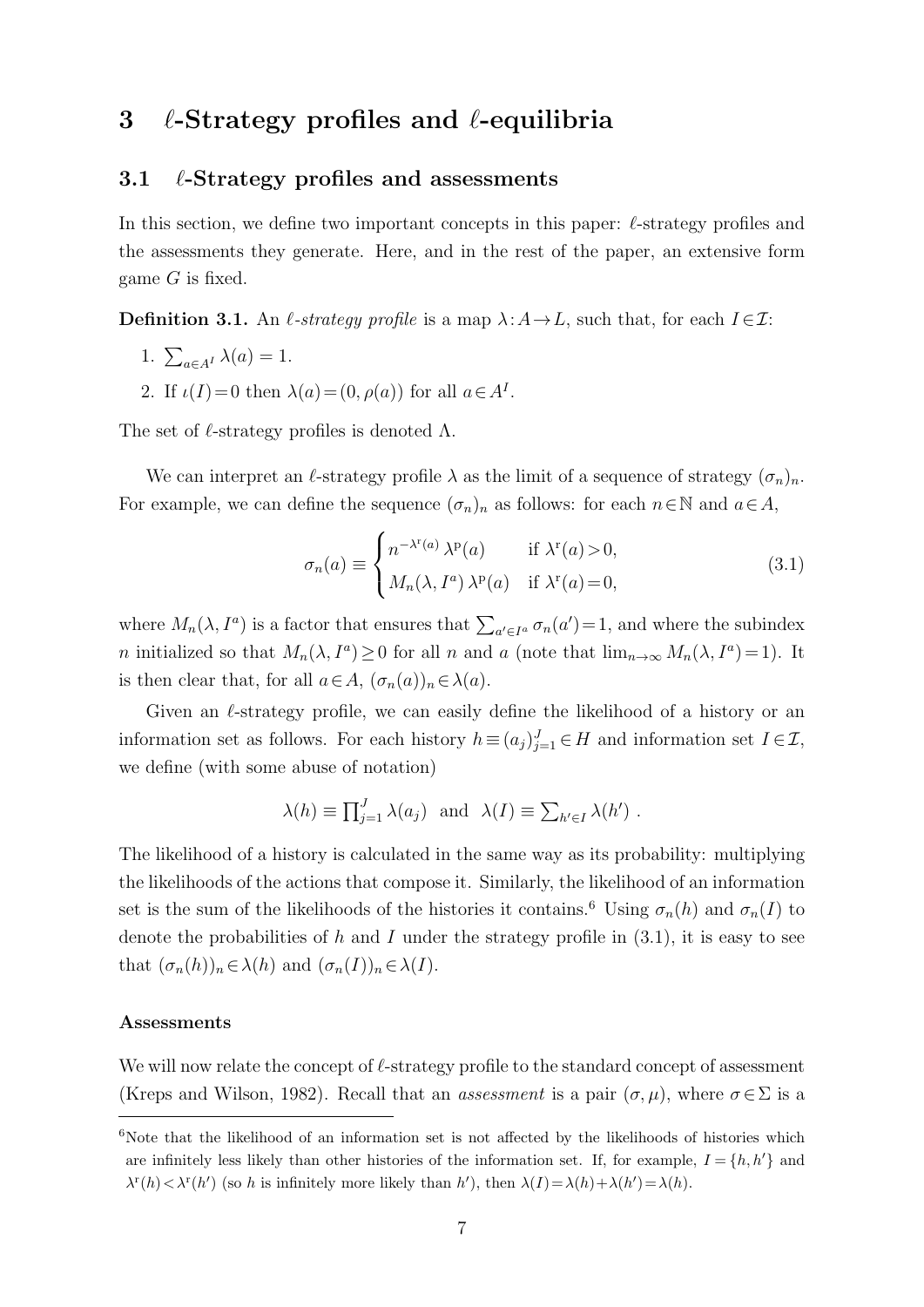# 3 $\ell$-Strategy profiles and $\ell$-equilibria

## 3.1 $\ell$-Strategy profiles and assessments

In this section, we define two important concepts in this paper: $\ell$-strategy profiles and the assessments they generate. Here, and in the rest of the paper, an extensive form game $G$ is fixed.

**Definition 3.1.** An *$\ell$-strategy profile* is a map $\lambda\colon A\to L$, such that, for each $I\in\mathcal{I}$:

1. $\sum_{a\in A^I}\lambda(a)=1$.
2. If $\iota(I)=0$ then $\lambda(a)=(0,\rho(a))$ for all $a\in A^I$.

The set of $\ell$-strategy profiles is denoted $\Lambda$.

We can interpret an $\ell$-strategy profile $\lambda$ as the limit of a sequence of strategy $(\sigma_n)_n$. For example, we can define the sequence $(\sigma_n)_n$ as follows: for each $n\in\mathbb{N}$ and $a\in A$,

$$
\sigma_n(a)\equiv\begin{cases} n^{-\lambda^{\mathrm{r}}(a)}\,\lambda^{\mathrm{p}}(a) & \text{if } \lambda^{\mathrm{r}}(a)>0,\\ M_n(\lambda,I^a)\,\lambda^{\mathrm{p}}(a) & \text{if } \lambda^{\mathrm{r}}(a)=0,\end{cases} \tag{3.1}
$$

where $M_n(\lambda,I^a)$ is a factor that ensures that $\sum_{a'\in I^a}\sigma_n(a')=1$, and where the subindex $n$ initialized so that $M_n(\lambda,I^a)\geq 0$ for all $n$ and $a$ (note that $\lim_{n\to\infty}M_n(\lambda,I^a)=1$). It is then clear that, for all $a\in A$, $(\sigma_n(a))_n\in\lambda(a)$.

Given an $\ell$-strategy profile, we can easily define the likelihood of a history or an information set as follows. For each history $h\equiv(a_j)_{j=1}^J\in H$ and information set $I\in\mathcal{I}$, we define (with some abuse of notation)

$$
\lambda(h)\equiv\prod_{j=1}^J\lambda(a_j)\quad\text{and}\quad\lambda(I)\equiv\sum_{h'\in I}\lambda(h')\ .
$$

The likelihood of a history is calculated in the same way as its probability: multiplying the likelihoods of the actions that compose it. Similarly, the likelihood of an information set is the sum of the likelihoods of the histories it contains.[6] Using $\sigma_n(h)$ and $\sigma_n(I)$ to denote the probabilities of $h$ and $I$ under the strategy profile in (3.1), it is easy to see that $(\sigma_n(h))_n\in\lambda(h)$ and $(\sigma_n(I))_n\in\lambda(I)$.

#### Assessments

We will now relate the concept of $\ell$-strategy profile to the standard concept of assessment (Kreps and Wilson, 1982). Recall that an *assessment* is a pair $(\sigma,\mu)$, where $\sigma\in\Sigma$ is a

[6] Note that the likelihood of an information set is not affected by the likelihoods of histories which are infinitely less likely than other histories of the information set. If, for example, $I=\{h,h'\}$ and $\lambda^{\mathrm{r}}(h)<\lambda^{\mathrm{r}}(h')$ (so $h$ is infinitely more likely than $h'$), then $\lambda(I)=\lambda(h)+\lambda(h')=\lambda(h)$.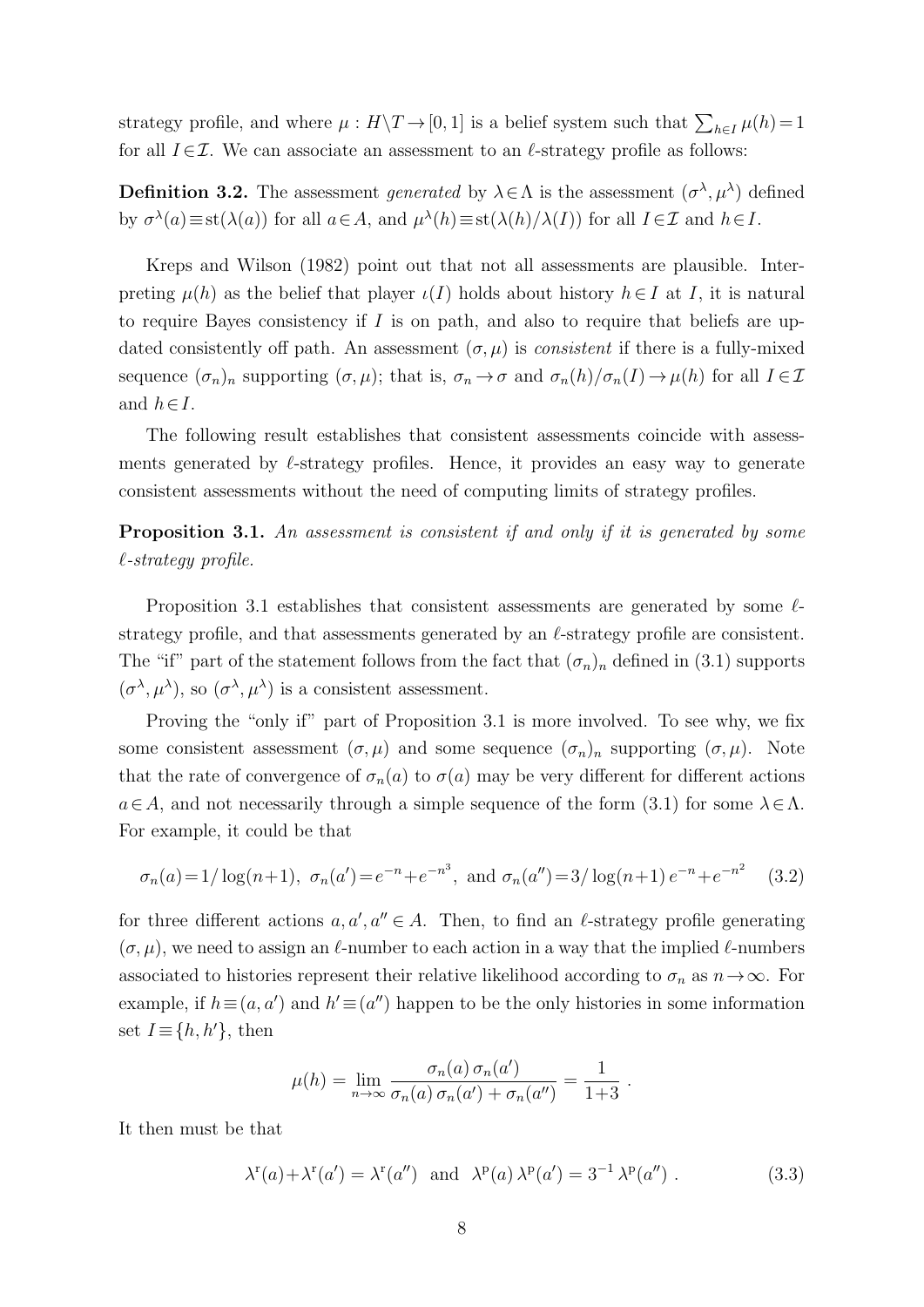strategy profile, and where $\mu : H\backslash T \to [0,1]$ is a belief system such that $\sum_{h\in I}\mu(h)=1$ for all $I\in\mathcal{I}$. We can associate an assessment to an $\ell$-strategy profile as follows:

**Definition 3.2.** The assessment *generated* by $\lambda\in\Lambda$ is the assessment $(\sigma^\lambda,\mu^\lambda)$ defined by $\sigma^\lambda(a)\equiv\mathrm{st}(\lambda(a))$ for all $a\in A$, and $\mu^\lambda(h)\equiv\mathrm{st}(\lambda(h)/\lambda(I))$ for all $I\in\mathcal{I}$ and $h\in I$.

Kreps and Wilson (1982) point out that not all assessments are plausible. Interpreting $\mu(h)$ as the belief that player $\iota(I)$ holds about history $h\in I$ at $I$, it is natural to require Bayes consistency if $I$ is on path, and also to require that beliefs are updated consistently off path. An assessment $(\sigma,\mu)$ is *consistent* if there is a fully-mixed sequence $(\sigma_n)_n$ supporting $(\sigma,\mu)$; that is, $\sigma_n\to\sigma$ and $\sigma_n(h)/\sigma_n(I)\to\mu(h)$ for all $I\in\mathcal{I}$ and $h\in I$.

The following result establishes that consistent assessments coincide with assessments generated by $\ell$-strategy profiles. Hence, it provides an easy way to generate consistent assessments without the need of computing limits of strategy profiles.

**Proposition 3.1.** *An assessment is consistent if and only if it is generated by some $\ell$-strategy profile.*

Proposition 3.1 establishes that consistent assessments are generated by some $\ell$-strategy profile, and that assessments generated by an $\ell$-strategy profile are consistent. The "if" part of the statement follows from the fact that $(\sigma_n)_n$ defined in (3.1) supports $(\sigma^\lambda,\mu^\lambda)$, so $(\sigma^\lambda,\mu^\lambda)$ is a consistent assessment.

Proving the "only if" part of Proposition 3.1 is more involved. To see why, we fix some consistent assessment $(\sigma,\mu)$ and some sequence $(\sigma_n)_n$ supporting $(\sigma,\mu)$. Note that the rate of convergence of $\sigma_n(a)$ to $\sigma(a)$ may be very different for different actions $a\in A$, and not necessarily through a simple sequence of the form (3.1) for some $\lambda\in\Lambda$. For example, it could be that

$$\sigma_n(a)=1/\log(n+1),\ \ \sigma_n(a')=e^{-n}+e^{-n^3},\ \text{ and }\ \sigma_n(a'')=3/\log(n+1)\,e^{-n}+e^{-n^2} \tag{3.2}$$

for three different actions $a,a',a''\in A$. Then, to find an $\ell$-strategy profile generating $(\sigma,\mu)$, we need to assign an $\ell$-number to each action in a way that the implied $\ell$-numbers associated to histories represent their relative likelihood according to $\sigma_n$ as $n\to\infty$. For example, if $h\equiv(a,a')$ and $h'\equiv(a'')$ happen to be the only histories in some information set $I\equiv\{h,h'\}$, then

$$\mu(h)=\lim_{n\to\infty}\frac{\sigma_n(a)\,\sigma_n(a')}{\sigma_n(a)\,\sigma_n(a')+\sigma_n(a'')}=\frac{1}{1+3}\ .$$

It then must be that

$$\lambda^{\mathrm{r}}(a)+\lambda^{\mathrm{r}}(a')=\lambda^{\mathrm{r}}(a'')\ \text{ and }\ \lambda^{\mathrm{p}}(a)\,\lambda^{\mathrm{p}}(a')=3^{-1}\,\lambda^{\mathrm{p}}(a'')\ . \tag{3.3}$$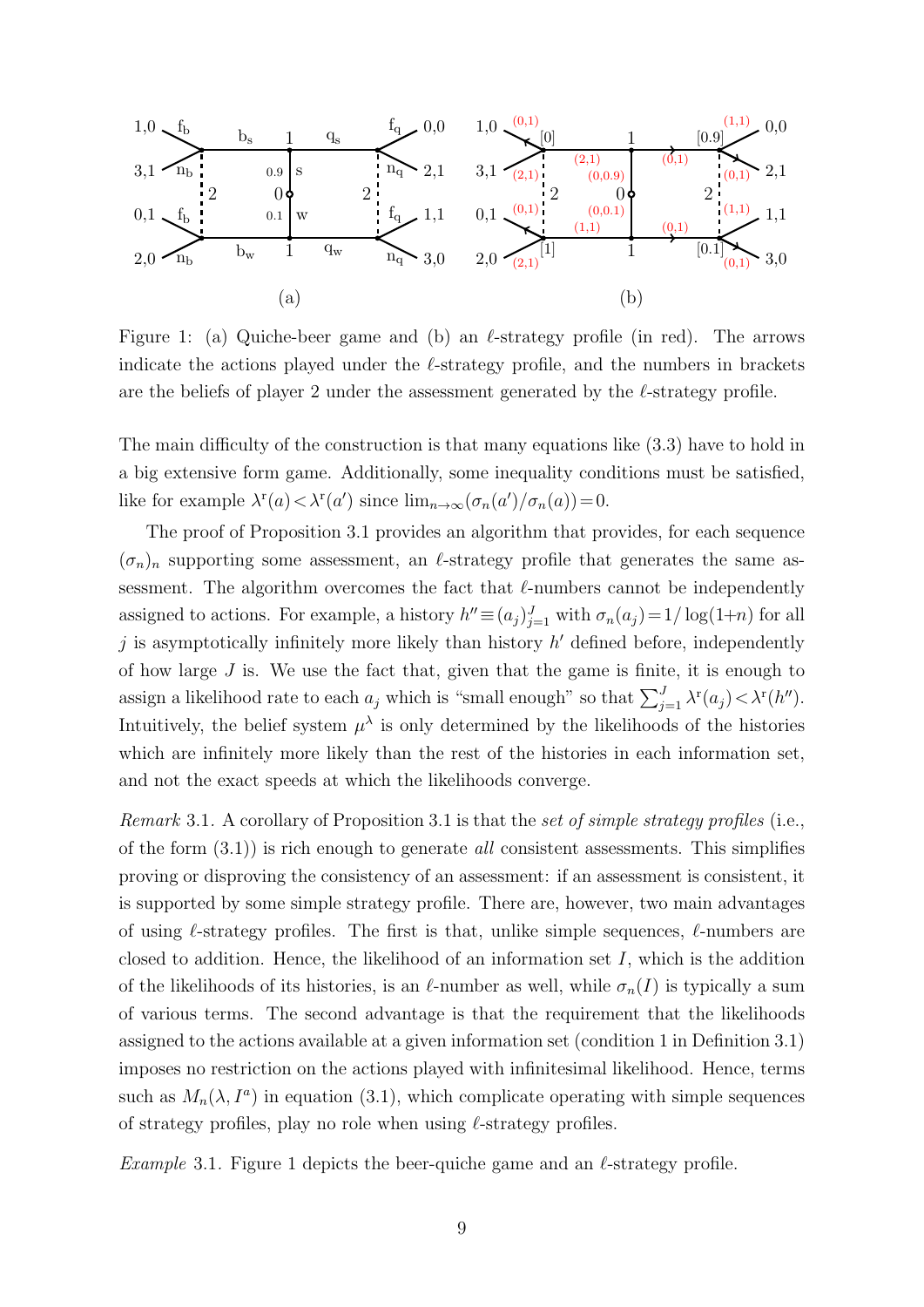Figure 1: (a) Quiche-beer game and (b) an $\ell$-strategy profile (in red). The arrows indicate the actions played under the $\ell$-strategy profile, and the numbers in brackets are the beliefs of player 2 under the assessment generated by the $\ell$-strategy profile.

The main difficulty of the construction is that many equations like (3.3) have to hold in a big extensive form game. Additionally, some inequality conditions must be satisfied, like for example $\lambda^{\mathrm{r}}(a) < \lambda^{\mathrm{r}}(a')$ since $\lim_{n\to\infty}(\sigma_n(a')/\sigma_n(a)) = 0$.

The proof of Proposition 3.1 provides an algorithm that provides, for each sequence $(\sigma_n)_n$ supporting some assessment, an $\ell$-strategy profile that generates the same assessment. The algorithm overcomes the fact that $\ell$-numbers cannot be independently assigned to actions. For example, a history $h'' \equiv (a_j)_{j=1}^{J}$ with $\sigma_n(a_j) = 1/\log(1+n)$ for all $j$ is asymptotically infinitely more likely than history $h'$ defined before, independently of how large $J$ is. We use the fact that, given that the game is finite, it is enough to assign a likelihood rate to each $a_j$ which is "small enough" so that $\sum_{j=1}^{J} \lambda^{\mathrm{r}}(a_j) < \lambda^{\mathrm{r}}(h'')$. Intuitively, the belief system $\mu^{\lambda}$ is only determined by the likelihoods of the histories which are infinitely more likely than the rest of the histories in each information set, and not the exact speeds at which the likelihoods converge.

*Remark* 3.1. A corollary of Proposition 3.1 is that the *set of simple strategy profiles* (i.e., of the form (3.1)) is rich enough to generate *all* consistent assessments. This simplifies proving or disproving the consistency of an assessment: if an assessment is consistent, it is supported by some simple strategy profile. There are, however, two main advantages of using $\ell$-strategy profiles. The first is that, unlike simple sequences, $\ell$-numbers are closed to addition. Hence, the likelihood of an information set $I$, which is the addition of the likelihoods of its histories, is an $\ell$-number as well, while $\sigma_n(I)$ is typically a sum of various terms. The second advantage is that the requirement that the likelihoods assigned to the actions available at a given information set (condition 1 in Definition 3.1) imposes no restriction on the actions played with infinitesimal likelihood. Hence, terms such as $M_n(\lambda, I^a)$ in equation (3.1), which complicate operating with simple sequences of strategy profiles, play no role when using $\ell$-strategy profiles.

*Example* 3.1. Figure 1 depicts the beer-quiche game and an $\ell$-strategy profile.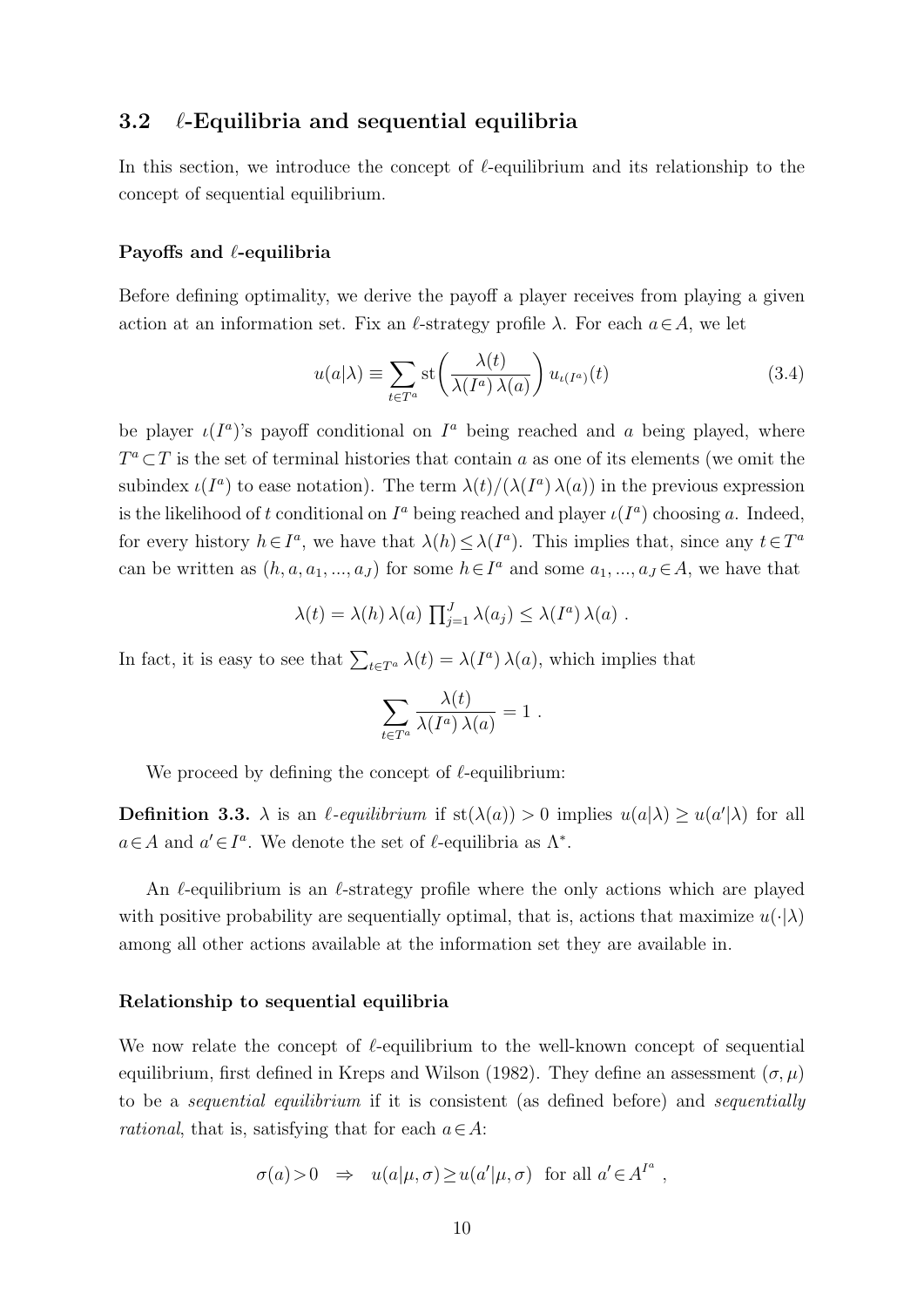### 3.2 $\ell$-Equilibria and sequential equilibria

In this section, we introduce the concept of $\ell$-equilibrium and its relationship to the concept of sequential equilibrium.

#### Payoffs and $\ell$-equilibria

Before defining optimality, we derive the payoff a player receives from playing a given action at an information set. Fix an $\ell$-strategy profile $\lambda$. For each $a \in A$, we let

$$u(a|\lambda) \equiv \sum_{t \in T^a} \mathrm{st}\left( \frac{\lambda(t)}{\lambda(I^a)\,\lambda(a)} \right) u_{\iota(I^a)}(t) \tag{3.4}$$

be player $\iota(I^a)$'s payoff conditional on $I^a$ being reached and $a$ being played, where $T^a \subset T$ is the set of terminal histories that contain $a$ as one of its elements (we omit the subindex $\iota(I^a)$ to ease notation). The term $\lambda(t)/(\lambda(I^a)\,\lambda(a))$ in the previous expression is the likelihood of $t$ conditional on $I^a$ being reached and player $\iota(I^a)$ choosing $a$. Indeed, for every history $h \in I^a$, we have that $\lambda(h) \leq \lambda(I^a)$. This implies that, since any $t \in T^a$ can be written as $(h, a, a_1, ..., a_J)$ for some $h \in I^a$ and some $a_1, ..., a_J \in A$, we have that

$$\lambda(t) = \lambda(h)\,\lambda(a)\,\prod_{j=1}^{J} \lambda(a_j) \leq \lambda(I^a)\,\lambda(a)\ .$$

In fact, it is easy to see that $\sum_{t \in T^a} \lambda(t) = \lambda(I^a)\,\lambda(a)$, which implies that

$$\sum_{t \in T^a} \frac{\lambda(t)}{\lambda(I^a)\,\lambda(a)} = 1\ .$$

We proceed by defining the concept of $\ell$-equilibrium:

**Definition 3.3.** $\lambda$ is an *$\ell$-equilibrium* if $\mathrm{st}(\lambda(a)) > 0$ implies $u(a|\lambda) \geq u(a'|\lambda)$ for all $a \in A$ and $a' \in I^a$. We denote the set of $\ell$-equilibria as $\Lambda^*$.

An $\ell$-equilibrium is an $\ell$-strategy profile where the only actions which are played with positive probability are sequentially optimal, that is, actions that maximize $u(\cdot|\lambda)$ among all other actions available at the information set they are available in.

#### Relationship to sequential equilibria

We now relate the concept of $\ell$-equilibrium to the well-known concept of sequential equilibrium, first defined in Kreps and Wilson (1982). They define an assessment $(\sigma, \mu)$ to be a *sequential equilibrium* if it is consistent (as defined before) and *sequentially rational*, that is, satisfying that for each $a \in A$:

$$\sigma(a) > 0 \quad \Rightarrow \quad u(a|\mu, \sigma) \geq u(a'|\mu, \sigma) \ \text{ for all } a' \in A^{I^a}\ ,$$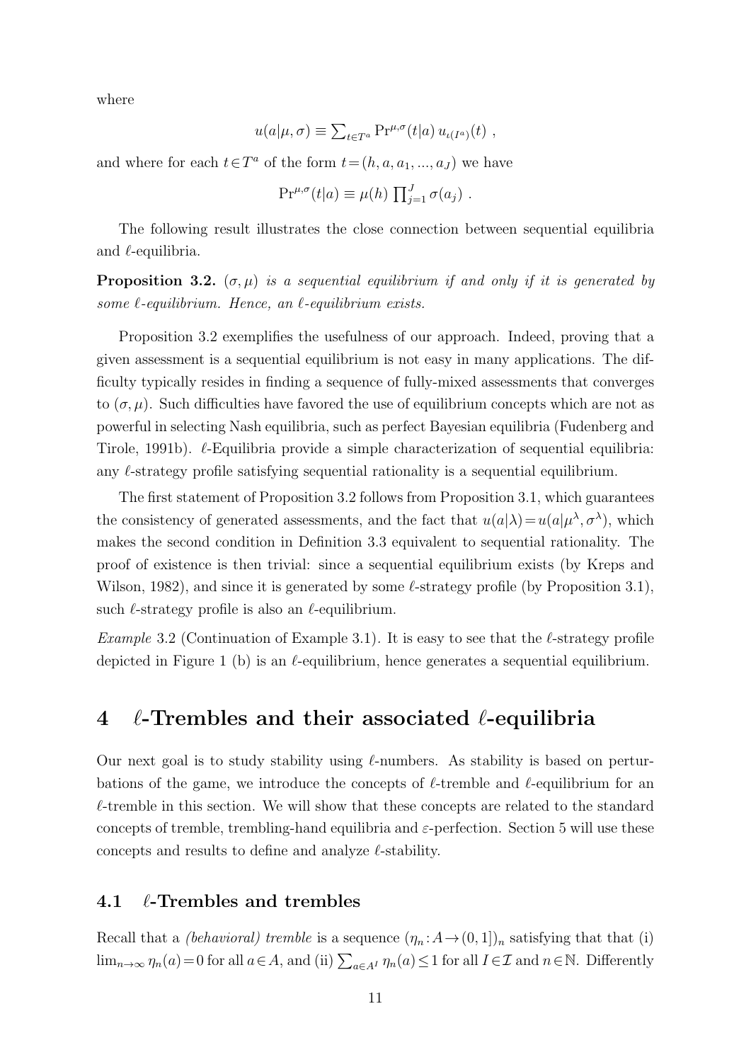where

$$u(a|\mu,\sigma) \equiv \sum_{t\in T^a} \Pr^{\mu,\sigma}(t|a)\, u_{\iota(I^a)}(t) \ ,$$

and where for each $t\in T^a$ of the form $t=(h,a,a_1,...,a_J)$ we have

$$\Pr^{\mu,\sigma}(t|a) \equiv \mu(h) \prod_{j=1}^{J} \sigma(a_j) \ .$$

The following result illustrates the close connection between sequential equilibria and $\ell$-equilibria.

**Proposition 3.2.** *$(\sigma,\mu)$ is a sequential equilibrium if and only if it is generated by some $\ell$-equilibrium. Hence, an $\ell$-equilibrium exists.*

Proposition 3.2 exemplifies the usefulness of our approach. Indeed, proving that a given assessment is a sequential equilibrium is not easy in many applications. The difficulty typically resides in finding a sequence of fully-mixed assessments that converges to $(\sigma,\mu)$. Such difficulties have favored the use of equilibrium concepts which are not as powerful in selecting Nash equilibria, such as perfect Bayesian equilibria (Fudenberg and Tirole, 1991b). $\ell$-Equilibria provide a simple characterization of sequential equilibria: any $\ell$-strategy profile satisfying sequential rationality is a sequential equilibrium.

The first statement of Proposition 3.2 follows from Proposition 3.1, which guarantees the consistency of generated assessments, and the fact that $u(a|\lambda)=u(a|\mu^\lambda,\sigma^\lambda)$, which makes the second condition in Definition 3.3 equivalent to sequential rationality. The proof of existence is then trivial: since a sequential equilibrium exists (by Kreps and Wilson, 1982), and since it is generated by some $\ell$-strategy profile (by Proposition 3.1), such $\ell$-strategy profile is also an $\ell$-equilibrium.

*Example* 3.2 (Continuation of Example 3.1). It is easy to see that the $\ell$-strategy profile depicted in Figure 1 (b) is an $\ell$-equilibrium, hence generates a sequential equilibrium.

# 4 $\ell$-Trembles and their associated $\ell$-equilibria

Our next goal is to study stability using $\ell$-numbers. As stability is based on perturbations of the game, we introduce the concepts of $\ell$-tremble and $\ell$-equilibrium for an $\ell$-tremble in this section. We will show that these concepts are related to the standard concepts of tremble, trembling-hand equilibria and $\varepsilon$-perfection. Section 5 will use these concepts and results to define and analyze $\ell$-stability.

## 4.1 $\ell$-Trembles and trembles

Recall that a *(behavioral) tremble* is a sequence $(\eta_n : A \to (0,1])_n$ satisfying that that (i) $\lim_{n\to\infty} \eta_n(a)=0$ for all $a\in A$, and (ii) $\sum_{a\in A^I} \eta_n(a) \leq 1$ for all $I\in\mathcal{I}$ and $n\in\mathbb{N}$. Differently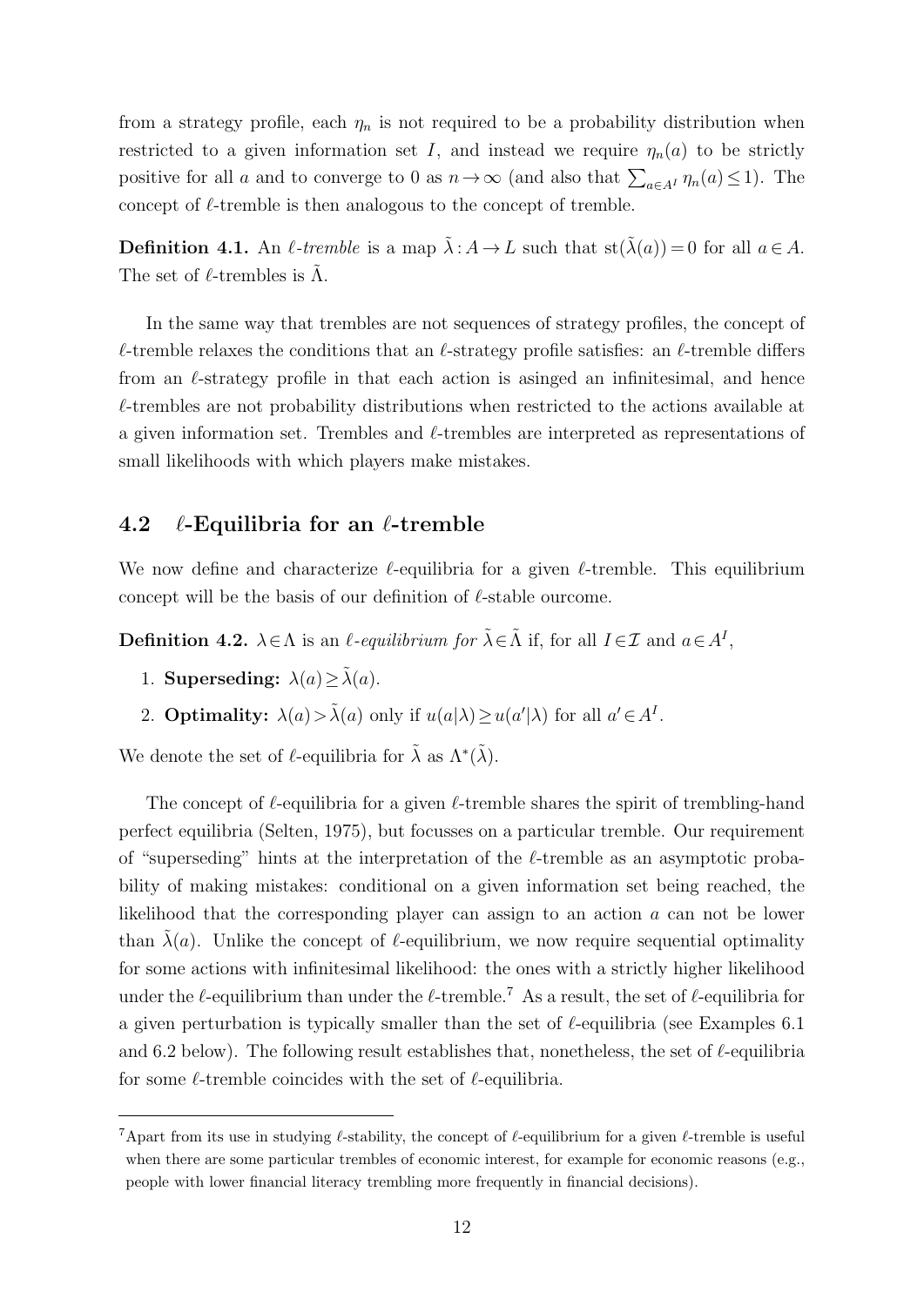from a strategy profile, each $\eta_n$ is not required to be a probability distribution when restricted to a given information set $I$, and instead we require $\eta_n(a)$ to be strictly positive for all $a$ and to converge to 0 as $n \to \infty$ (and also that $\sum_{a \in A^I} \eta_n(a) \leq 1$). The concept of $\ell$-tremble is then analogous to the concept of tremble.

**Definition 4.1.** An *$\ell$-tremble* is a map $\tilde{\lambda}: A \to L$ such that $\text{st}(\tilde{\lambda}(a)) = 0$ for all $a \in A$. The set of $\ell$-trembles is $\tilde{\Lambda}$.

In the same way that trembles are not sequences of strategy profiles, the concept of $\ell$-tremble relaxes the conditions that an $\ell$-strategy profile satisfies: an $\ell$-tremble differs from an $\ell$-strategy profile in that each action is asinged an infinitesimal, and hence $\ell$-trembles are not probability distributions when restricted to the actions available at a given information set. Trembles and $\ell$-trembles are interpreted as representations of small likelihoods with which players make mistakes.

## 4.2 $\ell$-Equilibria for an $\ell$-tremble

We now define and characterize $\ell$-equilibria for a given $\ell$-tremble. This equilibrium concept will be the basis of our definition of $\ell$-stable outcome.

**Definition 4.2.** $\lambda \in \Lambda$ is an *$\ell$-equilibrium for $\tilde{\lambda} \in \tilde{\Lambda}$* if, for all $I \in \mathcal{I}$ and $a \in A^I$,

1. **Superseding:** $\lambda(a) \geq \tilde{\lambda}(a)$.
2. **Optimality:** $\lambda(a) > \tilde{\lambda}(a)$ only if $u(a|\lambda) \geq u(a'|\lambda)$ for all $a' \in A^I$.

We denote the set of $\ell$-equilibria for $\tilde{\lambda}$ as $\Lambda^*(\tilde{\lambda})$.

The concept of $\ell$-equilibria for a given $\ell$-tremble shares the spirit of trembling-hand perfect equilibria (Selten, 1975), but focusses on a particular tremble. Our requirement of "superseding" hints at the interpretation of the $\ell$-tremble as an asymptotic probability of making mistakes: conditional on a given information set being reached, the likelihood that the corresponding player can assign to an action $a$ can not be lower than $\tilde{\lambda}(a)$. Unlike the concept of $\ell$-equilibrium, we now require sequential optimality for some actions with infinitesimal likelihood: the ones with a strictly higher likelihood under the $\ell$-equilibrium than under the $\ell$-tremble.[7] As a result, the set of $\ell$-equilibria for a given perturbation is typically smaller than the set of $\ell$-equilibria (see Examples 6.1 and 6.2 below). The following result establishes that, nonetheless, the set of $\ell$-equilibria for some $\ell$-tremble coincides with the set of $\ell$-equilibria.

[7] Apart from its use in studying $\ell$-stability, the concept of $\ell$-equilibrium for a given $\ell$-tremble is useful when there are some particular trembles of economic interest, for example for economic reasons (e.g., people with lower financial literacy trembling more frequently in financial decisions).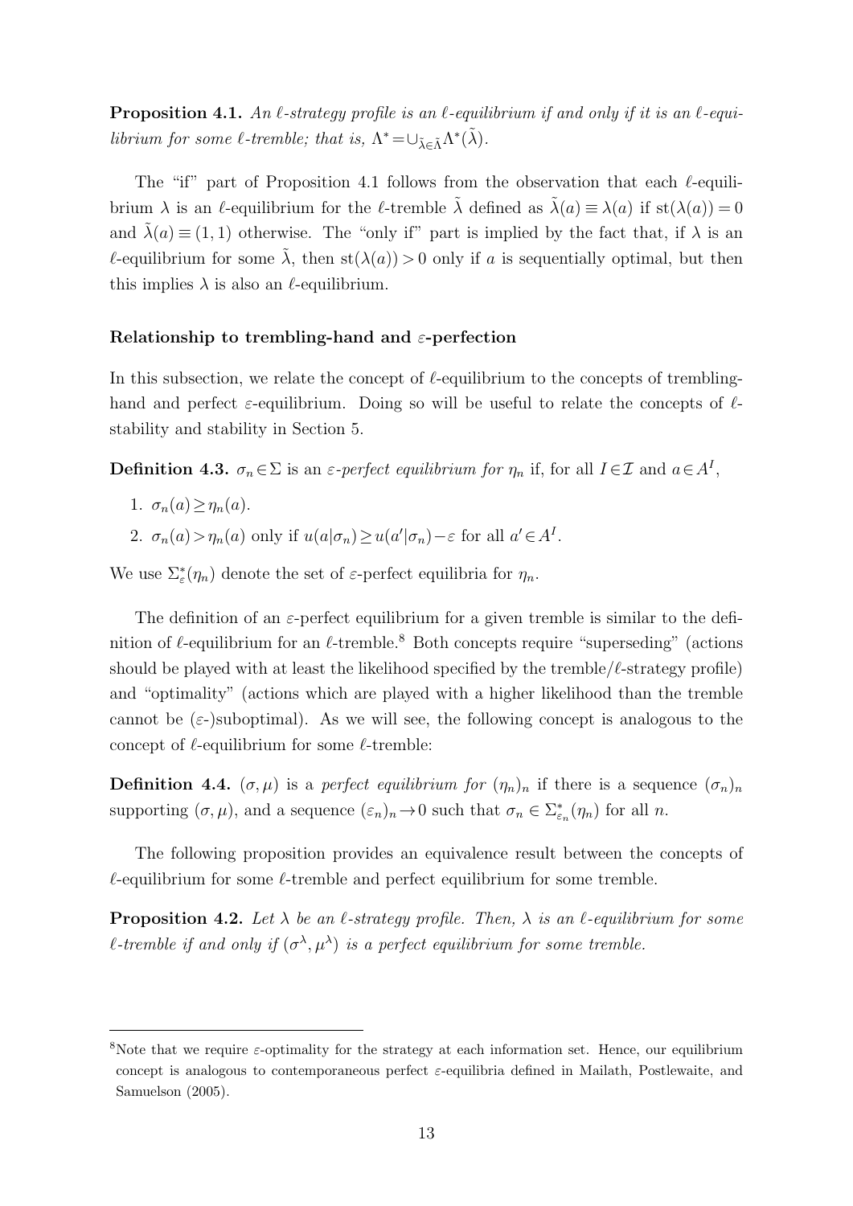**Proposition 4.1.** *An $\ell$-strategy profile is an $\ell$-equilibrium if and only if it is an $\ell$-equilibrium for some $\ell$-tremble; that is, $\Lambda^* = \cup_{\tilde{\lambda}\in\tilde{\Lambda}} \Lambda^*(\tilde{\lambda})$.*

The "if" part of Proposition 4.1 follows from the observation that each $\ell$-equilibrium $\lambda$ is an $\ell$-equilibrium for the $\ell$-tremble $\tilde{\lambda}$ defined as $\tilde{\lambda}(a) \equiv \lambda(a)$ if $\text{st}(\lambda(a)) = 0$ and $\tilde{\lambda}(a) \equiv (1,1)$ otherwise. The "only if" part is implied by the fact that, if $\lambda$ is an $\ell$-equilibrium for some $\tilde{\lambda}$, then $\text{st}(\lambda(a)) > 0$ only if $a$ is sequentially optimal, but then this implies $\lambda$ is also an $\ell$-equilibrium.

#### Relationship to trembling-hand and $\varepsilon$-perfection

In this subsection, we relate the concept of $\ell$-equilibrium to the concepts of trembling-hand and perfect $\varepsilon$-equilibrium. Doing so will be useful to relate the concepts of $\ell$-stability and stability in Section 5.

**Definition 4.3.** $\sigma_n \in \Sigma$ is an *$\varepsilon$-perfect equilibrium for $\eta_n$* if, for all $I \in \mathcal{I}$ and $a \in A^I$,

1. $\sigma_n(a) \geq \eta_n(a)$.
2. $\sigma_n(a) > \eta_n(a)$ only if $u(a|\sigma_n) \geq u(a'|\sigma_n) - \varepsilon$ for all $a' \in A^I$.

We use $\Sigma^*_\varepsilon(\eta_n)$ denote the set of $\varepsilon$-perfect equilibria for $\eta_n$.

The definition of an $\varepsilon$-perfect equilibrium for a given tremble is similar to the definition of $\ell$-equilibrium for an $\ell$-tremble.[8] Both concepts require "superseding" (actions should be played with at least the likelihood specified by the tremble/$\ell$-strategy profile) and "optimality" (actions which are played with a higher likelihood than the tremble cannot be ($\varepsilon$-)suboptimal). As we will see, the following concept is analogous to the concept of $\ell$-equilibrium for some $\ell$-tremble:

**Definition 4.4.** $(\sigma, \mu)$ is a *perfect equilibrium for $(\eta_n)_n$* if there is a sequence $(\sigma_n)_n$ supporting $(\sigma, \mu)$, and a sequence $(\varepsilon_n)_n \to 0$ such that $\sigma_n \in \Sigma^*_{\varepsilon_n}(\eta_n)$ for all $n$.

The following proposition provides an equivalence result between the concepts of $\ell$-equilibrium for some $\ell$-tremble and perfect equilibrium for some tremble.

**Proposition 4.2.** *Let $\lambda$ be an $\ell$-strategy profile. Then, $\lambda$ is an $\ell$-equilibrium for some $\ell$-tremble if and only if $(\sigma^\lambda, \mu^\lambda)$ is a perfect equilibrium for some tremble.*

---

[8] Note that we require $\varepsilon$-optimality for the strategy at each information set. Hence, our equilibrium concept is analogous to contemporaneous perfect $\varepsilon$-equilibria defined in Mailath, Postlewaite, and Samuelson (2005).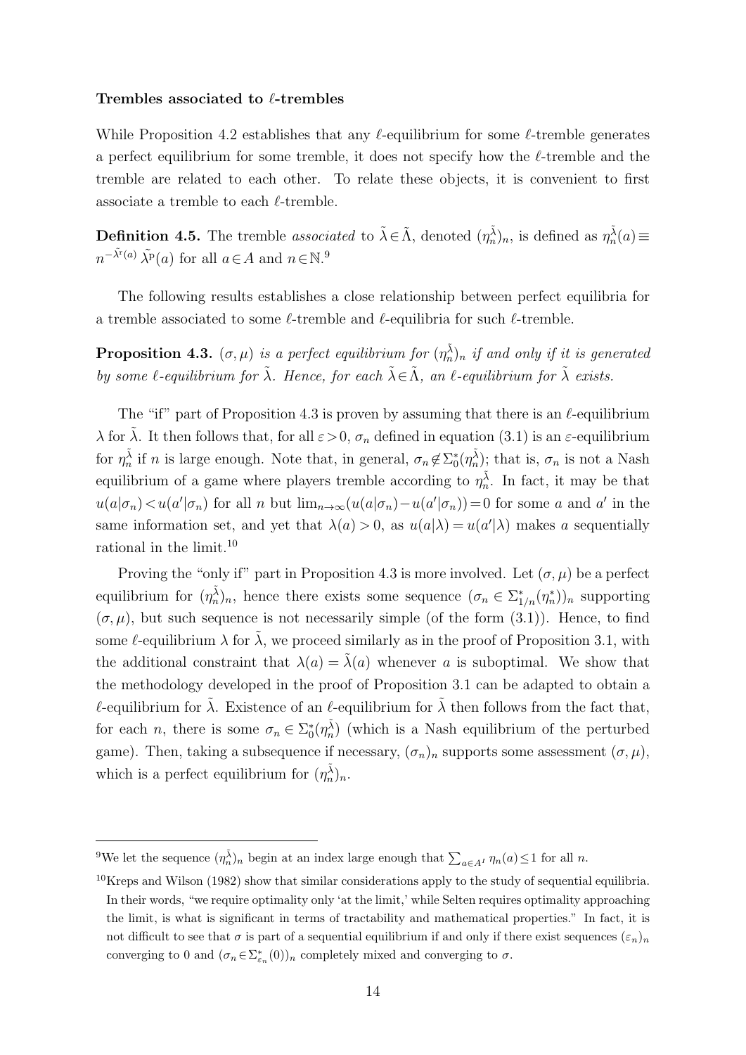**Trembles associated to $\ell$-trembles**

While Proposition 4.2 establishes that any $\ell$-equilibrium for some $\ell$-tremble generates a perfect equilibrium for some tremble, it does not specify how the $\ell$-tremble and the tremble are related to each other. To relate these objects, it is convenient to first associate a tremble to each $\ell$-tremble.

**Definition 4.5.** The tremble *associated* to $\tilde{\lambda} \in \tilde{\Lambda}$, denoted $(\eta_n^{\tilde{\lambda}})_n$, is defined as $\eta_n^{\tilde{\lambda}}(a) \equiv n^{-\tilde{\lambda}^{\mathrm{r}}(a)} \, \tilde{\lambda}^{\mathrm{p}}(a)$ for all $a \in A$ and $n \in \mathbb{N}$.[9]

The following results establishes a close relationship between perfect equilibria for a tremble associated to some $\ell$-tremble and $\ell$-equilibria for such $\ell$-tremble.

**Proposition 4.3.** *$(\sigma, \mu)$ is a perfect equilibrium for $(\eta_n^{\tilde{\lambda}})_n$ if and only if it is generated by some $\ell$-equilibrium for $\tilde{\lambda}$. Hence, for each $\tilde{\lambda} \in \tilde{\Lambda}$, an $\ell$-equilibrium for $\tilde{\lambda}$ exists.*

The "if" part of Proposition 4.3 is proven by assuming that there is an $\ell$-equilibrium $\lambda$ for $\tilde{\lambda}$. It then follows that, for all $\varepsilon > 0$, $\sigma_n$ defined in equation (3.1) is an $\varepsilon$-equilibrium for $\eta_n^{\tilde{\lambda}}$ if $n$ is large enough. Note that, in general, $\sigma_n \notin \Sigma_0^*(\eta_n^{\tilde{\lambda}})$; that is, $\sigma_n$ is not a Nash equilibrium of a game where players tremble according to $\eta_n^{\tilde{\lambda}}$. In fact, it may be that $u(a|\sigma_n) < u(a'|\sigma_n)$ for all $n$ but $\lim_{n\to\infty}(u(a|\sigma_n) - u(a'|\sigma_n)) = 0$ for some $a$ and $a'$ in the same information set, and yet that $\lambda(a) > 0$, as $u(a|\lambda) = u(a'|\lambda)$ makes $a$ sequentially rational in the limit.[10]

Proving the "only if" part in Proposition 4.3 is more involved. Let $(\sigma, \mu)$ be a perfect equilibrium for $(\eta_n^{\tilde{\lambda}})_n$, hence there exists some sequence $(\sigma_n \in \Sigma_{1/n}^*(\eta_n^*))_n$ supporting $(\sigma, \mu)$, but such sequence is not necessarily simple (of the form (3.1)). Hence, to find some $\ell$-equilibrium $\lambda$ for $\tilde{\lambda}$, we proceed similarly as in the proof of Proposition 3.1, with the additional constraint that $\lambda(a) = \tilde{\lambda}(a)$ whenever $a$ is suboptimal. We show that the methodology developed in the proof of Proposition 3.1 can be adapted to obtain a $\ell$-equilibrium for $\tilde{\lambda}$. Existence of an $\ell$-equilibrium for $\tilde{\lambda}$ then follows from the fact that, for each $n$, there is some $\sigma_n \in \Sigma_0^*(\eta_n^{\tilde{\lambda}})$ (which is a Nash equilibrium of the perturbed game). Then, taking a subsequence if necessary, $(\sigma_n)_n$ supports some assessment $(\sigma, \mu)$, which is a perfect equilibrium for $(\eta_n^{\tilde{\lambda}})_n$.

---

[9] We let the sequence $(\eta_n^{\tilde{\lambda}})_n$ begin at an index large enough that $\sum_{a \in A^I} \eta_n(a) \leq 1$ for all $n$.

[10] Kreps and Wilson (1982) show that similar considerations apply to the study of sequential equilibria. In their words, "we require optimality only 'at the limit,' while Selten requires optimality approaching the limit, is what is significant in terms of tractability and mathematical properties." In fact, it is not difficult to see that $\sigma$ is part of a sequential equilibrium if and only if there exist sequences $(\varepsilon_n)_n$ converging to 0 and $(\sigma_n \in \Sigma_{\varepsilon_n}^*(0))_n$ completely mixed and converging to $\sigma$.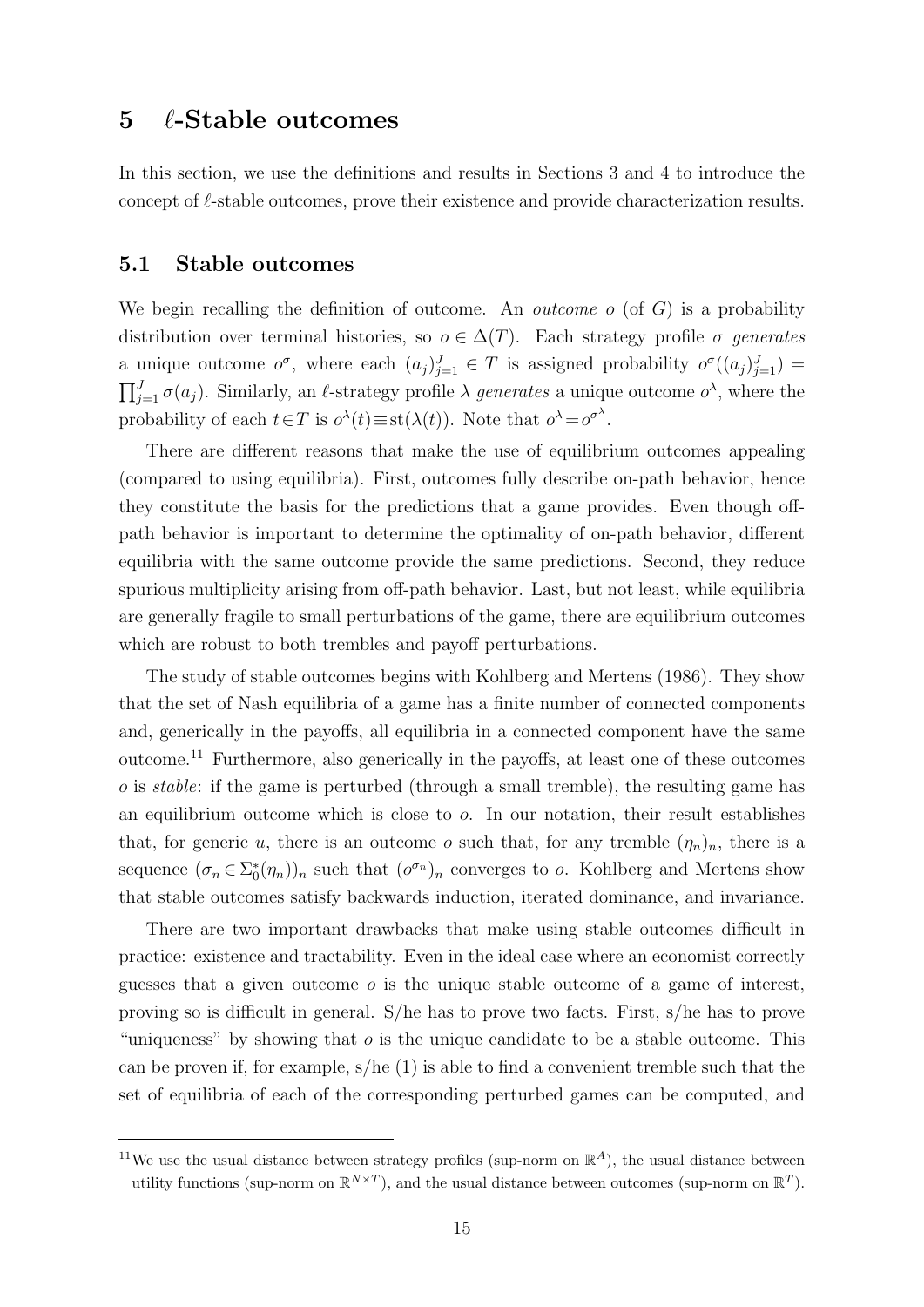# 5 $\ell$-Stable outcomes

In this section, we use the definitions and results in Sections 3 and 4 to introduce the concept of $\ell$-stable outcomes, prove their existence and provide characterization results.

## 5.1 Stable outcomes

We begin recalling the definition of outcome. An *outcome* $o$ (of $G$) is a probability distribution over terminal histories, so $o \in \Delta(T)$. Each strategy profile $\sigma$ *generates* a unique outcome $o^\sigma$, where each $(a_j)_{j=1}^J \in T$ is assigned probability $o^\sigma((a_j)_{j=1}^J) = \prod_{j=1}^J \sigma(a_j)$. Similarly, an $\ell$-strategy profile $\lambda$ *generates* a unique outcome $o^\lambda$, where the probability of each $t \in T$ is $o^\lambda(t) \equiv \mathrm{st}(\lambda(t))$. Note that $o^\lambda = o^{\sigma^\lambda}$.

There are different reasons that make the use of equilibrium outcomes appealing (compared to using equilibria). First, outcomes fully describe on-path behavior, hence they constitute the basis for the predictions that a game provides. Even though off-path behavior is important to determine the optimality of on-path behavior, different equilibria with the same outcome provide the same predictions. Second, they reduce spurious multiplicity arising from off-path behavior. Last, but not least, while equilibria are generally fragile to small perturbations of the game, there are equilibrium outcomes which are robust to both trembles and payoff perturbations.

The study of stable outcomes begins with Kohlberg and Mertens (1986). They show that the set of Nash equilibria of a game has a finite number of connected components and, generically in the payoffs, all equilibria in a connected component have the same outcome.[11] Furthermore, also generically in the payoffs, at least one of these outcomes $o$ is *stable*: if the game is perturbed (through a small tremble), the resulting game has an equilibrium outcome which is close to $o$. In our notation, their result establishes that, for generic $u$, there is an outcome $o$ such that, for any tremble $(\eta_n)_n$, there is a sequence $(\sigma_n \in \Sigma_0^*(\eta_n))_n$ such that $(o^{\sigma_n})_n$ converges to $o$. Kohlberg and Mertens show that stable outcomes satisfy backwards induction, iterated dominance, and invariance.

There are two important drawbacks that make using stable outcomes difficult in practice: existence and tractability. Even in the ideal case where an economist correctly guesses that a given outcome $o$ is the unique stable outcome of a game of interest, proving so is difficult in general. S/he has to prove two facts. First, s/he has to prove "uniqueness" by showing that $o$ is the unique candidate to be a stable outcome. This can be proven if, for example, s/he (1) is able to find a convenient tremble such that the set of equilibria of each of the corresponding perturbed games can be computed, and

[11] We use the usual distance between strategy profiles (sup-norm on $\mathbb{R}^A$), the usual distance between utility functions (sup-norm on $\mathbb{R}^{N\times T}$), and the usual distance between outcomes (sup-norm on $\mathbb{R}^T$).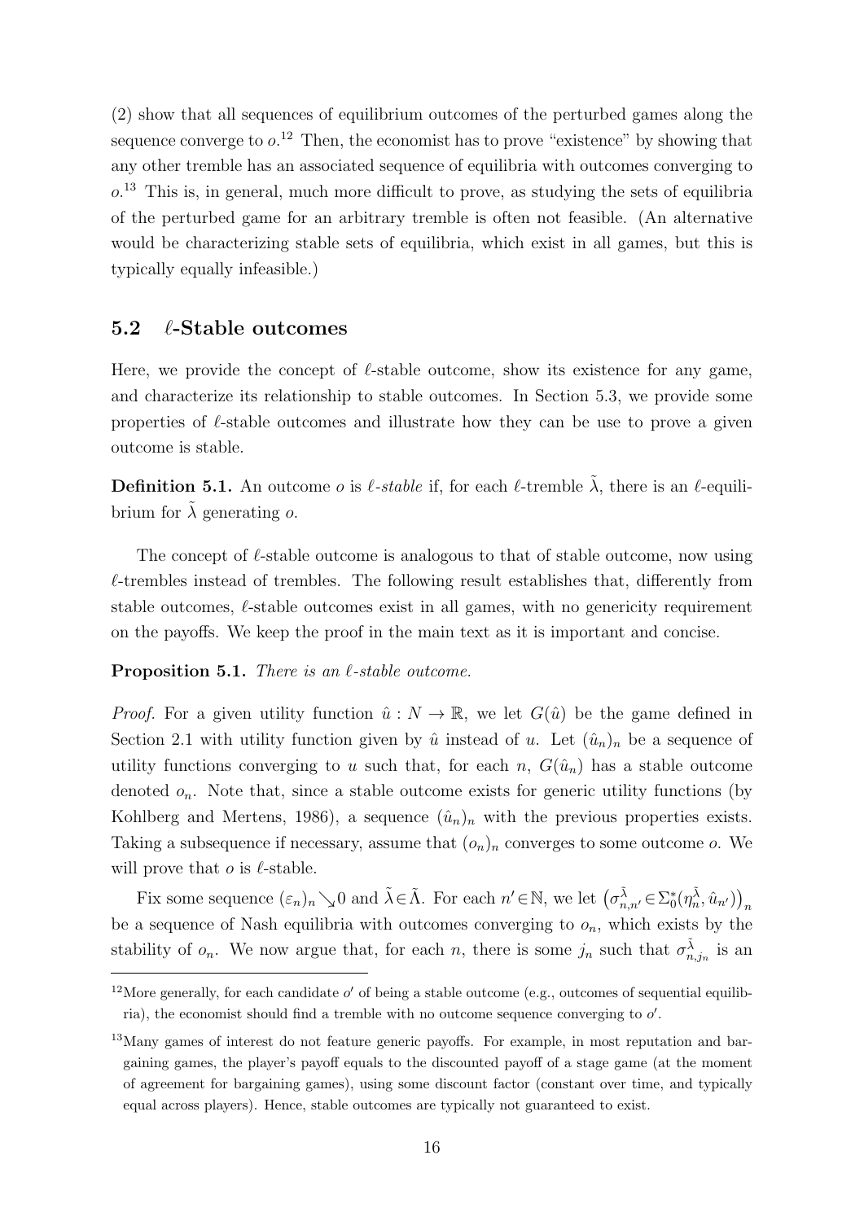(2) show that all sequences of equilibrium outcomes of the perturbed games along the sequence converge to $o$.[12] Then, the economist has to prove "existence" by showing that any other tremble has an associated sequence of equilibria with outcomes converging to $o$.[13] This is, in general, much more difficult to prove, as studying the sets of equilibria of the perturbed game for an arbitrary tremble is often not feasible. (An alternative would be characterizing stable sets of equilibria, which exist in all games, but this is typically equally infeasible.)

## 5.2 $\ell$-Stable outcomes

Here, we provide the concept of $\ell$-stable outcome, show its existence for any game, and characterize its relationship to stable outcomes. In Section 5.3, we provide some properties of $\ell$-stable outcomes and illustrate how they can be use to prove a given outcome is stable.

**Definition 5.1.** An outcome $o$ is *$\ell$-stable* if, for each $\ell$-tremble $\tilde{\lambda}$, there is an $\ell$-equilibrium for $\tilde{\lambda}$ generating $o$.

The concept of $\ell$-stable outcome is analogous to that of stable outcome, now using $\ell$-trembles instead of trembles. The following result establishes that, differently from stable outcomes, $\ell$-stable outcomes exist in all games, with no genericity requirement on the payoffs. We keep the proof in the main text as it is important and concise.

**Proposition 5.1.** *There is an $\ell$-stable outcome.*

*Proof.* For a given utility function $\hat{u} : N \to \mathbb{R}$, we let $G(\hat{u})$ be the game defined in Section 2.1 with utility function given by $\hat{u}$ instead of $u$. Let $(\hat{u}_n)_n$ be a sequence of utility functions converging to $u$ such that, for each $n$, $G(\hat{u}_n)$ has a stable outcome denoted $o_n$. Note that, since a stable outcome exists for generic utility functions (by Kohlberg and Mertens, 1986), a sequence $(\hat{u}_n)_n$ with the previous properties exists. Taking a subsequence if necessary, assume that $(o_n)_n$ converges to some outcome $o$. We will prove that $o$ is $\ell$-stable.

Fix some sequence $(\varepsilon_n)_n \searrow 0$ and $\tilde{\lambda} \in \tilde{\Lambda}$. For each $n' \in \mathbb{N}$, we let $\left(\sigma^{\tilde{\lambda}}_{n,n'} \in \Sigma^*_0(\eta^{\tilde{\lambda}}_n, \hat{u}_{n'})\right)_n$ be a sequence of Nash equilibria with outcomes converging to $o_n$, which exists by the stability of $o_n$. We now argue that, for each $n$, there is some $j_n$ such that $\sigma^{\tilde{\lambda}}_{n,j_n}$ is an

[12] More generally, for each candidate $o'$ of being a stable outcome (e.g., outcomes of sequential equilibria), the economist should find a tremble with no outcome sequence converging to $o'$.

[13] Many games of interest do not feature generic payoffs. For example, in most reputation and bargaining games, the player's payoff equals to the discounted payoff of a stage game (at the moment of agreement for bargaining games), using some discount factor (constant over time, and typically equal across players). Hence, stable outcomes are typically not guaranteed to exist.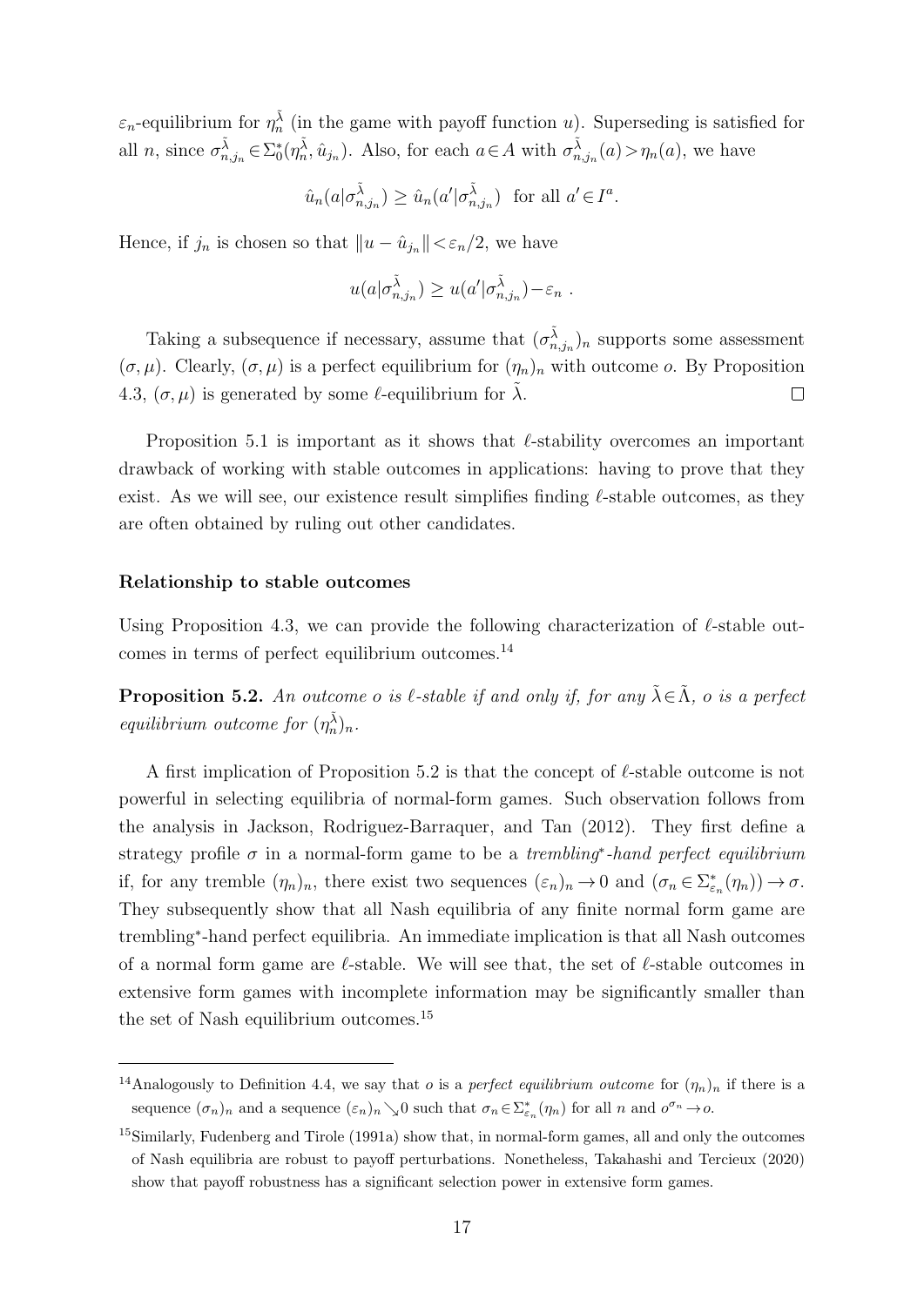$\varepsilon_n$-equilibrium for $\eta_n^{\tilde{\lambda}}$ (in the game with payoff function $u$). Superseding is satisfied for all $n$, since $\sigma_{n,j_n}^{\tilde{\lambda}} \in \Sigma_0^*(\eta_n^{\tilde{\lambda}}, \hat{u}_{j_n})$. Also, for each $a \in A$ with $\sigma_{n,j_n}^{\tilde{\lambda}}(a) > \eta_n(a)$, we have

$$\hat{u}_n(a|\sigma_{n,j_n}^{\tilde{\lambda}}) \geq \hat{u}_n(a'|\sigma_{n,j_n}^{\tilde{\lambda}}) \text{ for all } a' \in I^a.$$

Hence, if $j_n$ is chosen so that $\|u - \hat{u}_{j_n}\| < \varepsilon_n/2$, we have

$$u(a|\sigma_{n,j_n}^{\tilde{\lambda}}) \geq u(a'|\sigma_{n,j_n}^{\tilde{\lambda}}) - \varepsilon_n \ .$$

Taking a subsequence if necessary, assume that $(\sigma_{n,j_n}^{\tilde{\lambda}})_n$ supports some assessment $(\sigma, \mu)$. Clearly, $(\sigma, \mu)$ is a perfect equilibrium for $(\eta_n)_n$ with outcome $o$. By Proposition 4.3, $(\sigma, \mu)$ is generated by some $\ell$-equilibrium for $\tilde{\lambda}$. $\square$

Proposition 5.1 is important as it shows that $\ell$-stability overcomes an important drawback of working with stable outcomes in applications: having to prove that they exist. As we will see, our existence result simplifies finding $\ell$-stable outcomes, as they are often obtained by ruling out other candidates.

#### Relationship to stable outcomes

Using Proposition 4.3, we can provide the following characterization of $\ell$-stable outcomes in terms of perfect equilibrium outcomes.[14]

**Proposition 5.2.** *An outcome $o$ is $\ell$-stable if and only if, for any $\tilde{\lambda} \in \tilde{\Lambda}$, $o$ is a perfect equilibrium outcome for $(\eta_n^{\tilde{\lambda}})_n$.*

A first implication of Proposition 5.2 is that the concept of $\ell$-stable outcome is not powerful in selecting equilibria of normal-form games. Such observation follows from the analysis in Jackson, Rodriguez-Barraquer, and Tan (2012). They first define a strategy profile $\sigma$ in a normal-form game to be a *trembling$^*$-hand perfect equilibrium* if, for any tremble $(\eta_n)_n$, there exist two sequences $(\varepsilon_n)_n \to 0$ and $(\sigma_n \in \Sigma_{\varepsilon_n}^*(\eta_n)) \to \sigma$. They subsequently show that all Nash equilibria of any finite normal form game are trembling$^*$-hand perfect equilibria. An immediate implication is that all Nash outcomes of a normal form game are $\ell$-stable. We will see that, the set of $\ell$-stable outcomes in extensive form games with incomplete information may be significantly smaller than the set of Nash equilibrium outcomes.[15]

---

[14] Analogously to Definition 4.4, we say that $o$ is a *perfect equilibrium outcome* for $(\eta_n)_n$ if there is a sequence $(\sigma_n)_n$ and a sequence $(\varepsilon_n)_n \searrow 0$ such that $\sigma_n \in \Sigma_{\varepsilon_n}^*(\eta_n)$ for all $n$ and $o^{\sigma_n} \to o$.

[15] Similarly, Fudenberg and Tirole (1991a) show that, in normal-form games, all and only the outcomes of Nash equilibria are robust to payoff perturbations. Nonetheless, Takahashi and Tercieux (2020) show that payoff robustness has a significant selection power in extensive form games.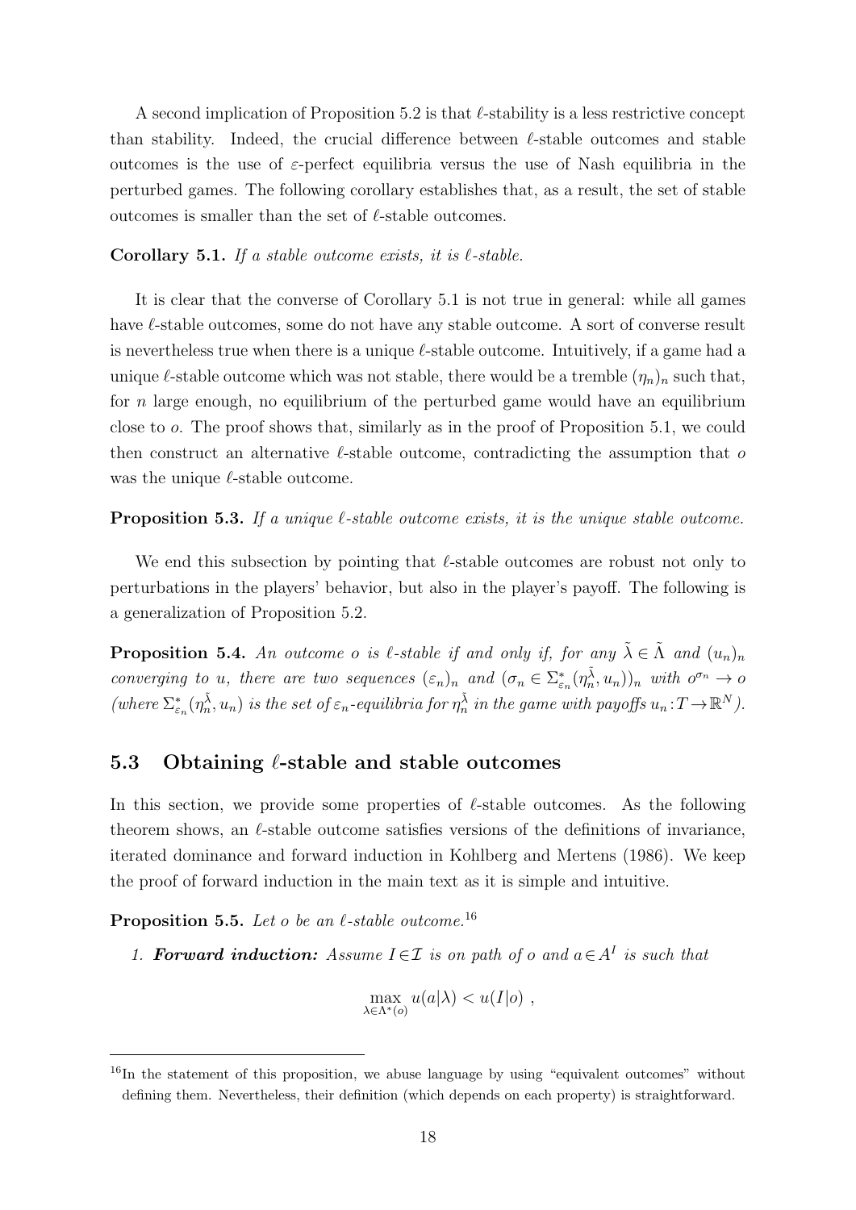A second implication of Proposition 5.2 is that $\ell$-stability is a less restrictive concept than stability. Indeed, the crucial difference between $\ell$-stable outcomes and stable outcomes is the use of $\varepsilon$-perfect equilibria versus the use of Nash equilibria in the perturbed games. The following corollary establishes that, as a result, the set of stable outcomes is smaller than the set of $\ell$-stable outcomes.

**Corollary 5.1.** *If a stable outcome exists, it is $\ell$-stable.*

It is clear that the converse of Corollary 5.1 is not true in general: while all games have $\ell$-stable outcomes, some do not have any stable outcome. A sort of converse result is nevertheless true when there is a unique $\ell$-stable outcome. Intuitively, if a game had a unique $\ell$-stable outcome which was not stable, there would be a tremble $(\eta_n)_n$ such that, for $n$ large enough, no equilibrium of the perturbed game would have an equilibrium close to $o$. The proof shows that, similarly as in the proof of Proposition 5.1, we could then construct an alternative $\ell$-stable outcome, contradicting the assumption that $o$ was the unique $\ell$-stable outcome.

**Proposition 5.3.** *If a unique $\ell$-stable outcome exists, it is the unique stable outcome.*

We end this subsection by pointing that $\ell$-stable outcomes are robust not only to perturbations in the players' behavior, but also in the player's payoff. The following is a generalization of Proposition 5.2.

**Proposition 5.4.** *An outcome $o$ is $\ell$-stable if and only if, for any $\tilde{\lambda} \in \tilde{\Lambda}$ and $(u_n)_n$ converging to $u$, there are two sequences $(\varepsilon_n)_n$ and $(\sigma_n \in \Sigma^*_{\varepsilon_n}(\eta^{\tilde{\lambda}}_n, u_n))_n$ with $o^{\sigma_n} \to o$ (where $\Sigma^*_{\varepsilon_n}(\eta^{\tilde{\lambda}}_n, u_n)$ is the set of $\varepsilon_n$-equilibria for $\eta^{\tilde{\lambda}}_n$ in the game with payoffs $u_n : T \to \mathbb{R}^N$).*

## 5.3 Obtaining $\ell$-stable and stable outcomes

In this section, we provide some properties of $\ell$-stable outcomes. As the following theorem shows, an $\ell$-stable outcome satisfies versions of the definitions of invariance, iterated dominance and forward induction in Kohlberg and Mertens (1986). We keep the proof of forward induction in the main text as it is simple and intuitive.

**Proposition 5.5.** *Let $o$ be an $\ell$-stable outcome.*[16]

1. ***Forward induction:*** *Assume $I \in \mathcal{I}$ is on path of $o$ and $a \in A^I$ is such that*

$$\max_{\lambda \in \Lambda^*(o)} u(a|\lambda) < u(I|o) \ ,$$

[16] In the statement of this proposition, we abuse language by using "equivalent outcomes" without defining them. Nevertheless, their definition (which depends on each property) is straightforward.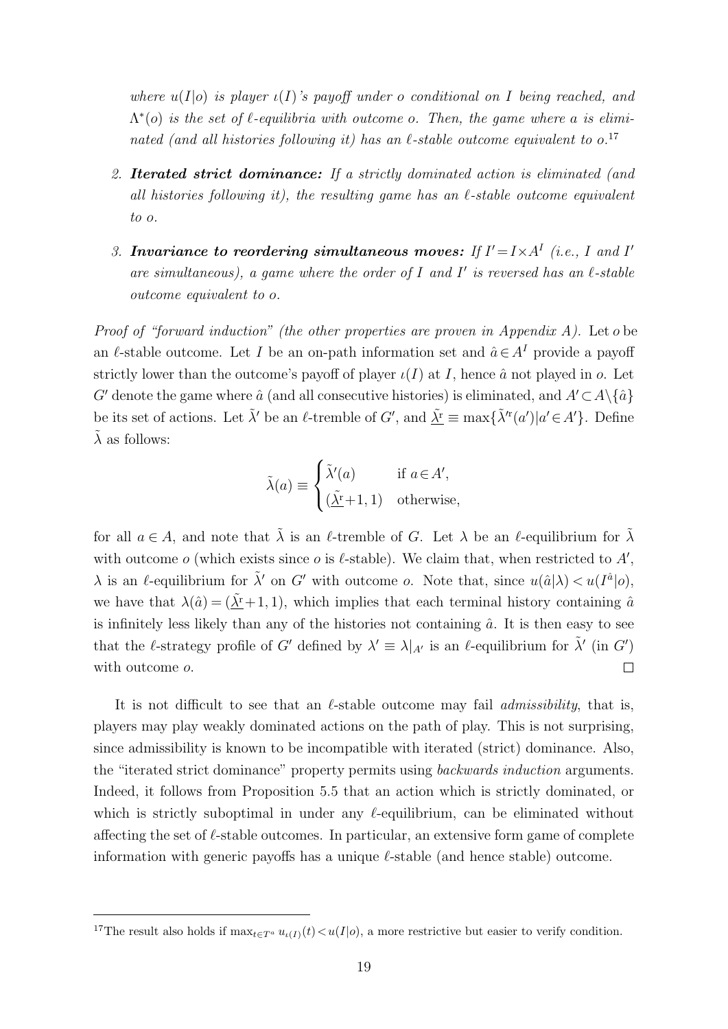*where $u(I|o)$ is player $\iota(I)$'s payoff under $o$ conditional on $I$ being reached, and $\Lambda^*(o)$ is the set of $\ell$-equilibria with outcome $o$. Then, the game where $a$ is eliminated (and all histories following it) has an $\ell$-stable outcome equivalent to $o$.*[17]

2. ***Iterated strict dominance:*** *If a strictly dominated action is eliminated (and all histories following it), the resulting game has an $\ell$-stable outcome equivalent to $o$.*

3. ***Invariance to reordering simultaneous moves:*** *If $I' = I \times A^I$ (i.e., $I$ and $I'$ are simultaneous), a game where the order of $I$ and $I'$ is reversed has an $\ell$-stable outcome equivalent to $o$.*

*Proof of "forward induction" (the other properties are proven in Appendix A).* Let $o$ be an $\ell$-stable outcome. Let $I$ be an on-path information set and $\hat{a} \in A^I$ provide a payoff strictly lower than the outcome's payoff of player $\iota(I)$ at $I$, hence $\hat{a}$ not played in $o$. Let $G'$ denote the game where $\hat{a}$ (and all consecutive histories) is eliminated, and $A' \subset A \backslash \{\hat{a}\}$ be its set of actions. Let $\tilde{\lambda}'$ be an $\ell$-tremble of $G'$, and $\underline{\tilde{\lambda}}^{\mathrm{r}} \equiv \max\{\tilde{\lambda}'^{\mathrm{r}}(a') | a' \in A'\}$. Define $\tilde{\lambda}$ as follows:

$$\tilde{\lambda}(a) \equiv \begin{cases} \tilde{\lambda}'(a) & \text{if } a \in A', \\ (\underline{\tilde{\lambda}}^{\mathrm{r}} + 1, 1) & \text{otherwise,} \end{cases}$$

for all $a \in A$, and note that $\tilde{\lambda}$ is an $\ell$-tremble of $G$. Let $\lambda$ be an $\ell$-equilibrium for $\tilde{\lambda}$ with outcome $o$ (which exists since $o$ is $\ell$-stable). We claim that, when restricted to $A'$, $\lambda$ is an $\ell$-equilibrium for $\tilde{\lambda}'$ on $G'$ with outcome $o$. Note that, since $u(\hat{a}|\lambda) < u(I^{\hat{a}}|o)$, we have that $\lambda(\hat{a}) = (\underline{\tilde{\lambda}}^{\mathrm{r}} + 1, 1)$, which implies that each terminal history containing $\hat{a}$ is infinitely less likely than any of the histories not containing $\hat{a}$. It is then easy to see that the $\ell$-strategy profile of $G'$ defined by $\lambda' \equiv \lambda|_{A'}$ is an $\ell$-equilibrium for $\tilde{\lambda}'$ (in $G'$) with outcome $o$. $\square$

It is not difficult to see that an $\ell$-stable outcome may fail *admissibility*, that is, players may play weakly dominated actions on the path of play. This is not surprising, since admissibility is known to be incompatible with iterated (strict) dominance. Also, the "iterated strict dominance" property permits using *backwards induction* arguments. Indeed, it follows from Proposition 5.5 that an action which is strictly dominated, or which is strictly suboptimal in under any $\ell$-equilibrium, can be eliminated without affecting the set of $\ell$-stable outcomes. In particular, an extensive form game of complete information with generic payoffs has a unique $\ell$-stable (and hence stable) outcome.

[17] The result also holds if $\max_{t \in T^a} u_{\iota(I)}(t) < u(I|o)$, a more restrictive but easier to verify condition.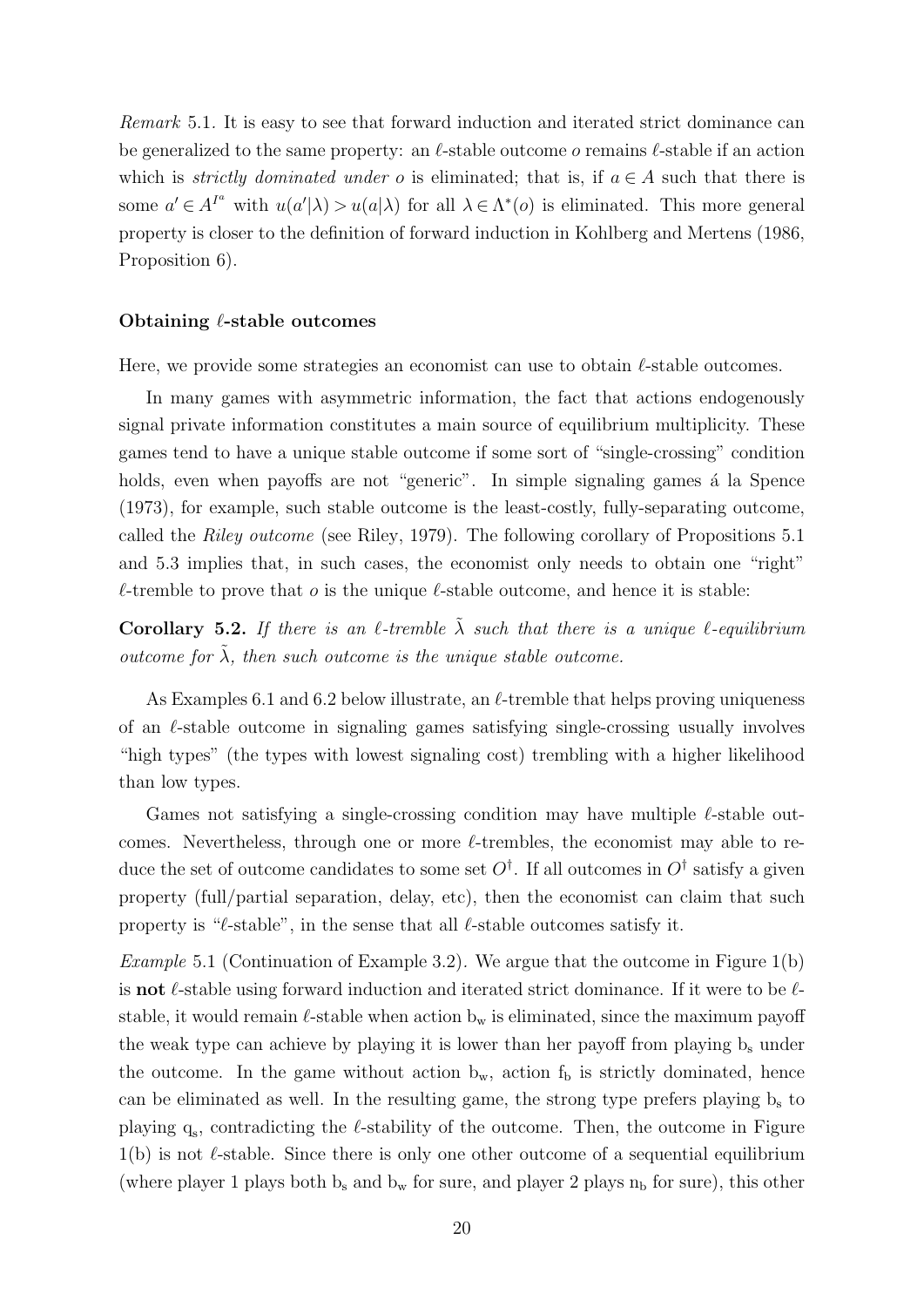*Remark* 5.1. It is easy to see that forward induction and iterated strict dominance can be generalized to the same property: an $\ell$-stable outcome $o$ remains $\ell$-stable if an action which is *strictly dominated under* $o$ is eliminated; that is, if $a \in A$ such that there is some $a' \in A^{I^a}$ with $u(a'|\lambda) > u(a|\lambda)$ for all $\lambda \in \Lambda^*(o)$ is eliminated. This more general property is closer to the definition of forward induction in Kohlberg and Mertens (1986, Proposition 6).

**Obtaining $\ell$-stable outcomes**

Here, we provide some strategies an economist can use to obtain $\ell$-stable outcomes.

In many games with asymmetric information, the fact that actions endogenously signal private information constitutes a main source of equilibrium multiplicity. These games tend to have a unique stable outcome if some sort of "single-crossing" condition holds, even when payoffs are not "generic". In simple signaling games á la Spence (1973), for example, such stable outcome is the least-costly, fully-separating outcome, called the *Riley outcome* (see Riley, 1979). The following corollary of Propositions 5.1 and 5.3 implies that, in such cases, the economist only needs to obtain one "right" $\ell$-tremble to prove that $o$ is the unique $\ell$-stable outcome, and hence it is stable:

**Corollary 5.2.** *If there is an $\ell$-tremble $\tilde{\lambda}$ such that there is a unique $\ell$-equilibrium outcome for $\tilde{\lambda}$, then such outcome is the unique stable outcome.*

As Examples 6.1 and 6.2 below illustrate, an $\ell$-tremble that helps proving uniqueness of an $\ell$-stable outcome in signaling games satisfying single-crossing usually involves "high types" (the types with lowest signaling cost) trembling with a higher likelihood than low types.

Games not satisfying a single-crossing condition may have multiple $\ell$-stable outcomes. Nevertheless, through one or more $\ell$-trembles, the economist may able to reduce the set of outcome candidates to some set $O^\dagger$. If all outcomes in $O^\dagger$ satisfy a given property (full/partial separation, delay, etc), then the economist can claim that such property is "$\ell$-stable", in the sense that all $\ell$-stable outcomes satisfy it.

*Example* 5.1 (Continuation of Example 3.2). We argue that the outcome in Figure 1(b) is **not** $\ell$-stable using forward induction and iterated strict dominance. If it were to be $\ell$-stable, it would remain $\ell$-stable when action $\mathrm{b_w}$ is eliminated, since the maximum payoff the weak type can achieve by playing it is lower than her payoff from playing $\mathrm{b_s}$ under the outcome. In the game without action $\mathrm{b_w}$, action $\mathrm{f_b}$ is strictly dominated, hence can be eliminated as well. In the resulting game, the strong type prefers playing $\mathrm{b_s}$ to playing $\mathrm{q_s}$, contradicting the $\ell$-stability of the outcome. Then, the outcome in Figure 1(b) is not $\ell$-stable. Since there is only one other outcome of a sequential equilibrium (where player 1 plays both $\mathrm{b_s}$ and $\mathrm{b_w}$ for sure, and player 2 plays $\mathrm{n_b}$ for sure), this other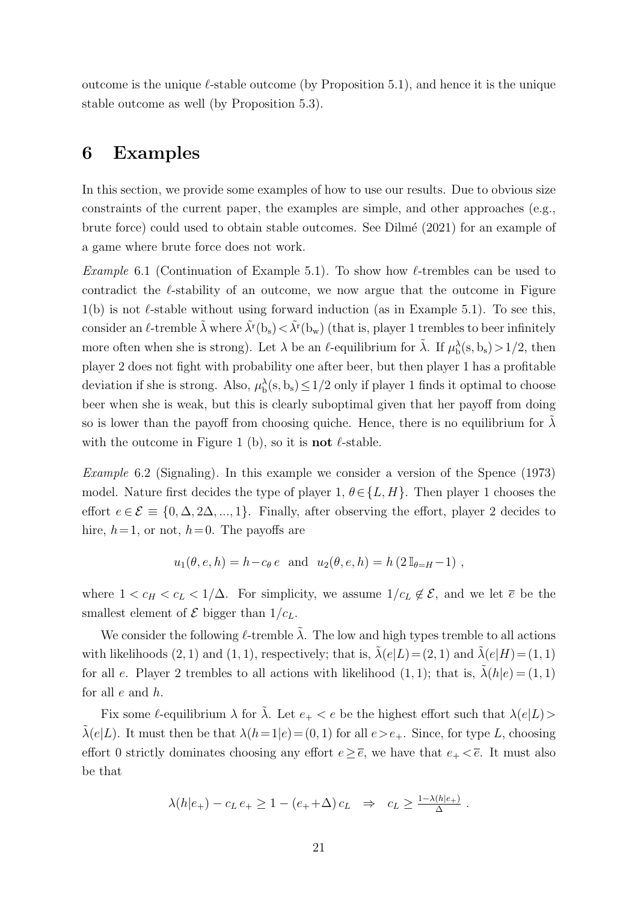outcome is the unique $\ell$-stable outcome (by Proposition 5.1), and hence it is the unique stable outcome as well (by Proposition 5.3).

# 6 Examples

In this section, we provide some examples of how to use our results. Due to obvious size constraints of the current paper, the examples are simple, and other approaches (e.g., brute force) could used to obtain stable outcomes. See Dilmé (2021) for an example of a game where brute force does not work.

*Example* 6.1 (Continuation of Example 5.1). To show how $\ell$-trembles can be used to contradict the $\ell$-stability of an outcome, we now argue that the outcome in Figure 1(b) is not $\ell$-stable without using forward induction (as in Example 5.1). To see this, consider an $\ell$-tremble $\tilde{\lambda}$ where $\tilde{\lambda}^{\mathrm{r}}(\mathrm{b_s}) < \tilde{\lambda}^{\mathrm{r}}(\mathrm{b_w})$ (that is, player 1 trembles to beer infinitely more often when she is strong). Let $\lambda$ be an $\ell$-equilibrium for $\tilde{\lambda}$. If $\mu^{\lambda}_{\mathrm{b}}(\mathrm{s}, \mathrm{b_s}) > 1/2$, then player 2 does not fight with probability one after beer, but then player 1 has a profitable deviation if she is strong. Also, $\mu^{\lambda}_{\mathrm{b}}(\mathrm{s}, \mathrm{b_s}) \leq 1/2$ only if player 1 finds it optimal to choose beer when she is weak, but this is clearly suboptimal given that her payoff from doing so is lower than the payoff from choosing quiche. Hence, there is no equilibrium for $\tilde{\lambda}$ with the outcome in Figure 1 (b), so it is **not** $\ell$-stable.

*Example* 6.2 (Signaling). In this example we consider a version of the Spence (1973) model. Nature first decides the type of player 1, $\theta \in \{L, H\}$. Then player 1 chooses the effort $e \in \mathcal{E} \equiv \{0, \Delta, 2\Delta, ..., 1\}$. Finally, after observing the effort, player 2 decides to hire, $h=1$, or not, $h=0$. The payoffs are

$$u_1(\theta, e, h) = h - c_\theta\, e \quad \text{and} \quad u_2(\theta, e, h) = h\,(2\,\mathbb{I}_{\theta=H} - 1)\ ,$$

where $1 < c_H < c_L < 1/\Delta$. For simplicity, we assume $1/c_L \notin \mathcal{E}$, and we let $\overline{e}$ be the smallest element of $\mathcal{E}$ bigger than $1/c_L$.

We consider the following $\ell$-tremble $\tilde{\lambda}$. The low and high types tremble to all actions with likelihoods $(2,1)$ and $(1,1)$, respectively; that is, $\tilde{\lambda}(e|L) = (2,1)$ and $\tilde{\lambda}(e|H) = (1,1)$ for all $e$. Player 2 trembles to all actions with likelihood $(1,1)$; that is, $\tilde{\lambda}(h|e) = (1,1)$ for all $e$ and $h$.

Fix some $\ell$-equilibrium $\lambda$ for $\tilde{\lambda}$. Let $e_+ < e$ be the highest effort such that $\lambda(e|L) > \tilde{\lambda}(e|L)$. It must then be that $\lambda(h=1|e) = (0,1)$ for all $e > e_+$. Since, for type $L$, choosing effort 0 strictly dominates choosing any effort $e \geq \overline{e}$, we have that $e_+ < \overline{e}$. It must also be that

$$\lambda(h|e_+) - c_L\, e_+ \geq 1 - (e_+ + \Delta)\, c_L \quad \Rightarrow \quad c_L \geq \tfrac{1-\lambda(h|e_+)}{\Delta}\ .$$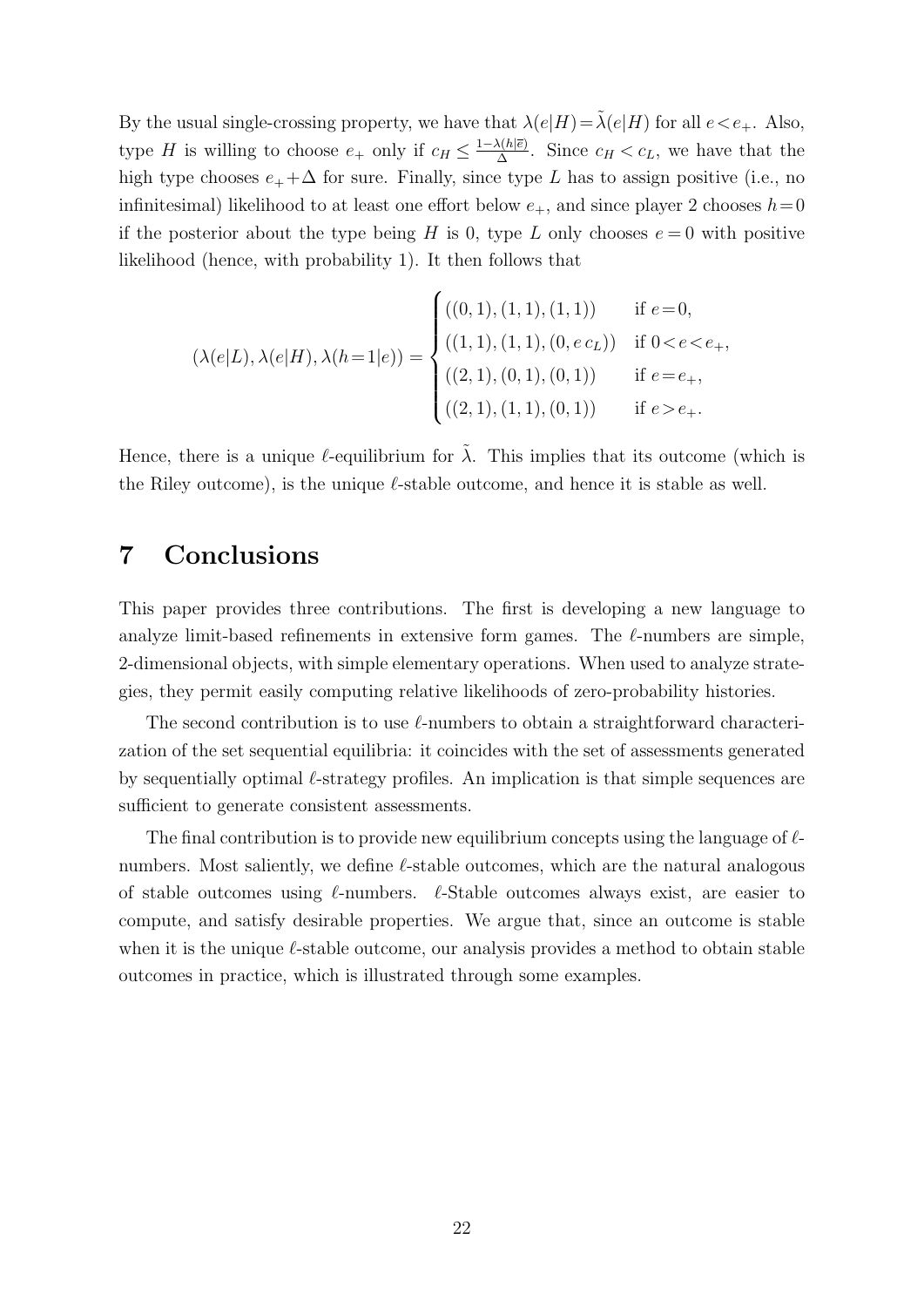By the usual single-crossing property, we have that $\lambda(e|H) = \tilde{\lambda}(e|H)$ for all $e < e_+$. Also, type $H$ is willing to choose $e_+$ only if $c_H \leq \frac{1-\lambda(h|\bar{e})}{\Delta}$. Since $c_H < c_L$, we have that the high type chooses $e_+ + \Delta$ for sure. Finally, since type $L$ has to assign positive (i.e., no infinitesimal) likelihood to at least one effort below $e_+$, and since player 2 chooses $h = 0$ if the posterior about the type being $H$ is 0, type $L$ only chooses $e = 0$ with positive likelihood (hence, with probability 1). It then follows that

$$(\lambda(e|L), \lambda(e|H), \lambda(h=1|e)) = \begin{cases} ((0,1),(1,1),(1,1)) & \text{if } e = 0, \\ ((1,1),(1,1),(0, e\, c_L)) & \text{if } 0 < e < e_+, \\ ((2,1),(0,1),(0,1)) & \text{if } e = e_+, \\ ((2,1),(1,1),(0,1)) & \text{if } e > e_+. \end{cases}$$

Hence, there is a unique $\ell$-equilibrium for $\tilde{\lambda}$. This implies that its outcome (which is the Riley outcome), is the unique $\ell$-stable outcome, and hence it is stable as well.

# 7 Conclusions

This paper provides three contributions. The first is developing a new language to analyze limit-based refinements in extensive form games. The $\ell$-numbers are simple, 2-dimensional objects, with simple elementary operations. When used to analyze strategies, they permit easily computing relative likelihoods of zero-probability histories.

The second contribution is to use $\ell$-numbers to obtain a straightforward characterization of the set sequential equilibria: it coincides with the set of assessments generated by sequentially optimal $\ell$-strategy profiles. An implication is that simple sequences are sufficient to generate consistent assessments.

The final contribution is to provide new equilibrium concepts using the language of $\ell$-numbers. Most saliently, we define $\ell$-stable outcomes, which are the natural analogous of stable outcomes using $\ell$-numbers. $\ell$-Stable outcomes always exist, are easier to compute, and satisfy desirable properties. We argue that, since an outcome is stable when it is the unique $\ell$-stable outcome, our analysis provides a method to obtain stable outcomes in practice, which is illustrated through some examples.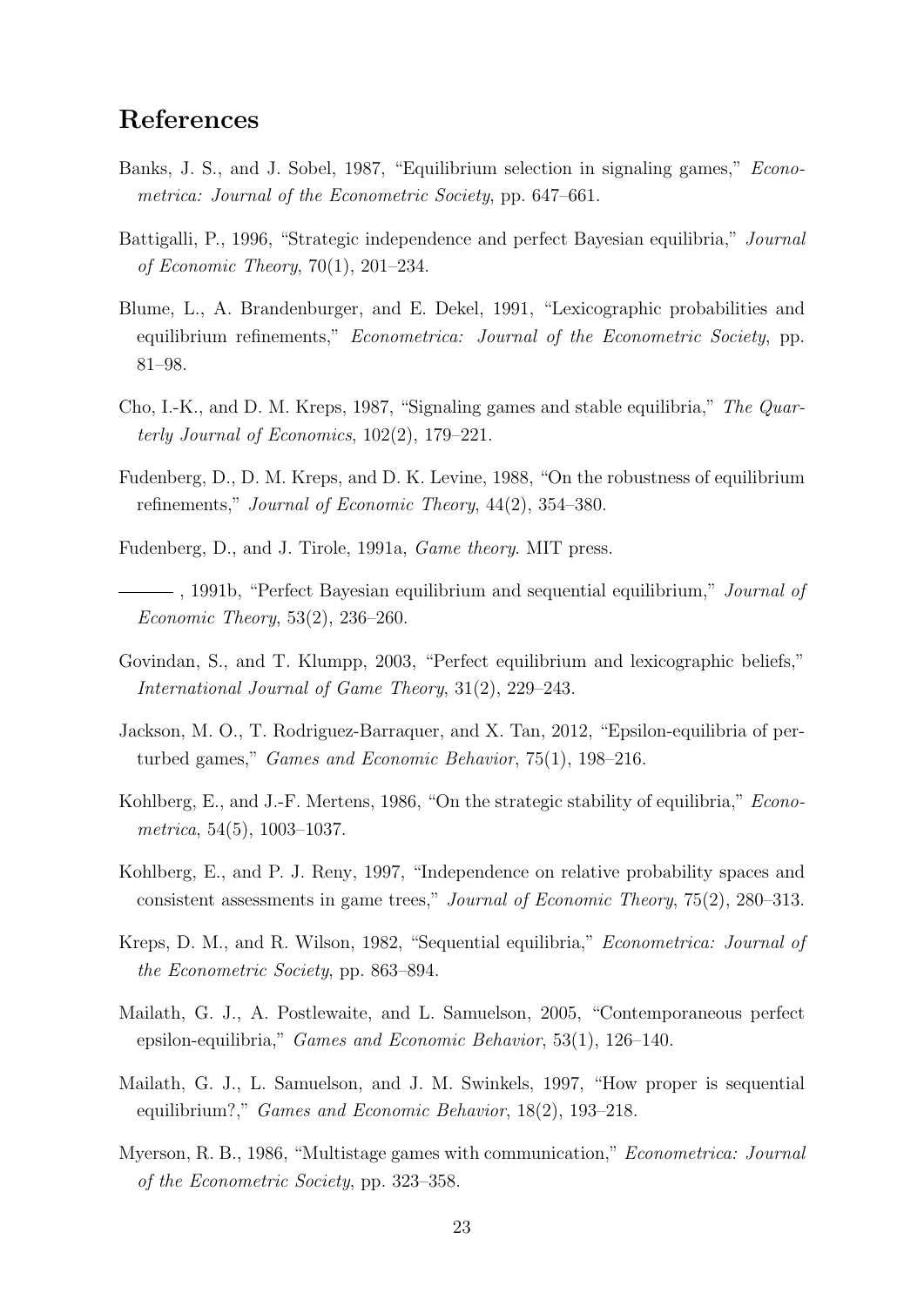# References

Banks, J. S., and J. Sobel, 1987, "Equilibrium selection in signaling games," *Econometrica: Journal of the Econometric Society*, pp. 647–661.

Battigalli, P., 1996, "Strategic independence and perfect Bayesian equilibria," *Journal of Economic Theory*, 70(1), 201–234.

Blume, L., A. Brandenburger, and E. Dekel, 1991, "Lexicographic probabilities and equilibrium refinements," *Econometrica: Journal of the Econometric Society*, pp. 81–98.

Cho, I.-K., and D. M. Kreps, 1987, "Signaling games and stable equilibria," *The Quarterly Journal of Economics*, 102(2), 179–221.

Fudenberg, D., D. M. Kreps, and D. K. Levine, 1988, "On the robustness of equilibrium refinements," *Journal of Economic Theory*, 44(2), 354–380.

Fudenberg, D., and J. Tirole, 1991a, *Game theory*. MIT press.

——— , 1991b, "Perfect Bayesian equilibrium and sequential equilibrium," *Journal of Economic Theory*, 53(2), 236–260.

Govindan, S., and T. Klumpp, 2003, "Perfect equilibrium and lexicographic beliefs," *International Journal of Game Theory*, 31(2), 229–243.

Jackson, M. O., T. Rodriguez-Barraquer, and X. Tan, 2012, "Epsilon-equilibria of perturbed games," *Games and Economic Behavior*, 75(1), 198–216.

Kohlberg, E., and J.-F. Mertens, 1986, "On the strategic stability of equilibria," *Econometrica*, 54(5), 1003–1037.

Kohlberg, E., and P. J. Reny, 1997, "Independence on relative probability spaces and consistent assessments in game trees," *Journal of Economic Theory*, 75(2), 280–313.

Kreps, D. M., and R. Wilson, 1982, "Sequential equilibria," *Econometrica: Journal of the Econometric Society*, pp. 863–894.

Mailath, G. J., A. Postlewaite, and L. Samuelson, 2005, "Contemporaneous perfect epsilon-equilibria," *Games and Economic Behavior*, 53(1), 126–140.

Mailath, G. J., L. Samuelson, and J. M. Swinkels, 1997, "How proper is sequential equilibrium?," *Games and Economic Behavior*, 18(2), 193–218.

Myerson, R. B., 1986, "Multistage games with communication," *Econometrica: Journal of the Econometric Society*, pp. 323–358.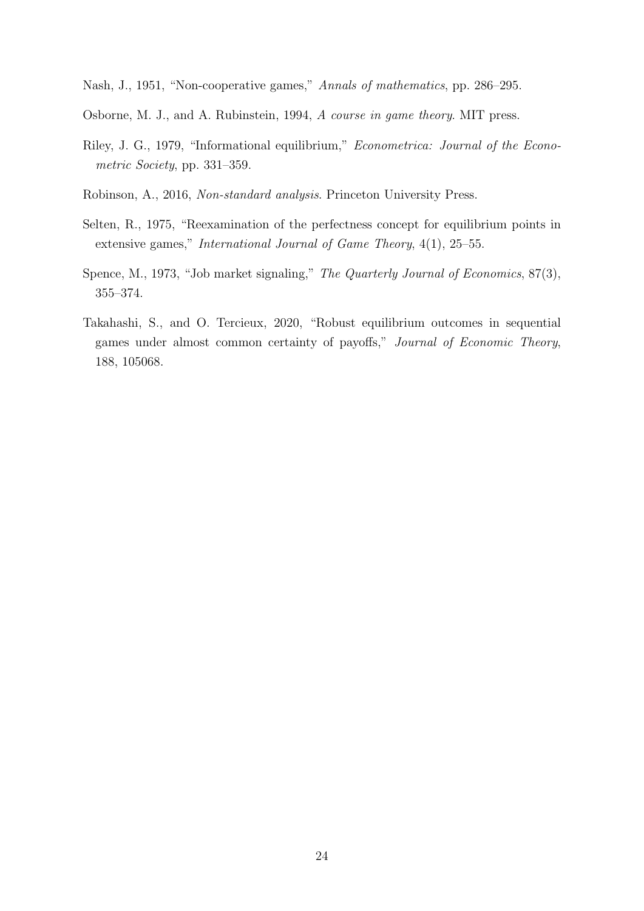Nash, J., 1951, "Non-cooperative games," *Annals of mathematics*, pp. 286–295.

Osborne, M. J., and A. Rubinstein, 1994, *A course in game theory*. MIT press.

Riley, J. G., 1979, "Informational equilibrium," *Econometrica: Journal of the Econometric Society*, pp. 331–359.

Robinson, A., 2016, *Non-standard analysis*. Princeton University Press.

Selten, R., 1975, "Reexamination of the perfectness concept for equilibrium points in extensive games," *International Journal of Game Theory*, 4(1), 25–55.

Spence, M., 1973, "Job market signaling," *The Quarterly Journal of Economics*, 87(3), 355–374.

Takahashi, S., and O. Tercieux, 2020, "Robust equilibrium outcomes in sequential games under almost common certainty of payoffs," *Journal of Economic Theory*, 188, 105068.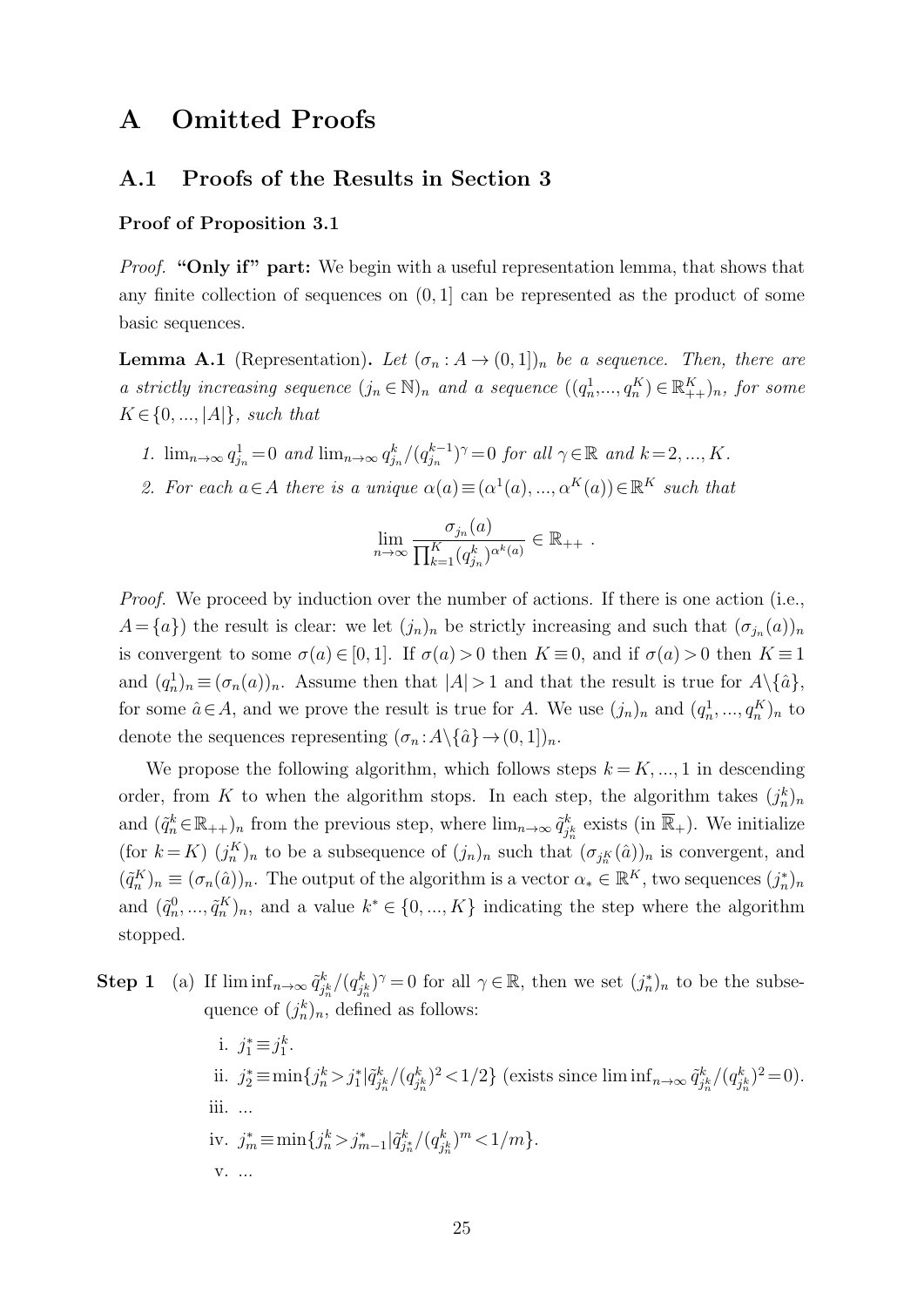# A Omitted Proofs

## A.1 Proofs of the Results in Section 3

### Proof of Proposition 3.1

*Proof.* **"Only if" part:** We begin with a useful representation lemma, that shows that any finite collection of sequences on $(0,1]$ can be represented as the product of some basic sequences.

**Lemma A.1** (Representation)**.** *Let $(\sigma_n : A \to (0,1])_n$ be a sequence. Then, there are a strictly increasing sequence $(j_n \in \mathbb{N})_n$ and a sequence $((q_n^1,...,q_n^K) \in \mathbb{R}_{++}^K)_n$, for some $K \in \{0,...,|A|\}$, such that*

1. *$\lim_{n\to\infty} q_{j_n}^1 = 0$ and $\lim_{n\to\infty} q_{j_n}^k/(q_{j_n}^{k-1})^\gamma = 0$ for all $\gamma \in \mathbb{R}$ and $k = 2,...,K$.*
2. *For each $a \in A$ there is a unique $\alpha(a) \equiv (\alpha^1(a),...,\alpha^K(a)) \in \mathbb{R}^K$ such that*

$$\lim_{n\to\infty} \frac{\sigma_{j_n}(a)}{\prod_{k=1}^K (q_{j_n}^k)^{\alpha^k(a)}} \in \mathbb{R}_{++} \ .$$

*Proof.* We proceed by induction over the number of actions. If there is one action (i.e., $A = \{a\}$) the result is clear: we let $(j_n)_n$ be strictly increasing and such that $(\sigma_{j_n}(a))_n$ is convergent to some $\sigma(a) \in [0,1]$. If $\sigma(a) > 0$ then $K \equiv 0$, and if $\sigma(a) > 0$ then $K \equiv 1$ and $(q_n^1)_n \equiv (\sigma_n(a))_n$. Assume then that $|A| > 1$ and that the result is true for $A \backslash \{\hat{a}\}$, for some $\hat{a} \in A$, and we prove the result is true for $A$. We use $(j_n)_n$ and $(q_n^1,...,q_n^K)_n$ to denote the sequences representing $(\sigma_n : A \backslash \{\hat{a}\} \to (0,1])_n$.

We propose the following algorithm, which follows steps $k = K,...,1$ in descending order, from $K$ to when the algorithm stops. In each step, the algorithm takes $(j_n^k)_n$ and $(\tilde{q}_n^k \in \mathbb{R}_{++})_n$ from the previous step, where $\lim_{n\to\infty} \tilde{q}_{j_n^k}^k$ exists (in $\overline{\mathbb{R}}_+$). We initialize (for $k = K$) $(j_n^K)_n$ to be a subsequence of $(j_n)_n$ such that $(\sigma_{j_n^K}(\hat{a}))_n$ is convergent, and $(\tilde{q}_n^K)_n \equiv (\sigma_n(\hat{a}))_n$. The output of the algorithm is a vector $\alpha_* \in \mathbb{R}^K$, two sequences $(j_n^*)_n$ and $(\tilde{q}_n^0,...,\tilde{q}_n^K)_n$, and a value $k^* \in \{0,...,K\}$ indicating the step where the algorithm stopped.

**Step 1** (a) If $\liminf_{n\to\infty} \tilde{q}_{j_n^k}^k/(q_{j_n^k}^k)^\gamma = 0$ for all $\gamma \in \mathbb{R}$, then we set $(j_n^*)_n$ to be the subsequence of $(j_n^k)_n$, defined as follows:

i. $j_1^* \equiv j_1^k$.

ii. $j_2^* \equiv \min\{j_n^k > j_1^* | \tilde{q}_{j_n^k}^k/(q_{j_n^k}^k)^2 < 1/2\}$ (exists since $\liminf_{n\to\infty} \tilde{q}_{j_n^k}^k/(q_{j_n^k}^k)^2 = 0$).

iii. ...

iv. $j_m^* \equiv \min\{j_n^k > j_{m-1}^* | \tilde{q}_{j_n^*}^k/(q_{j_n^k}^k)^m < 1/m\}$.

v. ...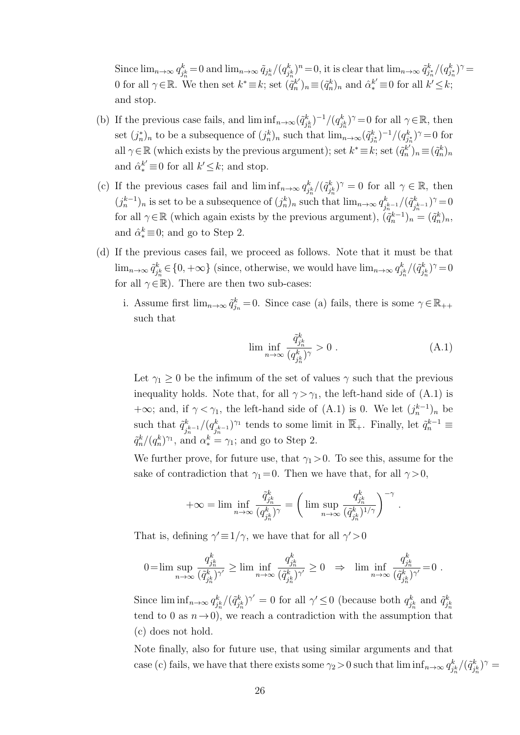Since $\lim_{n\to\infty} q^k_{j^k_n} = 0$ and $\lim_{n\to\infty} \tilde{q}_{j^k_n}/(q^k_{j^k_n})^n = 0$, it is clear that $\lim_{n\to\infty} \tilde{q}^k_{j^*_n}/(q^k_{j^*_n})^\gamma = 0$ for all $\gamma \in \mathbb{R}$. We then set $k^* \equiv k$; set $(\tilde{q}^{k'}_n)_n \equiv (\tilde{q}^k_n)_n$ and $\hat{\alpha}^{k'}_* \equiv 0$ for all $k' \leq k$; and stop.

(b) If the previous case fails, and $\liminf_{n\to\infty} (\tilde{q}^k_{j^k_n})^{-1}/(q^k_{j^k_n})^\gamma = 0$ for all $\gamma \in \mathbb{R}$, then set $(j^*_n)_n$ to be a subsequence of $(j^k_n)_n$ such that $\lim_{n\to\infty} (\tilde{q}^k_{j^*_n})^{-1}/(q^k_{j^*_n})^\gamma = 0$ for all $\gamma \in \mathbb{R}$ (which exists by the previous argument); set $k^* \equiv k$; set $(\tilde{q}^{k'}_n)_n \equiv (\tilde{q}^k_n)_n$ and $\hat{\alpha}^{k'}_* \equiv 0$ for all $k' \leq k$; and stop.

(c) If the previous cases fail and $\liminf_{n\to\infty} q^k_{j^k_n}/(\tilde{q}^k_{j^k_n})^\gamma = 0$ for all $\gamma \in \mathbb{R}$, then $(j^{k-1}_n)_n$ is set to be a subsequence of $(j^k_n)_n$ such that $\lim_{n\to\infty} q^k_{j^{k-1}_n}/(\tilde{q}^k_{j^{k-1}_n})^\gamma = 0$ for all $\gamma \in \mathbb{R}$ (which again exists by the previous argument), $(\tilde{q}^{k-1}_n)_n = (\tilde{q}^k_n)_n$, and $\hat{\alpha}^k_* \equiv 0$; and go to Step 2.

(d) If the previous cases fail, we proceed as follows. Note that it must be that $\lim_{n\to\infty} \tilde{q}^k_{j^k_n} \in \{0, +\infty\}$ (since, otherwise, we would have $\lim_{n\to\infty} q^k_{j^k_n}/(\tilde{q}^k_{j^k_n})^\gamma = 0$ for all $\gamma \in \mathbb{R}$). There are then two sub-cases:

   i. Assume first $\lim_{n\to\infty} \tilde{q}^k_{j_n} = 0$. Since case (a) fails, there is some $\gamma \in \mathbb{R}_{++}$ such that

$$\liminf_{n\to\infty} \frac{\tilde{q}^k_{j^k_n}}{(q^k_{j^k_n})^\gamma} > 0 \; . \tag{A.1}$$

   Let $\gamma_1 \geq 0$ be the infimum of the set of values $\gamma$ such that the previous inequality holds. Note that, for all $\gamma > \gamma_1$, the left-hand side of (A.1) is $+\infty$; and, if $\gamma < \gamma_1$, the left-hand side of (A.1) is 0. We let $(j^{k-1}_n)_n$ be such that $\tilde{q}^k_{j^{k-1}_n}/(q^k_{j^{k-1}_n})^{\gamma_1}$ tends to some limit in $\overline{\mathbb{R}}_+$. Finally, let $\tilde{q}^{k-1}_n \equiv \tilde{q}^k_n/(q^k_n)^{\gamma_1}$, and $\alpha^k_* = \gamma_1$; and go to Step 2.

   We further prove, for future use, that $\gamma_1 > 0$. To see this, assume for the sake of contradiction that $\gamma_1 = 0$. Then we have that, for all $\gamma > 0$,

$$+\infty = \liminf_{n\to\infty} \frac{\tilde{q}^k_{j^k_n}}{(q^k_{j^k_n})^\gamma} = \left( \limsup_{n\to\infty} \frac{q^k_{j^k_n}}{(\tilde{q}^k_{j^k_n})^{1/\gamma}} \right)^{-\gamma} .$$

   That is, defining $\gamma' \equiv 1/\gamma$, we have that for all $\gamma' > 0$

$$0 = \limsup_{n\to\infty} \frac{q^k_{j^k_n}}{(\tilde{q}^k_{j^k_n})^{\gamma'}} \geq \liminf_{n\to\infty} \frac{q^k_{j^k_n}}{(\tilde{q}^k_{j^k_n})^{\gamma'}} \geq 0 \quad \Rightarrow \quad \liminf_{n\to\infty} \frac{q^k_{j^k_n}}{(\tilde{q}^k_{j^k_n})^{\gamma'}} = 0 \; .$$

   Since $\liminf_{n\to\infty} q^k_{j^k_n}/(\tilde{q}^k_{j^k_n})^{\gamma'} = 0$ for all $\gamma' \leq 0$ (because both $q^k_{j^k_n}$ and $\tilde{q}^k_{j^k_n}$ tend to 0 as $n \to 0$), we reach a contradiction with the assumption that (c) does not hold.

   Note finally, also for future use, that using similar arguments and that case (c) fails, we have that there exists some $\gamma_2 > 0$ such that $\liminf_{n\to\infty} q^k_{j^k_n}/(\tilde{q}^k_{j^k_n})^\gamma =$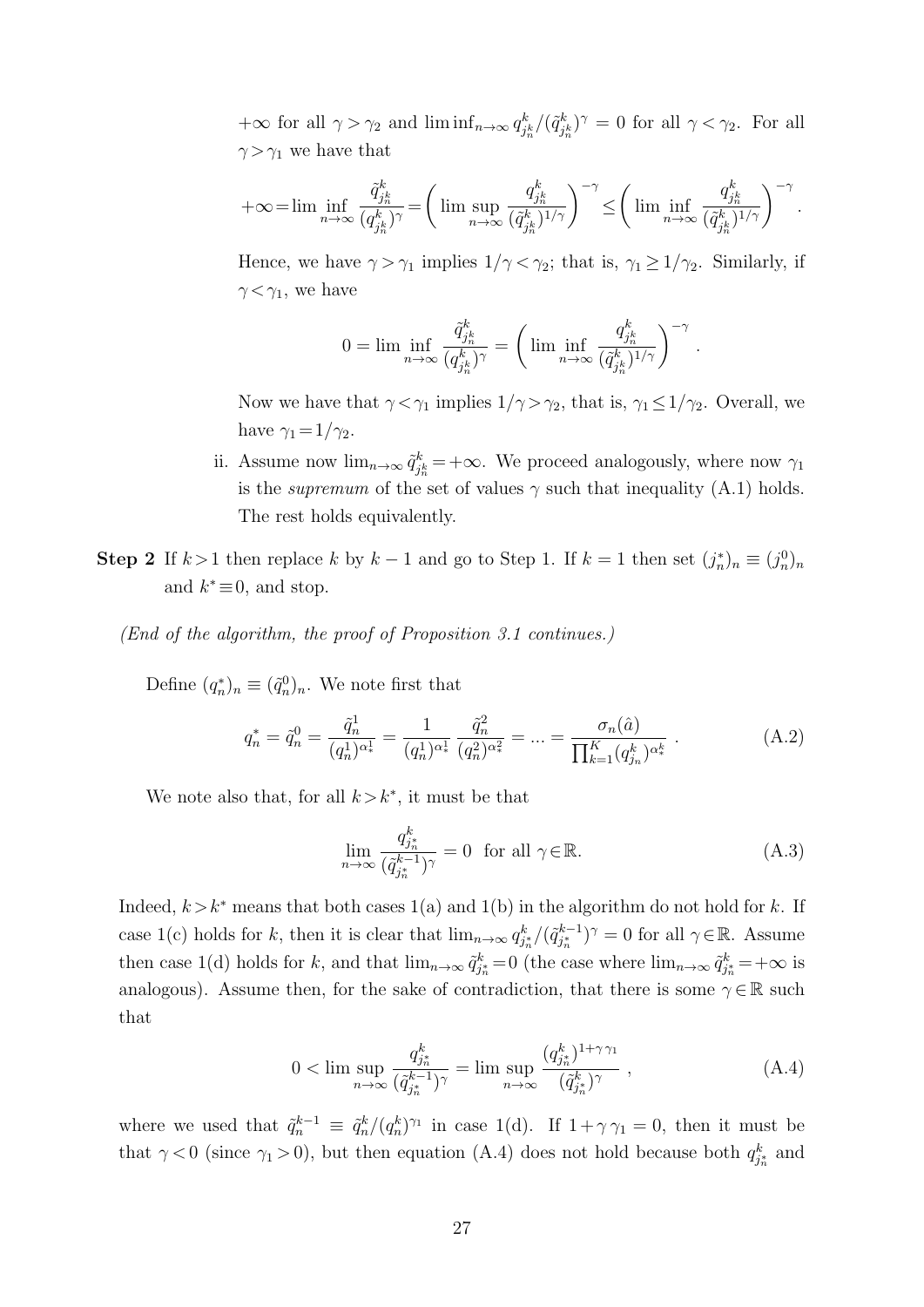$+\infty$ for all $\gamma > \gamma_2$ and $\liminf_{n\to\infty} q^k_{j^k_n}/(\tilde{q}^k_{j^k_n})^\gamma = 0$ for all $\gamma < \gamma_2$. For all $\gamma > \gamma_1$ we have that

$$+\infty = \liminf_{n\to\infty} \frac{\tilde{q}^k_{j^k_n}}{(q^k_{j^k_n})^\gamma} = \left( \limsup_{n\to\infty} \frac{q^k_{j^k_n}}{(\tilde{q}^k_{j^k_n})^{1/\gamma}} \right)^{-\gamma} \leq \left( \liminf_{n\to\infty} \frac{q^k_{j^k_n}}{(\tilde{q}^k_{j^k_n})^{1/\gamma}} \right)^{-\gamma} .$$

Hence, we have $\gamma > \gamma_1$ implies $1/\gamma < \gamma_2$; that is, $\gamma_1 \geq 1/\gamma_2$. Similarly, if $\gamma < \gamma_1$, we have

$$0 = \liminf_{n\to\infty} \frac{\tilde{q}^k_{j^k_n}}{(q^k_{j^k_n})^\gamma} = \left( \liminf_{n\to\infty} \frac{q^k_{j^k_n}}{(\tilde{q}^k_{j^k_n})^{1/\gamma}} \right)^{-\gamma} .$$

Now we have that $\gamma < \gamma_1$ implies $1/\gamma > \gamma_2$, that is, $\gamma_1 \leq 1/\gamma_2$. Overall, we have $\gamma_1 = 1/\gamma_2$.

ii. Assume now $\lim_{n\to\infty} \tilde{q}^k_{j^k_n} = +\infty$. We proceed analogously, where now $\gamma_1$ is the *supremum* of the set of values $\gamma$ such that inequality (A.1) holds. The rest holds equivalently.

**Step 2** If $k > 1$ then replace $k$ by $k-1$ and go to Step 1. If $k = 1$ then set $(j^*_n)_n \equiv (j^0_n)_n$ and $k^* \equiv 0$, and stop.

*(End of the algorithm, the proof of Proposition 3.1 continues.)*

Define $(q^*_n)_n \equiv (\tilde{q}^0_n)_n$. We note first that

$$q^*_n = \tilde{q}^0_n = \frac{\tilde{q}^1_n}{(q^1_n)^{\alpha^1_*}} = \frac{1}{(q^1_n)^{\alpha^1_*}} \frac{\tilde{q}^2_n}{(q^2_n)^{\alpha^2_*}} = \ldots = \frac{\sigma_n(\hat{a})}{\prod_{k=1}^K (q^k_{j_n})^{\alpha^k_*}} . \tag{A.2}$$

We note also that, for all $k > k^*$, it must be that

$$\lim_{n\to\infty} \frac{q^k_{j^*_n}}{(\tilde{q}^{k-1}_{j^*_n})^\gamma} = 0 \quad \text{for all } \gamma \in \mathbb{R}. \tag{A.3}$$

Indeed, $k > k^*$ means that both cases 1(a) and 1(b) in the algorithm do not hold for $k$. If case 1(c) holds for $k$, then it is clear that $\lim_{n\to\infty} q^k_{j^*_n}/(\tilde{q}^{k-1}_{j^*_n})^\gamma = 0$ for all $\gamma \in \mathbb{R}$. Assume then case 1(d) holds for $k$, and that $\lim_{n\to\infty} \tilde{q}^k_{j^*_n} = 0$ (the case where $\lim_{n\to\infty} \tilde{q}^k_{j^*_n} = +\infty$ is analogous). Assume then, for the sake of contradiction, that there is some $\gamma \in \mathbb{R}$ such that

$$0 < \limsup_{n\to\infty} \frac{q^k_{j^*_n}}{(\tilde{q}^{k-1}_{j^*_n})^\gamma} = \limsup_{n\to\infty} \frac{(q^k_{j^*_n})^{1+\gamma\gamma_1}}{(\tilde{q}^k_{j^*_n})^\gamma} , \tag{A.4}$$

where we used that $\tilde{q}^{k-1}_n \equiv \tilde{q}^k_n/(q^k_n)^{\gamma_1}$ in case 1(d). If $1 + \gamma\gamma_1 = 0$, then it must be that $\gamma < 0$ (since $\gamma_1 > 0$), but then equation (A.4) does not hold because both $q^k_{j^*_n}$ and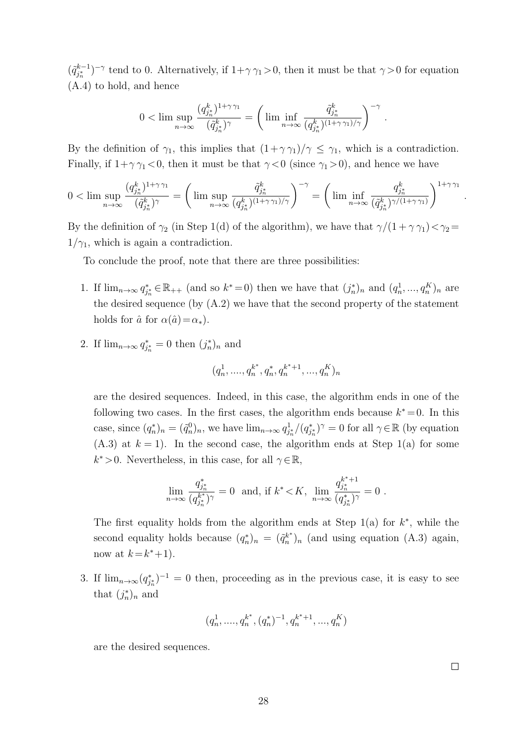$(\tilde{q}^{k-1}_{j^*_n})^{-\gamma}$ tend to 0. Alternatively, if $1+\gamma\,\gamma_1>0$, then it must be that $\gamma>0$ for equation (A.4) to hold, and hence

$$0<\limsup_{n\to\infty}\frac{(q^k_{j^*_n})^{1+\gamma\,\gamma_1}}{(\tilde{q}^k_{j^*_n})^{\gamma}}=\left(\liminf_{n\to\infty}\frac{\tilde{q}^k_{j^*_n}}{(q^k_{j^*_n})^{(1+\gamma\,\gamma_1)/\gamma}}\right)^{-\gamma}.$$

By the definition of $\gamma_1$, this implies that $(1+\gamma\,\gamma_1)/\gamma\leq\gamma_1$, which is a contradiction. Finally, if $1+\gamma\,\gamma_1<0$, then it must be that $\gamma<0$ (since $\gamma_1>0$), and hence we have

$$0<\limsup_{n\to\infty}\frac{(q^k_{j^*_n})^{1+\gamma\,\gamma_1}}{(\tilde{q}^k_{j^*_n})^{\gamma}}=\left(\limsup_{n\to\infty}\frac{\tilde{q}^k_{j^*_n}}{(q^k_{j^*_n})^{(1+\gamma\,\gamma_1)/\gamma}}\right)^{-\gamma}=\left(\liminf_{n\to\infty}\frac{q^k_{j^*_n}}{(\tilde{q}^k_{j^*_n})^{\gamma/(1+\gamma\,\gamma_1)}}\right)^{1+\gamma\,\gamma_1}.$$

By the definition of $\gamma_2$ (in Step 1(d) of the algorithm), we have that $\gamma/(1+\gamma\,\gamma_1)<\gamma_2=1/\gamma_1$, which is again a contradiction.

To conclude the proof, note that there are three possibilities:

1. If $\lim_{n\to\infty}q^*_{j^*_n}\in\mathbb{R}_{++}$ (and so $k^*=0$) then we have that $(j^*_n)_n$ and $(q^1_n,...,q^K_n)_n$ are the desired sequence (by (A.2) we have that the second property of the statement holds for $\hat{a}$ for $\alpha(\hat{a})=\alpha_*$).

2. If $\lim_{n\to\infty}q^*_{j^*_n}=0$ then $(j^*_n)_n$ and

$$(q^1_n,....,q^{k^*}_n,q^*_n,q^{k^*+1}_n,...,q^K_n)_n$$

are the desired sequences. Indeed, in this case, the algorithm ends in one of the following two cases. In the first cases, the algorithm ends because $k^*=0$. In this case, since $(q^*_n)_n=(\tilde{q}^0_n)_n$, we have $\lim_{n\to\infty}q^1_{j^*_n}/(q^*_{j^*_n})^{\gamma}=0$ for all $\gamma\in\mathbb{R}$ (by equation (A.3) at $k=1$). In the second case, the algorithm ends at Step 1(a) for some $k^*>0$. Nevertheless, in this case, for all $\gamma\in\mathbb{R}$,

$$\lim_{n\to\infty}\frac{q^*_{j^*_n}}{(q^{k^*}_{j^*_n})^{\gamma}}=0\ \text{ and, if } k^*<K,\ \lim_{n\to\infty}\frac{q^{k^*+1}_{j^*_n}}{(q^*_{j^*_n})^{\gamma}}=0\,.$$

The first equality holds from the algorithm ends at Step 1(a) for $k^*$, while the second equality holds because $(q^*_n)_n=(\tilde{q}^{k^*}_n)_n$ (and using equation (A.3) again, now at $k=k^*+1$).

3. If $\lim_{n\to\infty}(q^*_{j^*_n})^{-1}=0$ then, proceeding as in the previous case, it is easy to see that $(j^*_n)_n$ and

$$(q^1_n,....,q^{k^*}_n,(q^*_n)^{-1},q^{k^*+1}_n,...,q^K_n)$$

are the desired sequences.

□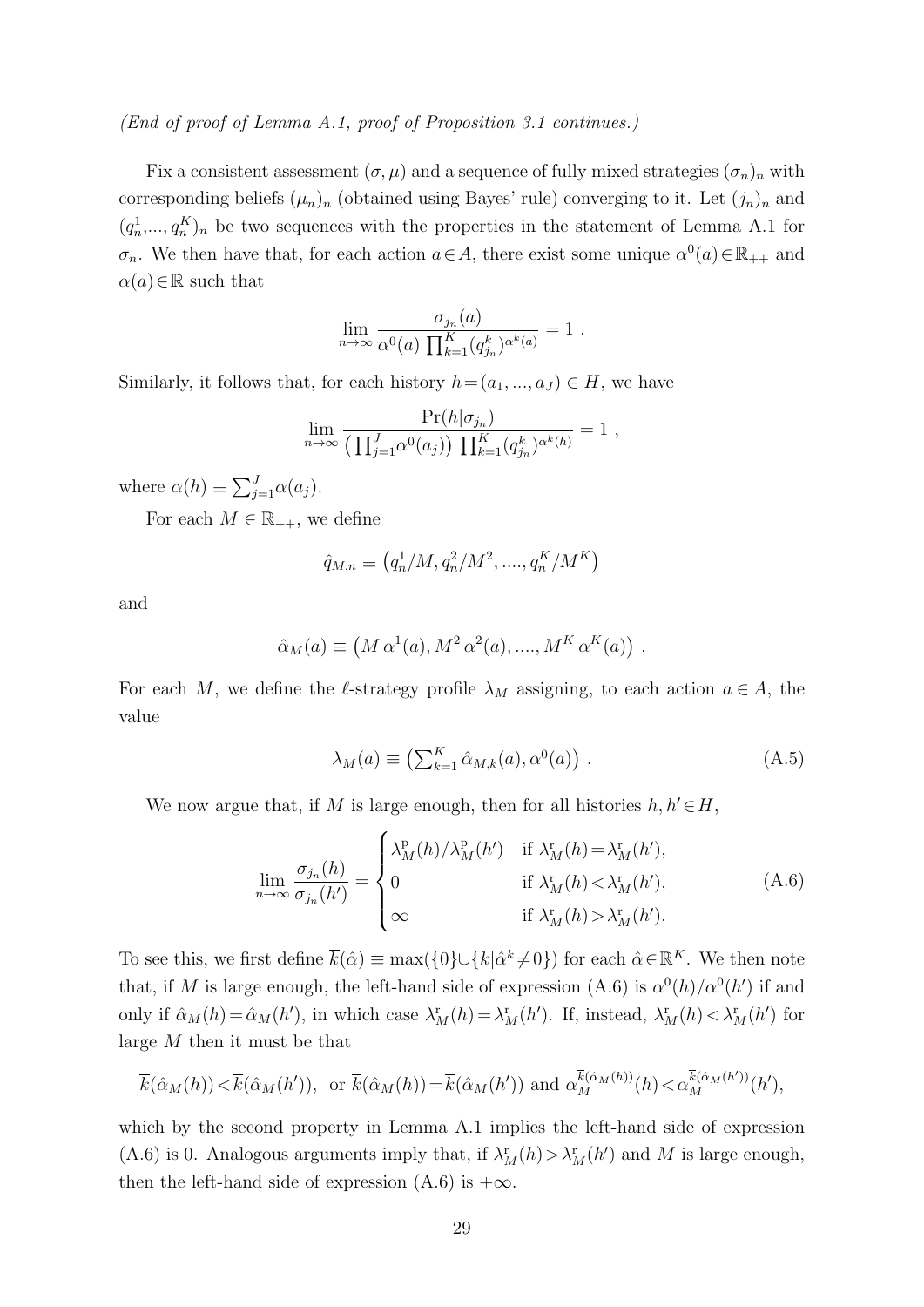*(End of proof of Lemma A.1, proof of Proposition 3.1 continues.)*

Fix a consistent assessment $(\sigma, \mu)$ and a sequence of fully mixed strategies $(\sigma_n)_n$ with corresponding beliefs $(\mu_n)_n$ (obtained using Bayes' rule) converging to it. Let $(j_n)_n$ and $(q_n^1, ..., q_n^K)_n$ be two sequences with the properties in the statement of Lemma A.1 for $\sigma_n$. We then have that, for each action $a \in A$, there exist some unique $\alpha^0(a) \in \mathbb{R}_{++}$ and $\alpha(a) \in \mathbb{R}$ such that

$$\lim_{n\to\infty} \frac{\sigma_{j_n}(a)}{\alpha^0(a) \prod_{k=1}^K (q_{j_n}^k)^{\alpha^k(a)}} = 1 \; .$$

Similarly, it follows that, for each history $h = (a_1, ..., a_J) \in H$, we have

$$\lim_{n\to\infty} \frac{\Pr(h|\sigma_{j_n})}{\left(\prod_{j=1}^J \alpha^0(a_j)\right) \prod_{k=1}^K (q_{j_n}^k)^{\alpha^k(h)}} = 1 \; ,$$

where $\alpha(h) \equiv \sum_{j=1}^J \alpha(a_j)$.

For each $M \in \mathbb{R}_{++}$, we define

$$\hat{q}_{M,n} \equiv \left(q_n^1/M, q_n^2/M^2, ...., q_n^K/M^K\right)$$

and

$$\hat{\alpha}_M(a) \equiv \left(M\,\alpha^1(a), M^2\,\alpha^2(a), ...., M^K\,\alpha^K(a)\right) \; .$$

For each $M$, we define the $\ell$-strategy profile $\lambda_M$ assigning, to each action $a \in A$, the value

$$\lambda_M(a) \equiv \left(\textstyle\sum_{k=1}^K \hat{\alpha}_{M,k}(a), \alpha^0(a)\right) \; . \tag{A.5}$$

We now argue that, if $M$ is large enough, then for all histories $h, h' \in H$,

$$\lim_{n\to\infty} \frac{\sigma_{j_n}(h)}{\sigma_{j_n}(h')} = \begin{cases} \lambda_M^{\mathrm{p}}(h)/\lambda_M^{\mathrm{p}}(h') & \text{if } \lambda_M^{\mathrm{r}}(h) = \lambda_M^{\mathrm{r}}(h'), \\ 0 & \text{if } \lambda_M^{\mathrm{r}}(h) < \lambda_M^{\mathrm{r}}(h'), \\ \infty & \text{if } \lambda_M^{\mathrm{r}}(h) > \lambda_M^{\mathrm{r}}(h'). \end{cases} \tag{A.6}$$

To see this, we first define $\overline{k}(\hat{\alpha}) \equiv \max(\{0\} \cup \{k | \hat{\alpha}^k \neq 0\})$ for each $\hat{\alpha} \in \mathbb{R}^K$. We then note that, if $M$ is large enough, the left-hand side of expression (A.6) is $\alpha^0(h)/\alpha^0(h')$ if and only if $\hat{\alpha}_M(h) = \hat{\alpha}_M(h')$, in which case $\lambda_M^{\mathrm{r}}(h) = \lambda_M^{\mathrm{r}}(h')$. If, instead, $\lambda_M^{\mathrm{r}}(h) < \lambda_M^{\mathrm{r}}(h')$ for large $M$ then it must be that

$$\overline{k}(\hat{\alpha}_M(h)) < \overline{k}(\hat{\alpha}_M(h')), \;\; \text{or } \overline{k}(\hat{\alpha}_M(h)) = \overline{k}(\hat{\alpha}_M(h')) \text{ and } \alpha_M^{\overline{k}(\hat{\alpha}_M(h))}(h) < \alpha_M^{\overline{k}(\hat{\alpha}_M(h'))}(h'),$$

which by the second property in Lemma A.1 implies the left-hand side of expression (A.6) is 0. Analogous arguments imply that, if $\lambda_M^{\mathrm{r}}(h) > \lambda_M^{\mathrm{r}}(h')$ and $M$ is large enough, then the left-hand side of expression (A.6) is $+\infty$.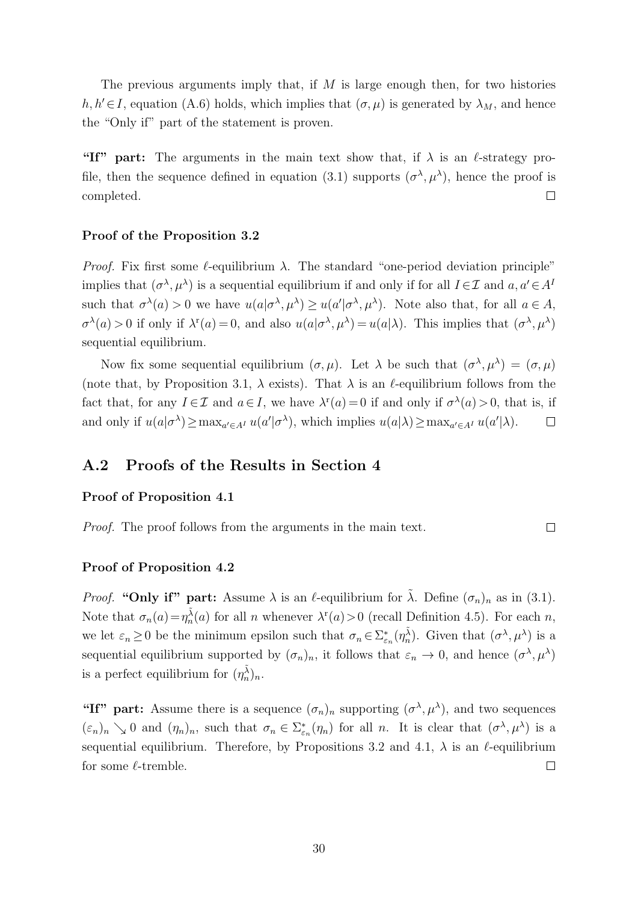The previous arguments imply that, if $M$ is large enough then, for two histories $h, h' \in I$, equation (A.6) holds, which implies that $(\sigma, \mu)$ is generated by $\lambda_M$, and hence the "Only if" part of the statement is proven.

**"If" part:** The arguments in the main text show that, if $\lambda$ is an $\ell$-strategy profile, then the sequence defined in equation (3.1) supports $(\sigma^\lambda, \mu^\lambda)$, hence the proof is completed. $\square$

### Proof of the Proposition 3.2

*Proof.* Fix first some $\ell$-equilibrium $\lambda$. The standard "one-period deviation principle" implies that $(\sigma^\lambda, \mu^\lambda)$ is a sequential equilibrium if and only if for all $I \in \mathcal{I}$ and $a, a' \in A^I$ such that $\sigma^\lambda(a) > 0$ we have $u(a|\sigma^\lambda, \mu^\lambda) \geq u(a'|\sigma^\lambda, \mu^\lambda)$. Note also that, for all $a \in A$, $\sigma^\lambda(a) > 0$ if only if $\lambda^{\mathrm{r}}(a) = 0$, and also $u(a|\sigma^\lambda, \mu^\lambda) = u(a|\lambda)$. This implies that $(\sigma^\lambda, \mu^\lambda)$ sequential equilibrium.

Now fix some sequential equilibrium $(\sigma, \mu)$. Let $\lambda$ be such that $(\sigma^\lambda, \mu^\lambda) = (\sigma, \mu)$ (note that, by Proposition 3.1, $\lambda$ exists). That $\lambda$ is an $\ell$-equilibrium follows from the fact that, for any $I \in \mathcal{I}$ and $a \in I$, we have $\lambda^{\mathrm{r}}(a) = 0$ if and only if $\sigma^\lambda(a) > 0$, that is, if and only if $u(a|\sigma^\lambda) \geq \max_{a' \in A^I} u(a'|\sigma^\lambda)$, which implies $u(a|\lambda) \geq \max_{a' \in A^I} u(a'|\lambda)$. $\square$

## A.2 Proofs of the Results in Section 4

### Proof of Proposition 4.1

*Proof.* The proof follows from the arguments in the main text. $\square$

### Proof of Proposition 4.2

*Proof.* **"Only if" part:** Assume $\lambda$ is an $\ell$-equilibrium for $\tilde{\lambda}$. Define $(\sigma_n)_n$ as in (3.1). Note that $\sigma_n(a) = \eta_n^{\tilde{\lambda}}(a)$ for all $n$ whenever $\lambda^{\mathrm{r}}(a) > 0$ (recall Definition 4.5). For each $n$, we let $\varepsilon_n \geq 0$ be the minimum epsilon such that $\sigma_n \in \Sigma^*_{\varepsilon_n}(\eta_n^{\tilde{\lambda}})$. Given that $(\sigma^\lambda, \mu^\lambda)$ is a sequential equilibrium supported by $(\sigma_n)_n$, it follows that $\varepsilon_n \to 0$, and hence $(\sigma^\lambda, \mu^\lambda)$ is a perfect equilibrium for $(\eta_n^{\tilde{\lambda}})_n$.

**"If" part:** Assume there is a sequence $(\sigma_n)_n$ supporting $(\sigma^\lambda, \mu^\lambda)$, and two sequences $(\varepsilon_n)_n \searrow 0$ and $(\eta_n)_n$, such that $\sigma_n \in \Sigma^*_{\varepsilon_n}(\eta_n)$ for all $n$. It is clear that $(\sigma^\lambda, \mu^\lambda)$ is a sequential equilibrium. Therefore, by Propositions 3.2 and 4.1, $\lambda$ is an $\ell$-equilibrium for some $\ell$-tremble. $\square$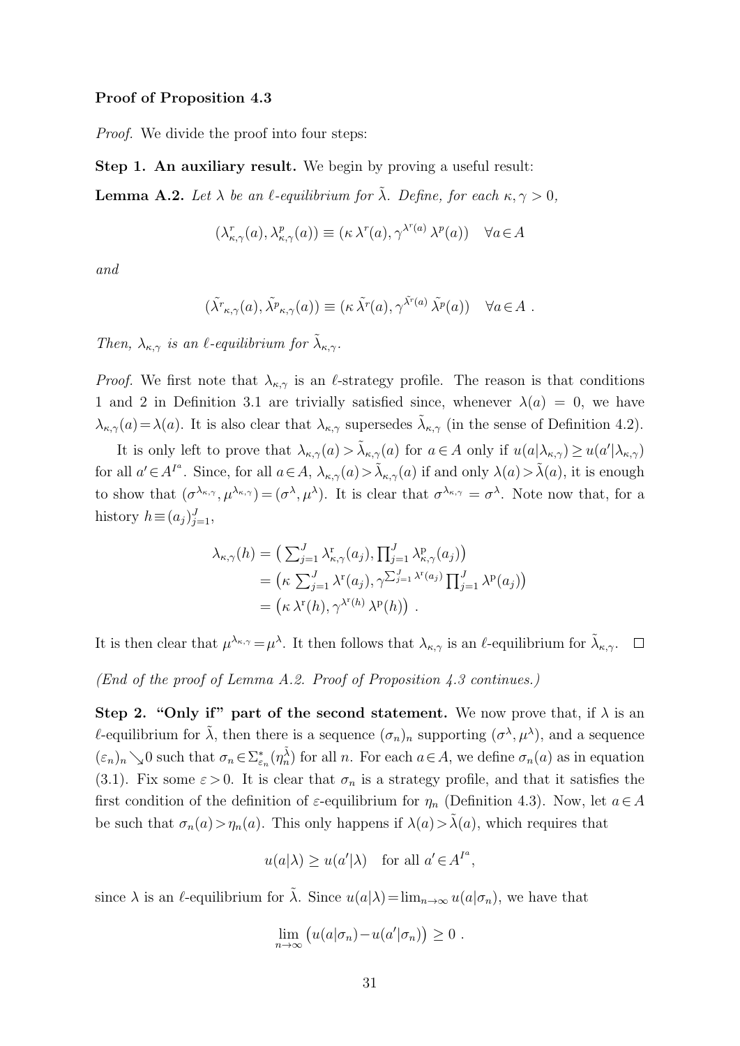**Proof of Proposition 4.3**

*Proof.* We divide the proof into four steps:

**Step 1. An auxiliary result.** We begin by proving a useful result:

**Lemma A.2.** *Let $\lambda$ be an $\ell$-equilibrium for $\tilde{\lambda}$. Define, for each $\kappa, \gamma > 0$,*

$$(\lambda^r_{\kappa,\gamma}(a), \lambda^p_{\kappa,\gamma}(a)) \equiv (\kappa\, \lambda^r(a), \gamma^{\lambda^r(a)}\, \lambda^p(a)) \quad \forall a \in A$$

*and*

$$(\tilde{\lambda^r}_{\kappa,\gamma}(a), \tilde{\lambda^p}_{\kappa,\gamma}(a)) \equiv (\kappa\, \tilde{\lambda}^r(a), \gamma^{\tilde{\lambda}^r(a)}\, \tilde{\lambda}^p(a)) \quad \forall a \in A\ .$$

*Then, $\lambda_{\kappa,\gamma}$ is an $\ell$-equilibrium for $\tilde{\lambda}_{\kappa,\gamma}$.*

*Proof.* We first note that $\lambda_{\kappa,\gamma}$ is an $\ell$-strategy profile. The reason is that conditions 1 and 2 in Definition 3.1 are trivially satisfied since, whenever $\lambda(a) = 0$, we have $\lambda_{\kappa,\gamma}(a) = \lambda(a)$. It is also clear that $\lambda_{\kappa,\gamma}$ supersedes $\tilde{\lambda}_{\kappa,\gamma}$ (in the sense of Definition 4.2).

It is only left to prove that $\lambda_{\kappa,\gamma}(a) > \tilde{\lambda}_{\kappa,\gamma}(a)$ for $a \in A$ only if $u(a|\lambda_{\kappa,\gamma}) \geq u(a'|\lambda_{\kappa,\gamma})$ for all $a' \in A^{I^a}$. Since, for all $a \in A$, $\lambda_{\kappa,\gamma}(a) > \tilde{\lambda}_{\kappa,\gamma}(a)$ if and only if $\lambda(a) > \tilde{\lambda}(a)$, it is enough to show that $(\sigma^{\lambda_{\kappa,\gamma}}, \mu^{\lambda_{\kappa,\gamma}}) = (\sigma^\lambda, \mu^\lambda)$. It is clear that $\sigma^{\lambda_{\kappa,\gamma}} = \sigma^\lambda$. Note now that, for a history $h \equiv (a_j)_{j=1}^J$,

$$\begin{aligned}
\lambda_{\kappa,\gamma}(h) &= \left( \textstyle\sum_{j=1}^J \lambda^{\mathrm{r}}_{\kappa,\gamma}(a_j), \prod_{j=1}^J \lambda^{\mathrm{p}}_{\kappa,\gamma}(a_j) \right) \\
&= \left( \kappa \textstyle\sum_{j=1}^J \lambda^{\mathrm{r}}(a_j), \gamma^{\sum_{j=1}^J \lambda^{\mathrm{r}}(a_j)} \prod_{j=1}^J \lambda^{\mathrm{p}}(a_j) \right) \\
&= \left( \kappa\, \lambda^{\mathrm{r}}(h), \gamma^{\lambda^{\mathrm{r}}(h)}\, \lambda^{\mathrm{p}}(h) \right)\ .
\end{aligned}$$

It is then clear that $\mu^{\lambda_{\kappa,\gamma}} = \mu^\lambda$. It then follows that $\lambda_{\kappa,\gamma}$ is an $\ell$-equilibrium for $\tilde{\lambda}_{\kappa,\gamma}$. $\square$

*(End of the proof of Lemma A.2. Proof of Proposition 4.3 continues.)*

**Step 2. "Only if" part of the second statement.** We now prove that, if $\lambda$ is an $\ell$-equilibrium for $\tilde{\lambda}$, then there is a sequence $(\sigma_n)_n$ supporting $(\sigma^\lambda, \mu^\lambda)$, and a sequence $(\varepsilon_n)_n \searrow 0$ such that $\sigma_n \in \Sigma^*_{\varepsilon_n}(\eta^{\tilde{\lambda}}_n)$ for all $n$. For each $a \in A$, we define $\sigma_n(a)$ as in equation (3.1). Fix some $\varepsilon > 0$. It is clear that $\sigma_n$ is a strategy profile, and that it satisfies the first condition of the definition of $\varepsilon$-equilibrium for $\eta_n$ (Definition 4.3). Now, let $a \in A$ be such that $\sigma_n(a) > \eta_n(a)$. This only happens if $\lambda(a) > \tilde{\lambda}(a)$, which requires that

$$u(a|\lambda) \geq u(a'|\lambda) \quad \text{for all } a' \in A^{I^a},$$

since $\lambda$ is an $\ell$-equilibrium for $\tilde{\lambda}$. Since $u(a|\lambda) = \lim_{n\to\infty} u(a|\sigma_n)$, we have that

$$\lim_{n\to\infty} \left( u(a|\sigma_n) - u(a'|\sigma_n) \right) \geq 0\ .$$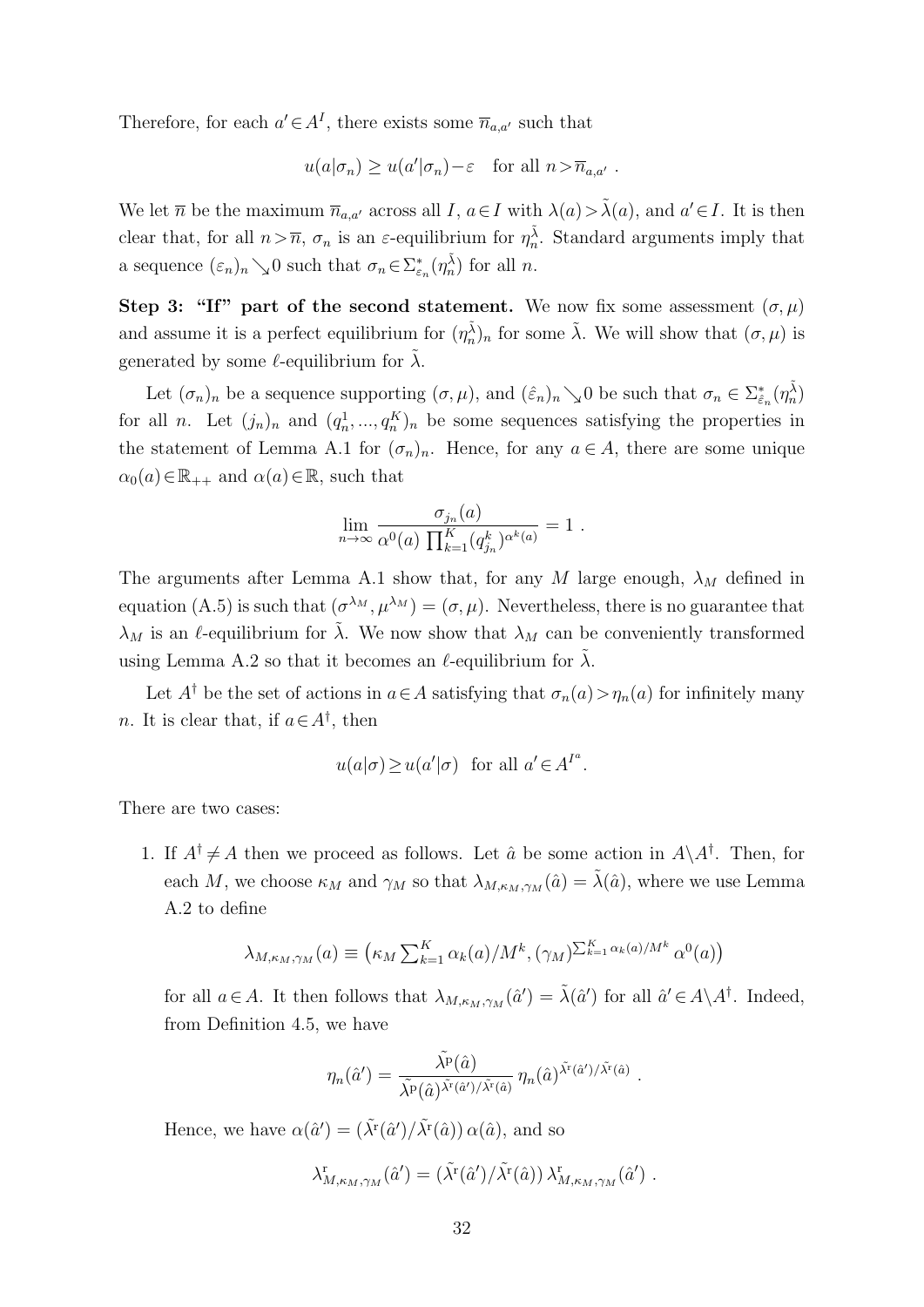Therefore, for each $a' \in A^I$, there exists some $\overline{n}_{a,a'}$ such that

$$u(a|\sigma_n) \geq u(a'|\sigma_n) - \varepsilon \quad \text{for all } n > \overline{n}_{a,a'} \ .$$

We let $\overline{n}$ be the maximum $\overline{n}_{a,a'}$ across all $I$, $a \in I$ with $\lambda(a) > \tilde{\lambda}(a)$, and $a' \in I$. It is then clear that, for all $n > \overline{n}$, $\sigma_n$ is an $\varepsilon$-equilibrium for $\eta_n^{\tilde{\lambda}}$. Standard arguments imply that a sequence $(\varepsilon_n)_n \searrow 0$ such that $\sigma_n \in \Sigma^*_{\varepsilon_n}(\eta_n^{\tilde{\lambda}})$ for all $n$.

**Step 3: "If" part of the second statement.** We now fix some assessment $(\sigma, \mu)$ and assume it is a perfect equilibrium for $(\eta_n^{\tilde{\lambda}})_n$ for some $\tilde{\lambda}$. We will show that $(\sigma, \mu)$ is generated by some $\ell$-equilibrium for $\tilde{\lambda}$.

Let $(\sigma_n)_n$ be a sequence supporting $(\sigma, \mu)$, and $(\hat{\varepsilon}_n)_n \searrow 0$ be such that $\sigma_n \in \Sigma^*_{\hat{\varepsilon}_n}(\eta_n^{\tilde{\lambda}})$ for all $n$. Let $(j_n)_n$ and $(q_n^1, ..., q_n^K)_n$ be some sequences satisfying the properties in the statement of Lemma A.1 for $(\sigma_n)_n$. Hence, for any $a \in A$, there are some unique $\alpha_0(a) \in \mathbb{R}_{++}$ and $\alpha(a) \in \mathbb{R}$, such that

$$\lim_{n \to \infty} \frac{\sigma_{j_n}(a)}{\alpha^0(a) \prod_{k=1}^K (q_{j_n}^k)^{\alpha^k(a)}} = 1 \ .$$

The arguments after Lemma A.1 show that, for any $M$ large enough, $\lambda_M$ defined in equation (A.5) is such that $(\sigma^{\lambda_M}, \mu^{\lambda_M}) = (\sigma, \mu)$. Nevertheless, there is no guarantee that $\lambda_M$ is an $\ell$-equilibrium for $\tilde{\lambda}$. We now show that $\lambda_M$ can be conveniently transformed using Lemma A.2 so that it becomes an $\ell$-equilibrium for $\tilde{\lambda}$.

Let $A^\dagger$ be the set of actions in $a \in A$ satisfying that $\sigma_n(a) > \eta_n(a)$ for infinitely many $n$. It is clear that, if $a \in A^\dagger$, then

$$u(a|\sigma) \geq u(a'|\sigma) \ \text{ for all } a' \in A^{I^a}.$$

There are two cases:

1. If $A^\dagger \neq A$ then we proceed as follows. Let $\hat{a}$ be some action in $A \backslash A^\dagger$. Then, for each $M$, we choose $\kappa_M$ and $\gamma_M$ so that $\lambda_{M,\kappa_M,\gamma_M}(\hat{a}) = \tilde{\lambda}(\hat{a})$, where we use Lemma A.2 to define

$$\lambda_{M,\kappa_M,\gamma_M}(a) \equiv \left(\kappa_M \textstyle\sum_{k=1}^K \alpha_k(a)/M^k, (\gamma_M)^{\sum_{k=1}^K \alpha_k(a)/M^k} \, \alpha^0(a)\right)$$

for all $a \in A$. It then follows that $\lambda_{M,\kappa_M,\gamma_M}(\hat{a}') = \tilde{\lambda}(\hat{a}')$ for all $\hat{a}' \in A \backslash A^\dagger$. Indeed, from Definition 4.5, we have

$$\eta_n(\hat{a}') = \frac{\tilde{\lambda}^{\mathrm{p}}(\hat{a})}{\tilde{\lambda}^{\mathrm{p}}(\hat{a})^{\tilde{\lambda}^{\mathrm{r}}(\hat{a}')/\tilde{\lambda}^{\mathrm{r}}(\hat{a})}} \, \eta_n(\hat{a})^{\tilde{\lambda}^{\mathrm{r}}(\hat{a}')/\tilde{\lambda}^{\mathrm{r}}(\hat{a})} \ .$$

Hence, we have $\alpha(\hat{a}') = (\tilde{\lambda}^{\mathrm{r}}(\hat{a}')/\tilde{\lambda}^{\mathrm{r}}(\hat{a}))\, \alpha(\hat{a})$, and so

$$\lambda^{\mathrm{r}}_{M,\kappa_M,\gamma_M}(\hat{a}') = (\tilde{\lambda}^{\mathrm{r}}(\hat{a}')/\tilde{\lambda}^{\mathrm{r}}(\hat{a}))\, \lambda^{\mathrm{r}}_{M,\kappa_M,\gamma_M}(\hat{a}') \ .$$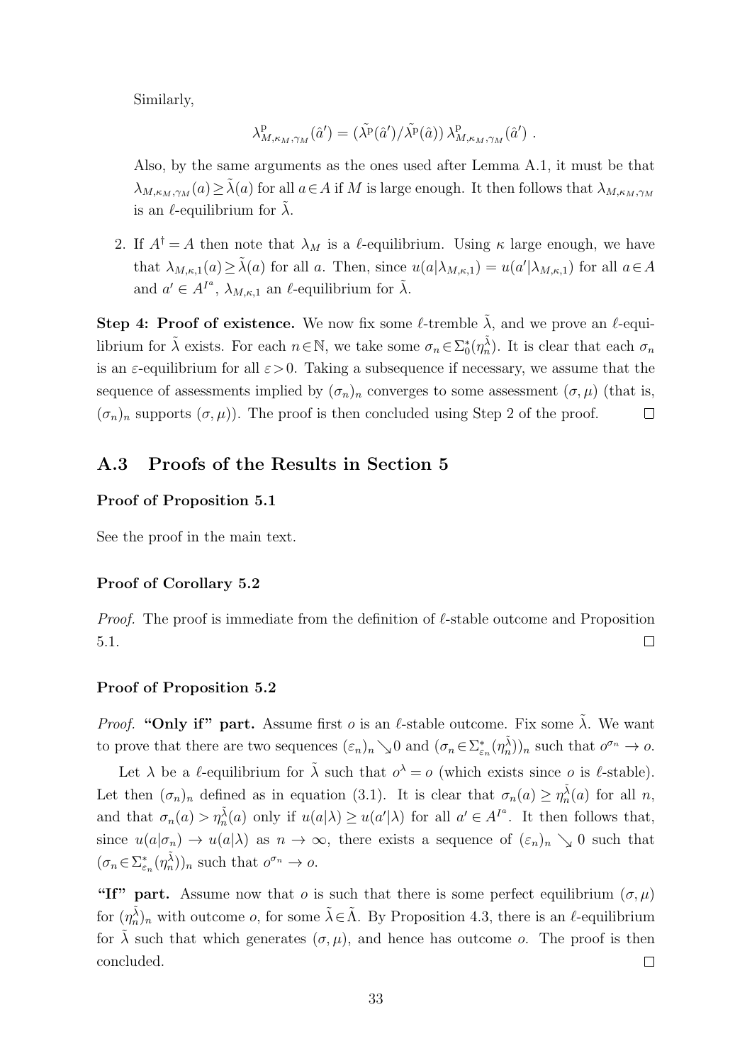Similarly,

$$\lambda^{\mathrm{p}}_{M,\kappa_M,\gamma_M}(\hat{a}') = (\tilde{\lambda}^{\mathrm{p}}(\hat{a}')/\tilde{\lambda}^{\mathrm{p}}(\hat{a}))\,\lambda^{\mathrm{p}}_{M,\kappa_M,\gamma_M}(\hat{a}')\ .$$

Also, by the same arguments as the ones used after Lemma A.1, it must be that $\lambda_{M,\kappa_M,\gamma_M}(a) \geq \tilde{\lambda}(a)$ for all $a \in A$ if $M$ is large enough. It then follows that $\lambda_{M,\kappa_M,\gamma_M}$ is an $\ell$-equilibrium for $\tilde{\lambda}$.

2. If $A^\dagger = A$ then note that $\lambda_M$ is a $\ell$-equilibrium. Using $\kappa$ large enough, we have that $\lambda_{M,\kappa,1}(a) \geq \tilde{\lambda}(a)$ for all $a$. Then, since $u(a|\lambda_{M,\kappa,1}) = u(a'|\lambda_{M,\kappa,1})$ for all $a \in A$ and $a' \in A^{I^a}$, $\lambda_{M,\kappa,1}$ an $\ell$-equilibrium for $\tilde{\lambda}$.

**Step 4: Proof of existence.** We now fix some $\ell$-tremble $\tilde{\lambda}$, and we prove an $\ell$-equilibrium for $\tilde{\lambda}$ exists. For each $n \in \mathbb{N}$, we take some $\sigma_n \in \Sigma^*_0(\eta^{\tilde{\lambda}}_n)$. It is clear that each $\sigma_n$ is an $\varepsilon$-equilibrium for all $\varepsilon > 0$. Taking a subsequence if necessary, we assume that the sequence of assessments implied by $(\sigma_n)_n$ converges to some assessment $(\sigma, \mu)$ (that is, $(\sigma_n)_n$ supports $(\sigma, \mu)$). The proof is then concluded using Step 2 of the proof. $\square$

## A.3 Proofs of the Results in Section 5

#### Proof of Proposition 5.1

See the proof in the main text.

#### Proof of Corollary 5.2

*Proof.* The proof is immediate from the definition of $\ell$-stable outcome and Proposition 5.1. $\square$

#### Proof of Proposition 5.2

*Proof.* **"Only if" part.** Assume first $o$ is an $\ell$-stable outcome. Fix some $\tilde{\lambda}$. We want to prove that there are two sequences $(\varepsilon_n)_n \searrow 0$ and $(\sigma_n \in \Sigma^*_{\varepsilon_n}(\eta^{\tilde{\lambda}}_n))_n$ such that $o^{\sigma_n} \to o$.

Let $\lambda$ be a $\ell$-equilibrium for $\tilde{\lambda}$ such that $o^\lambda = o$ (which exists since $o$ is $\ell$-stable). Let then $(\sigma_n)_n$ defined as in equation (3.1). It is clear that $\sigma_n(a) \geq \eta^{\tilde{\lambda}}_n(a)$ for all $n$, and that $\sigma_n(a) > \eta^{\tilde{\lambda}}_n(a)$ only if $u(a|\lambda) \geq u(a'|\lambda)$ for all $a' \in A^{I^a}$. It then follows that, since $u(a|\sigma_n) \to u(a|\lambda)$ as $n \to \infty$, there exists a sequence of $(\varepsilon_n)_n \searrow 0$ such that $(\sigma_n \in \Sigma^*_{\varepsilon_n}(\eta^{\tilde{\lambda}}_n))_n$ such that $o^{\sigma_n} \to o$.

**"If" part.** Assume now that $o$ is such that there is some perfect equilibrium $(\sigma, \mu)$ for $(\eta^{\tilde{\lambda}}_n)_n$ with outcome $o$, for some $\tilde{\lambda} \in \tilde{\Lambda}$. By Proposition 4.3, there is an $\ell$-equilibrium for $\tilde{\lambda}$ such that which generates $(\sigma, \mu)$, and hence has outcome $o$. The proof is then concluded. $\square$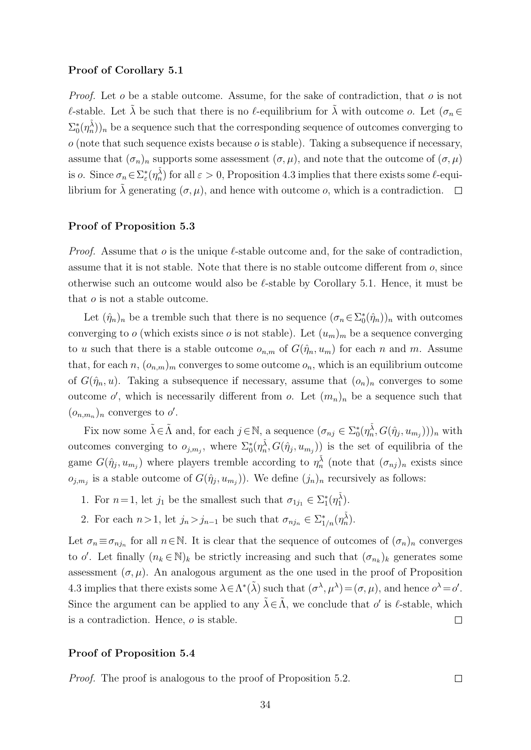### Proof of Corollary 5.1

*Proof.* Let $o$ be a stable outcome. Assume, for the sake of contradiction, that $o$ is not $\ell$-stable. Let $\tilde{\lambda}$ be such that there is no $\ell$-equilibrium for $\tilde{\lambda}$ with outcome $o$. Let $(\sigma_n \in \Sigma_0^*(\eta_n^{\tilde{\lambda}}))_n$ be a sequence such that the corresponding sequence of outcomes converging to $o$ (note that such sequence exists because $o$ is stable). Taking a subsequence if necessary, assume that $(\sigma_n)_n$ supports some assessment $(\sigma, \mu)$, and note that the outcome of $(\sigma, \mu)$ is $o$. Since $\sigma_n \in \Sigma_\varepsilon^*(\eta_n^{\tilde{\lambda}})$ for all $\varepsilon > 0$, Proposition 4.3 implies that there exists some $\ell$-equilibrium for $\tilde{\lambda}$ generating $(\sigma, \mu)$, and hence with outcome $o$, which is a contradiction. $\square$

### Proof of Proposition 5.3

*Proof.* Assume that $o$ is the unique $\ell$-stable outcome and, for the sake of contradiction, assume that it is not stable. Note that there is no stable outcome different from $o$, since otherwise such an outcome would also be $\ell$-stable by Corollary 5.1. Hence, it must be that $o$ is not a stable outcome.

Let $(\hat{\eta}_n)_n$ be a tremble such that there is no sequence $(\sigma_n \in \Sigma_0^*(\hat{\eta}_n))_n$ with outcomes converging to $o$ (which exists since $o$ is not stable). Let $(u_m)_m$ be a sequence converging to $u$ such that there is a stable outcome $o_{n,m}$ of $G(\hat{\eta}_n, u_m)$ for each $n$ and $m$. Assume that, for each $n$, $(o_{n,m})_m$ converges to some outcome $o_n$, which is an equilibrium outcome of $G(\hat{\eta}_n, u)$. Taking a subsequence if necessary, assume that $(o_n)_n$ converges to some outcome $o'$, which is necessarily different from $o$. Let $(m_n)_n$ be a sequence such that $(o_{n,m_n})_n$ converges to $o'$.

Fix now some $\tilde{\lambda} \in \tilde{\Lambda}$ and, for each $j \in \mathbb{N}$, a sequence $(\sigma_{nj} \in \Sigma_0^*(\eta_n^{\tilde{\lambda}}, G(\hat{\eta}_j, u_{m_j})))_n$ with outcomes converging to $o_{j,m_j}$, where $\Sigma_0^*(\eta_n^{\tilde{\lambda}}, G(\hat{\eta}_j, u_{m_j}))$ is the set of equilibria of the game $G(\hat{\eta}_j, u_{m_j})$ where players tremble according to $\eta_n^{\tilde{\lambda}}$ (note that $(\sigma_{nj})_n$ exists since $o_{j,m_j}$ is a stable outcome of $G(\hat{\eta}_j, u_{m_j})$). We define $(j_n)_n$ recursively as follows:

1. For $n = 1$, let $j_1$ be the smallest such that $\sigma_{1j_1} \in \Sigma_1^*(\eta_1^{\tilde{\lambda}})$.
2. For each $n > 1$, let $j_n > j_{n-1}$ be such that $\sigma_{nj_n} \in \Sigma_{1/n}^*(\eta_n^{\tilde{\lambda}})$.

Let $\sigma_n \equiv \sigma_{nj_n}$ for all $n \in \mathbb{N}$. It is clear that the sequence of outcomes of $(\sigma_n)_n$ converges to $o'$. Let finally $(n_k \in \mathbb{N})_k$ be strictly increasing and such that $(\sigma_{n_k})_k$ generates some assessment $(\sigma, \mu)$. An analogous argument as the one used in the proof of Proposition 4.3 implies that there exists some $\lambda \in \Lambda^*(\tilde{\lambda})$ such that $(\sigma^\lambda, \mu^\lambda) = (\sigma, \mu)$, and hence $o^\lambda = o'$. Since the argument can be applied to any $\tilde{\lambda} \in \tilde{\Lambda}$, we conclude that $o'$ is $\ell$-stable, which is a contradiction. Hence, $o$ is stable. $\square$

### Proof of Proposition 5.4

*Proof.* The proof is analogous to the proof of Proposition 5.2. $\square$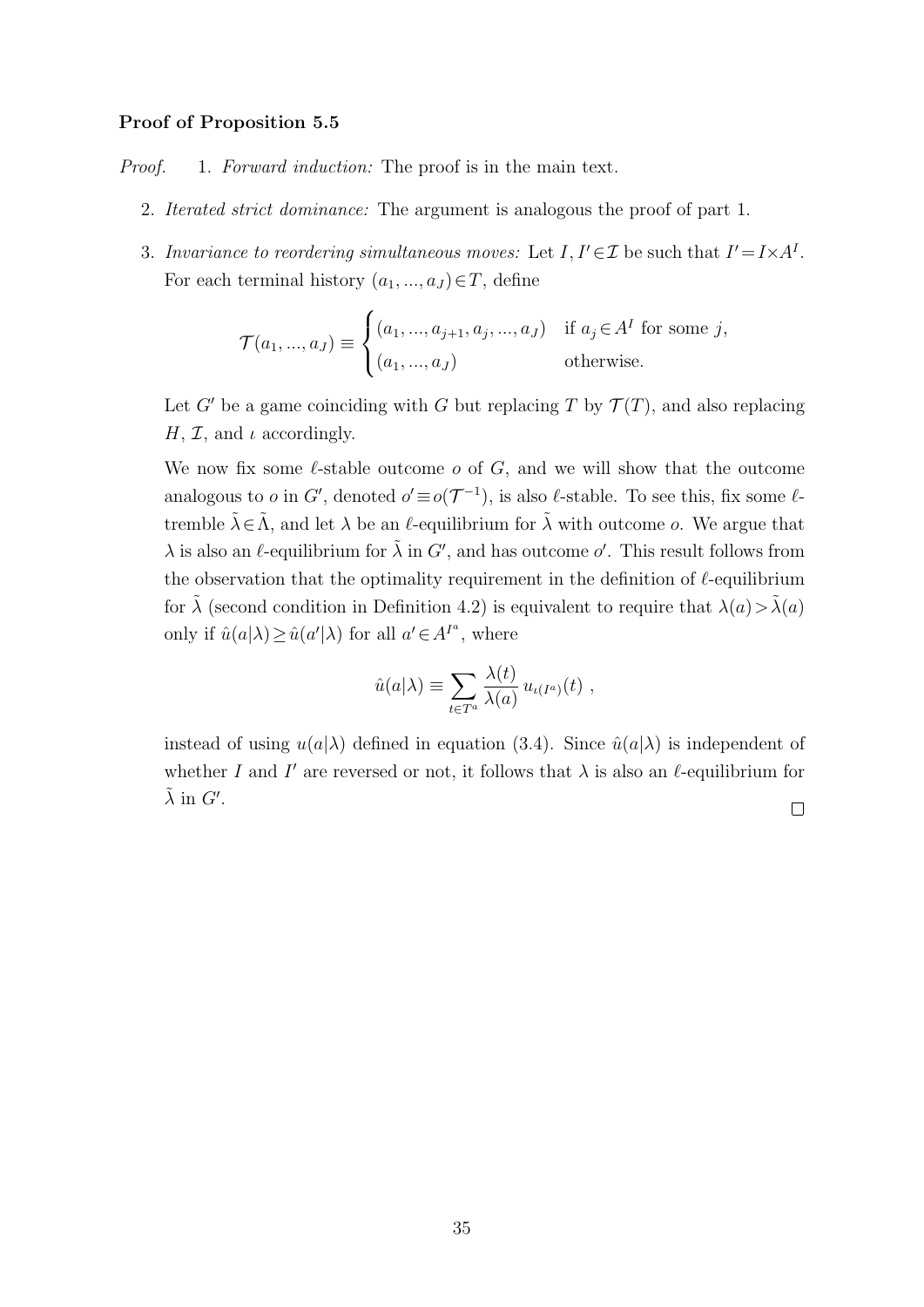**Proof of Proposition 5.5**

*Proof.* 1. *Forward induction:* The proof is in the main text.

2. *Iterated strict dominance:* The argument is analogous the proof of part 1.

3. *Invariance to reordering simultaneous moves:* Let $I, I' \in \mathcal{I}$ be such that $I' = I \times A^I$. For each terminal history $(a_1, ..., a_J) \in T$, define

$$\mathcal{T}(a_1, ..., a_J) \equiv \begin{cases} (a_1, ..., a_{j+1}, a_j, ..., a_J) & \text{if } a_j \in A^I \text{ for some } j, \\ (a_1, ..., a_J) & \text{otherwise.} \end{cases}$$

Let $G'$ be a game coinciding with $G$ but replacing $T$ by $\mathcal{T}(T)$, and also replacing $H$, $\mathcal{I}$, and $\iota$ accordingly.

We now fix some $\ell$-stable outcome $o$ of $G$, and we will show that the outcome analogous to $o$ in $G'$, denoted $o' \equiv o(\mathcal{T}^{-1})$, is also $\ell$-stable. To see this, fix some $\ell$-tremble $\tilde{\lambda} \in \tilde{\Lambda}$, and let $\lambda$ be an $\ell$-equilibrium for $\tilde{\lambda}$ with outcome $o$. We argue that $\lambda$ is also an $\ell$-equilibrium for $\tilde{\lambda}$ in $G'$, and has outcome $o'$. This result follows from the observation that the optimality requirement in the definition of $\ell$-equilibrium for $\tilde{\lambda}$ (second condition in Definition 4.2) is equivalent to require that $\lambda(a) > \tilde{\lambda}(a)$ only if $\hat{u}(a|\lambda) \geq \hat{u}(a'|\lambda)$ for all $a' \in A^{I^a}$, where

$$\hat{u}(a|\lambda) \equiv \sum_{t \in T^a} \frac{\lambda(t)}{\lambda(a)} \, u_{\iota(I^a)}(t) \ ,$$

instead of using $u(a|\lambda)$ defined in equation (3.4). Since $\hat{u}(a|\lambda)$ is independent of whether $I$ and $I'$ are reversed or not, it follows that $\lambda$ is also an $\ell$-equilibrium for $\tilde{\lambda}$ in $G'$. $\square$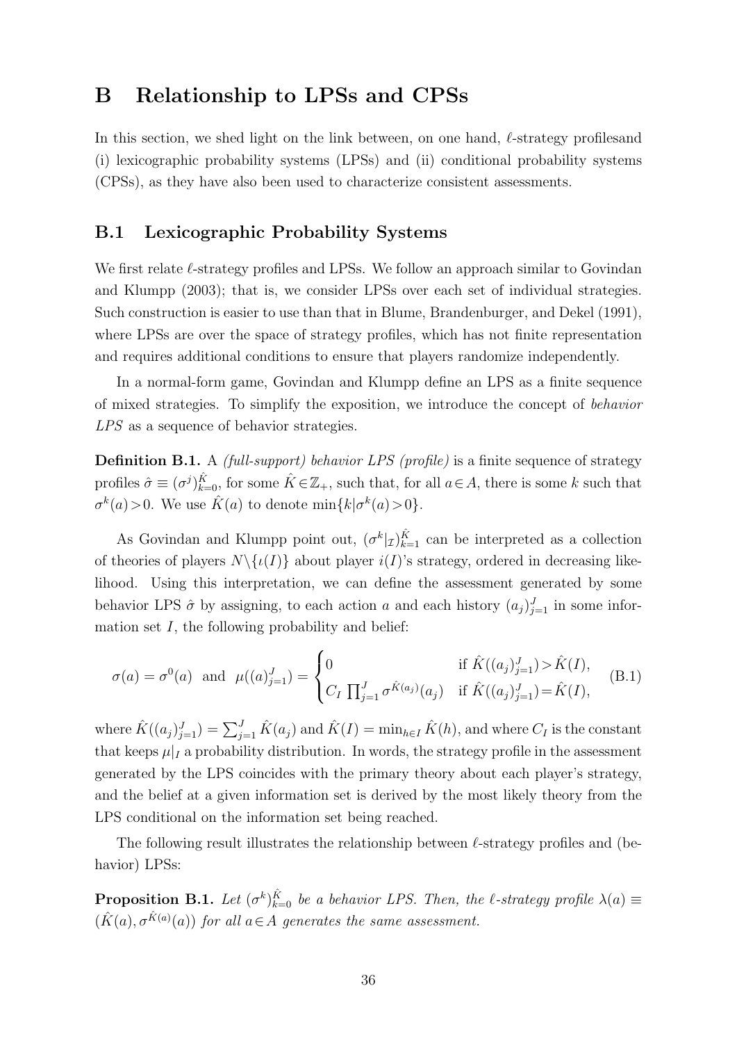# B Relationship to LPSs and CPSs

In this section, we shed light on the link between, on one hand, $\ell$-strategy profilesand (i) lexicographic probability systems (LPSs) and (ii) conditional probability systems (CPSs), as they have also been used to characterize consistent assessments.

## B.1 Lexicographic Probability Systems

We first relate $\ell$-strategy profiles and LPSs. We follow an approach similar to Govindan and Klumpp (2003); that is, we consider LPSs over each set of individual strategies. Such construction is easier to use than that in Blume, Brandenburger, and Dekel (1991), where LPSs are over the space of strategy profiles, which has not finite representation and requires additional conditions to ensure that players randomize independently.

In a normal-form game, Govindan and Klumpp define an LPS as a finite sequence of mixed strategies. To simplify the exposition, we introduce the concept of *behavior LPS* as a sequence of behavior strategies.

**Definition B.1.** A *(full-support) behavior LPS (profile)* is a finite sequence of strategy profiles $\hat{\sigma} \equiv (\sigma^j)_{k=0}^{\hat{K}}$, for some $\hat{K} \in \mathbb{Z}_+$, such that, for all $a \in A$, there is some $k$ such that $\sigma^k(a) > 0$. We use $\hat{K}(a)$ to denote $\min\{k | \sigma^k(a) > 0\}$.

As Govindan and Klumpp point out, $(\sigma^k|_{\mathcal{I}})_{k=1}^{\hat{K}}$ can be interpreted as a collection of theories of players $N \backslash \{\iota(I)\}$ about player $i(I)$'s strategy, ordered in decreasing likelihood. Using this interpretation, we can define the assessment generated by some behavior LPS $\hat{\sigma}$ by assigning, to each action $a$ and each history $(a_j)_{j=1}^J$ in some information set $I$, the following probability and belief:

$$\sigma(a) = \sigma^0(a) \quad \text{and} \quad \mu((a)_{j=1}^J) = \begin{cases} 0 & \text{if } \hat{K}((a_j)_{j=1}^J) > \hat{K}(I), \\ C_I \prod_{j=1}^J \sigma^{\hat{K}(a_j)}(a_j) & \text{if } \hat{K}((a_j)_{j=1}^J) = \hat{K}(I), \end{cases} \tag{B.1}$$

where $\hat{K}((a_j)_{j=1}^J) = \sum_{j=1}^J \hat{K}(a_j)$ and $\hat{K}(I) = \min_{h \in I} \hat{K}(h)$, and where $C_I$ is the constant that keeps $\mu|_I$ a probability distribution. In words, the strategy profile in the assessment generated by the LPS coincides with the primary theory about each player's strategy, and the belief at a given information set is derived by the most likely theory from the LPS conditional on the information set being reached.

The following result illustrates the relationship between $\ell$-strategy profiles and (behavior) LPSs:

**Proposition B.1.** *Let $(\sigma^k)_{k=0}^{\hat{K}}$ be a behavior LPS. Then, the $\ell$-strategy profile $\lambda(a) \equiv (\hat{K}(a), \sigma^{\hat{K}(a)}(a))$ for all $a \in A$ generates the same assessment.*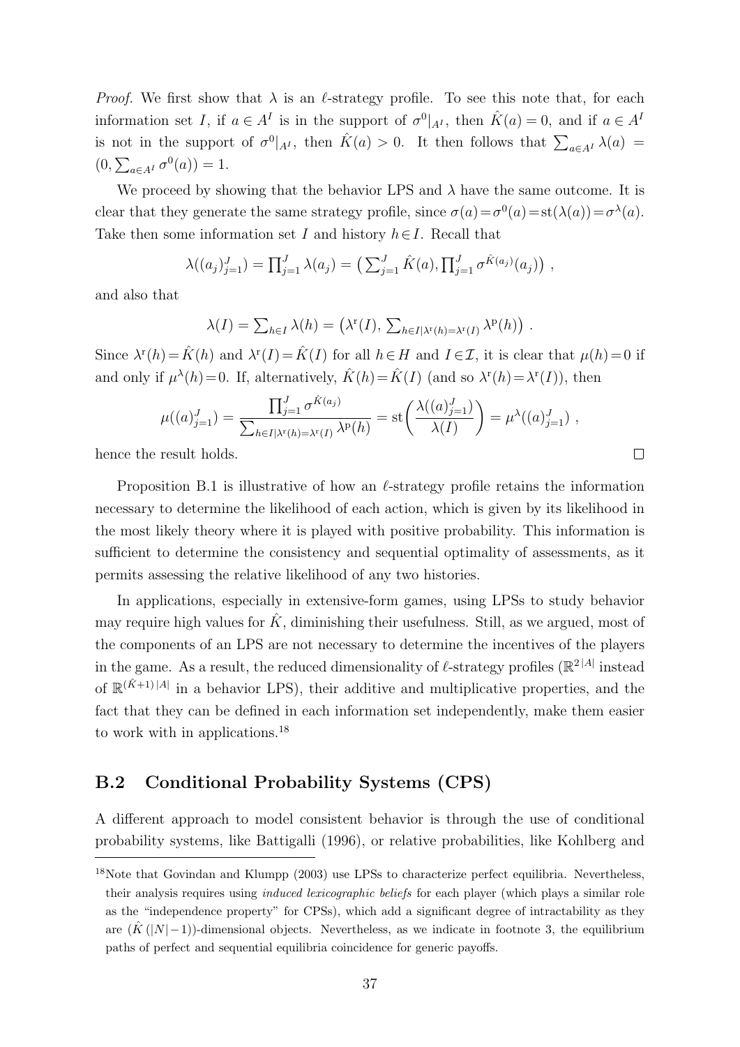*Proof.* We first show that $\lambda$ is an $\ell$-strategy profile. To see this note that, for each information set $I$, if $a \in A^I$ is in the support of $\sigma^0|_{A^I}$, then $\hat{K}(a) = 0$, and if $a \in A^I$ is not in the support of $\sigma^0|_{A^I}$, then $\hat{K}(a) > 0$. It then follows that $\sum_{a \in A^I} \lambda(a) = (0, \sum_{a \in A^I} \sigma^0(a)) = 1$.

We proceed by showing that the behavior LPS and $\lambda$ have the same outcome. It is clear that they generate the same strategy profile, since $\sigma(a) = \sigma^0(a) = \text{st}(\lambda(a)) = \sigma^\lambda(a)$. Take then some information set $I$ and history $h \in I$. Recall that

$$\lambda((a_j)_{j=1}^J) = \prod_{j=1}^J \lambda(a_j) = \left( \sum_{j=1}^J \hat{K}(a), \prod_{j=1}^J \sigma^{\hat{K}(a_j)}(a_j) \right) ,$$

and also that

$$\lambda(I) = \sum_{h \in I} \lambda(h) = \left( \lambda^{\text{r}}(I), \sum_{h \in I | \lambda^{\text{r}}(h) = \lambda^{\text{r}}(I)} \lambda^{\text{p}}(h) \right) .$$

Since $\lambda^{\text{r}}(h) = \hat{K}(h)$ and $\lambda^{\text{r}}(I) = \hat{K}(I)$ for all $h \in H$ and $I \in \mathcal{I}$, it is clear that $\mu(h) = 0$ if and only if $\mu^\lambda(h) = 0$. If, alternatively, $\hat{K}(h) = \hat{K}(I)$ (and so $\lambda^{\text{r}}(h) = \lambda^{\text{r}}(I)$), then

$$\mu((a)_{j=1}^J) = \frac{\prod_{j=1}^J \sigma^{\hat{K}(a_j)}}{\sum_{h \in I | \lambda^{\text{r}}(h) = \lambda^{\text{r}}(I)} \lambda^{\text{p}}(h)} = \text{st}\left( \frac{\lambda((a)_{j=1}^J)}{\lambda(I)} \right) = \mu^\lambda((a)_{j=1}^J) ,$$

hence the result holds. $\square$

Proposition B.1 is illustrative of how an $\ell$-strategy profile retains the information necessary to determine the likelihood of each action, which is given by its likelihood in the most likely theory where it is played with positive probability. This information is sufficient to determine the consistency and sequential optimality of assessments, as it permits assessing the relative likelihood of any two histories.

In applications, especially in extensive-form games, using LPSs to study behavior may require high values for $\hat{K}$, diminishing their usefulness. Still, as we argued, most of the components of an LPS are not necessary to determine the incentives of the players in the game. As a result, the reduced dimensionality of $\ell$-strategy profiles ($\mathbb{R}^{2|A|}$ instead of $\mathbb{R}^{(\hat{K}+1)|A|}$ in a behavior LPS), their additive and multiplicative properties, and the fact that they can be defined in each information set independently, make them easier to work with in applications.[18]

## B.2 Conditional Probability Systems (CPS)

A different approach to model consistent behavior is through the use of conditional probability systems, like Battigalli (1996), or relative probabilities, like Kohlberg and

[18] Note that Govindan and Klumpp (2003) use LPSs to characterize perfect equilibria. Nevertheless, their analysis requires using *induced lexicographic beliefs* for each player (which plays a similar role as the "independence property" for CPSs), which add a significant degree of intractability as they are $(\hat{K}\,(|N|-1))$-dimensional objects. Nevertheless, as we indicate in footnote 3, the equilibrium paths of perfect and sequential equilibria coincidence for generic payoffs.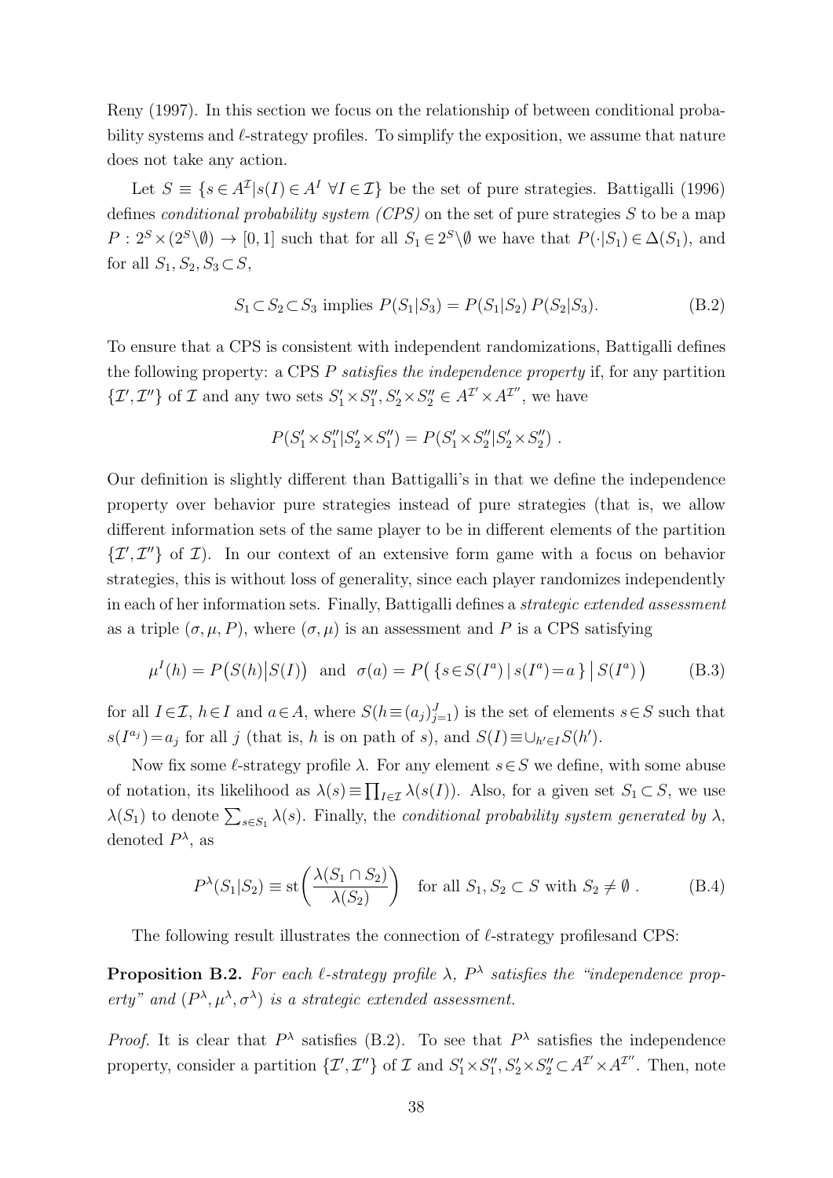Reny (1997). In this section we focus on the relationship of between conditional probability systems and $\ell$-strategy profiles. To simplify the exposition, we assume that nature does not take any action.

Let $S \equiv \{s \in A^{\mathcal{I}} | s(I) \in A^I \; \forall I \in \mathcal{I}\}$ be the set of pure strategies. Battigalli (1996) defines *conditional probability system (CPS)* on the set of pure strategies $S$ to be a map $P : 2^S \times (2^S \backslash \emptyset) \to [0,1]$ such that for all $S_1 \in 2^S \backslash \emptyset$ we have that $P(\cdot|S_1) \in \Delta(S_1)$, and for all $S_1, S_2, S_3 \subset S$,

$$S_1 \subset S_2 \subset S_3 \text{ implies } P(S_1|S_3) = P(S_1|S_2)\, P(S_2|S_3). \tag{B.2}$$

To ensure that a CPS is consistent with independent randomizations, Battigalli defines the following property: a CPS $P$ *satisfies the independence property* if, for any partition $\{\mathcal{I}', \mathcal{I}''\}$ of $\mathcal{I}$ and any two sets $S_1' \times S_1'', S_2' \times S_2'' \in A^{\mathcal{I}'} \times A^{\mathcal{I}''}$, we have

$$P(S_1' \times S_1'' | S_2' \times S_1'') = P(S_1' \times S_2'' | S_2' \times S_2'') \; .$$

Our definition is slightly different than Battigalli's in that we define the independence property over behavior pure strategies instead of pure strategies (that is, we allow different information sets of the same player to be in different elements of the partition $\{\mathcal{I}', \mathcal{I}''\}$ of $\mathcal{I}$). In our context of an extensive form game with a focus on behavior strategies, this is without loss of generality, since each player randomizes independently in each of her information sets. Finally, Battigalli defines a *strategic extended assessment* as a triple $(\sigma, \mu, P)$, where $(\sigma, \mu)$ is an assessment and $P$ is a CPS satisfying

$$\mu^I(h) = P\big(S(h)\big|S(I)\big) \quad \text{and} \quad \sigma(a) = P\big( \{ s \in S(I^a) \,|\, s(I^a) = a \} \,\big|\, S(I^a) \big) \tag{B.3}$$

for all $I \in \mathcal{I}$, $h \in I$ and $a \in A$, where $S(h \equiv (a_j)_{j=1}^J)$ is the set of elements $s \in S$ such that $s(I^{a_j}) = a_j$ for all $j$ (that is, $h$ is on path of $s$), and $S(I) \equiv \cup_{h' \in I} S(h')$.

Now fix some $\ell$-strategy profile $\lambda$. For any element $s \in S$ we define, with some abuse of notation, its likelihood as $\lambda(s) \equiv \prod_{I \in \mathcal{I}} \lambda(s(I))$. Also, for a given set $S_1 \subset S$, we use $\lambda(S_1)$ to denote $\sum_{s \in S_1} \lambda(s)$. Finally, the *conditional probability system generated by* $\lambda$, denoted $P^\lambda$, as

$$P^\lambda(S_1|S_2) \equiv \mathrm{st}\bigg( \frac{\lambda(S_1 \cap S_2)}{\lambda(S_2)} \bigg) \quad \text{for all } S_1, S_2 \subset S \text{ with } S_2 \neq \emptyset \; . \tag{B.4}$$

The following result illustrates the connection of $\ell$-strategy profilesand CPS:

**Proposition B.2.** *For each $\ell$-strategy profile $\lambda$, $P^\lambda$ satisfies the "independence property" and $(P^\lambda, \mu^\lambda, \sigma^\lambda)$ is a strategic extended assessment.*

*Proof.* It is clear that $P^\lambda$ satisfies (B.2). To see that $P^\lambda$ satisfies the independence property, consider a partition $\{\mathcal{I}', \mathcal{I}''\}$ of $\mathcal{I}$ and $S_1' \times S_1'', S_2' \times S_2'' \subset A^{\mathcal{I}'} \times A^{\mathcal{I}''}$. Then, note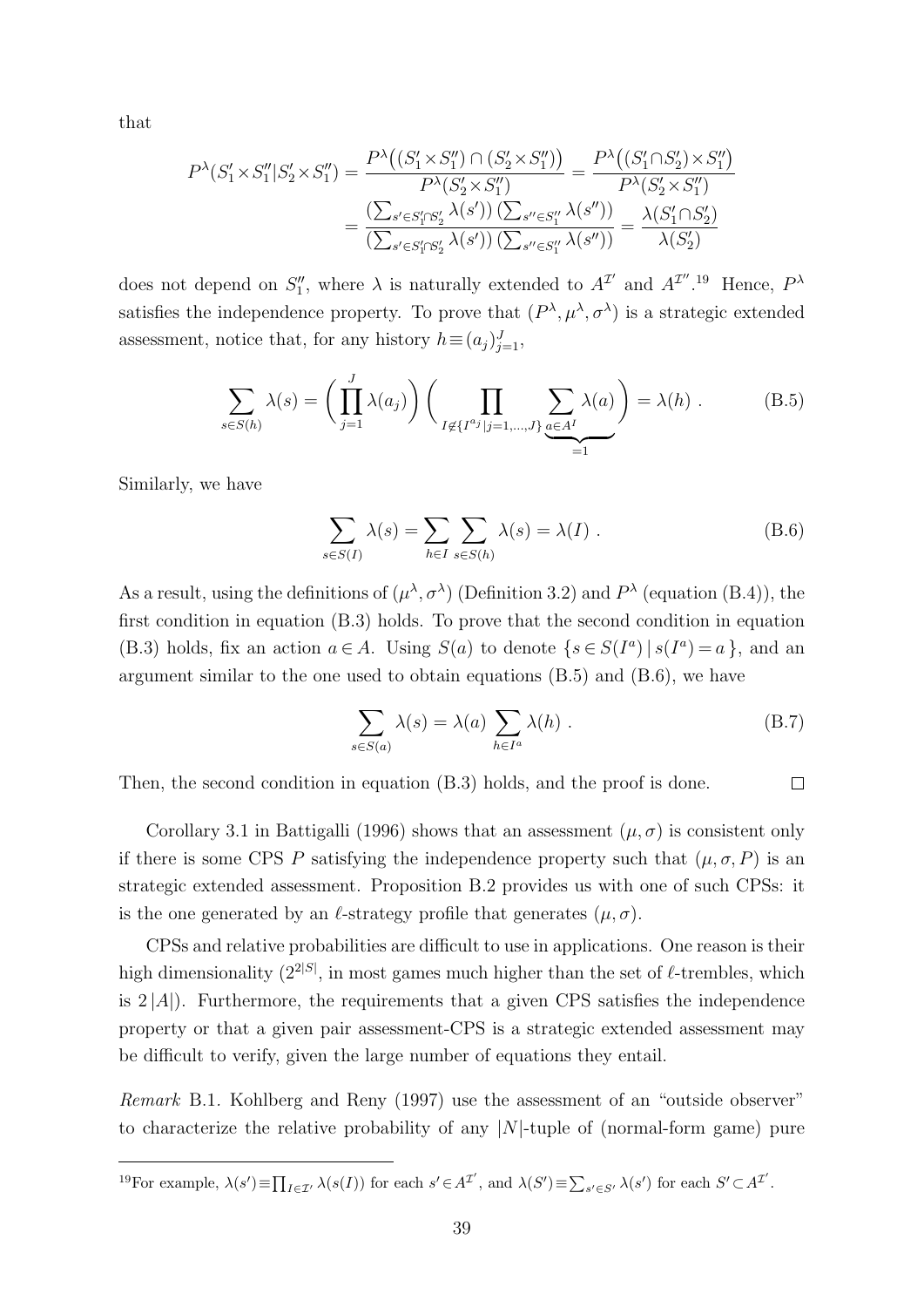that

$$P^{\lambda}(S_1' \times S_1'' | S_2' \times S_1'') = \frac{P^{\lambda}\big((S_1' \times S_1'') \cap (S_2' \times S_1'')\big)}{P^{\lambda}(S_2' \times S_1'')} = \frac{P^{\lambda}\big((S_1' \cap S_2') \times S_1''\big)}{P^{\lambda}(S_2' \times S_1'')}$$
$$= \frac{\left(\sum_{s' \in S_1' \cap S_2'} \lambda(s')\right) \left(\sum_{s'' \in S_1''} \lambda(s'')\right)}{\left(\sum_{s' \in S_1' \cap S_2'} \lambda(s')\right) \left(\sum_{s'' \in S_1''} \lambda(s'')\right)} = \frac{\lambda(S_1' \cap S_2')}{\lambda(S_2')}$$

does not depend on $S_1''$, where $\lambda$ is naturally extended to $A^{\mathcal{I}'}$ and $A^{\mathcal{I}''}$.[19] Hence, $P^{\lambda}$ satisfies the independence property. To prove that $(P^{\lambda}, \mu^{\lambda}, \sigma^{\lambda})$ is a strategic extended assessment, notice that, for any history $h \equiv (a_j)_{j=1}^{J}$,

$$\sum_{s \in S(h)} \lambda(s) = \left(\prod_{j=1}^{J} \lambda(a_j)\right) \Bigg( \prod_{I \notin \{I^{a_j} | j=1,\ldots,J\}} \underbrace{\sum_{a \in A^I} \lambda(a)}_{=1} \Bigg) = \lambda(h) \ . \tag{B.5}$$

Similarly, we have

$$\sum_{s \in S(I)} \lambda(s) = \sum_{h \in I} \sum_{s \in S(h)} \lambda(s) = \lambda(I) \ . \tag{B.6}$$

As a result, using the definitions of $(\mu^{\lambda}, \sigma^{\lambda})$ (Definition 3.2) and $P^{\lambda}$ (equation (B.4)), the first condition in equation (B.3) holds. To prove that the second condition in equation (B.3) holds, fix an action $a \in A$. Using $S(a)$ to denote $\{ s \in S(I^a) \,|\, s(I^a) = a \}$, and an argument similar to the one used to obtain equations (B.5) and (B.6), we have

$$\sum_{s \in S(a)} \lambda(s) = \lambda(a) \sum_{h \in I^a} \lambda(h) \ . \tag{B.7}$$

Then, the second condition in equation (B.3) holds, and the proof is done. $\square$

Corollary 3.1 in Battigalli (1996) shows that an assessment $(\mu, \sigma)$ is consistent only if there is some CPS $P$ satisfying the independence property such that $(\mu, \sigma, P)$ is an strategic extended assessment. Proposition B.2 provides us with one of such CPSs: it is the one generated by an $\ell$-strategy profile that generates $(\mu, \sigma)$.

CPSs and relative probabilities are difficult to use in applications. One reason is their high dimensionality ($2^{2|S|}$, in most games much higher than the set of $\ell$-trembles, which is $2\,|A|$). Furthermore, the requirements that a given CPS satisfies the independence property or that a given pair assessment-CPS is a strategic extended assessment may be difficult to verify, given the large number of equations they entail.

*Remark* B.1. Kohlberg and Reny (1997) use the assessment of an "outside observer" to characterize the relative probability of any $|N|$-tuple of (normal-form game) pure

---

[19] For example, $\lambda(s') \equiv \prod_{I \in \mathcal{I}'} \lambda(s(I))$ for each $s' \in A^{\mathcal{I}'}$, and $\lambda(S') \equiv \sum_{s' \in S'} \lambda(s')$ for each $S' \subset A^{\mathcal{I}'}$.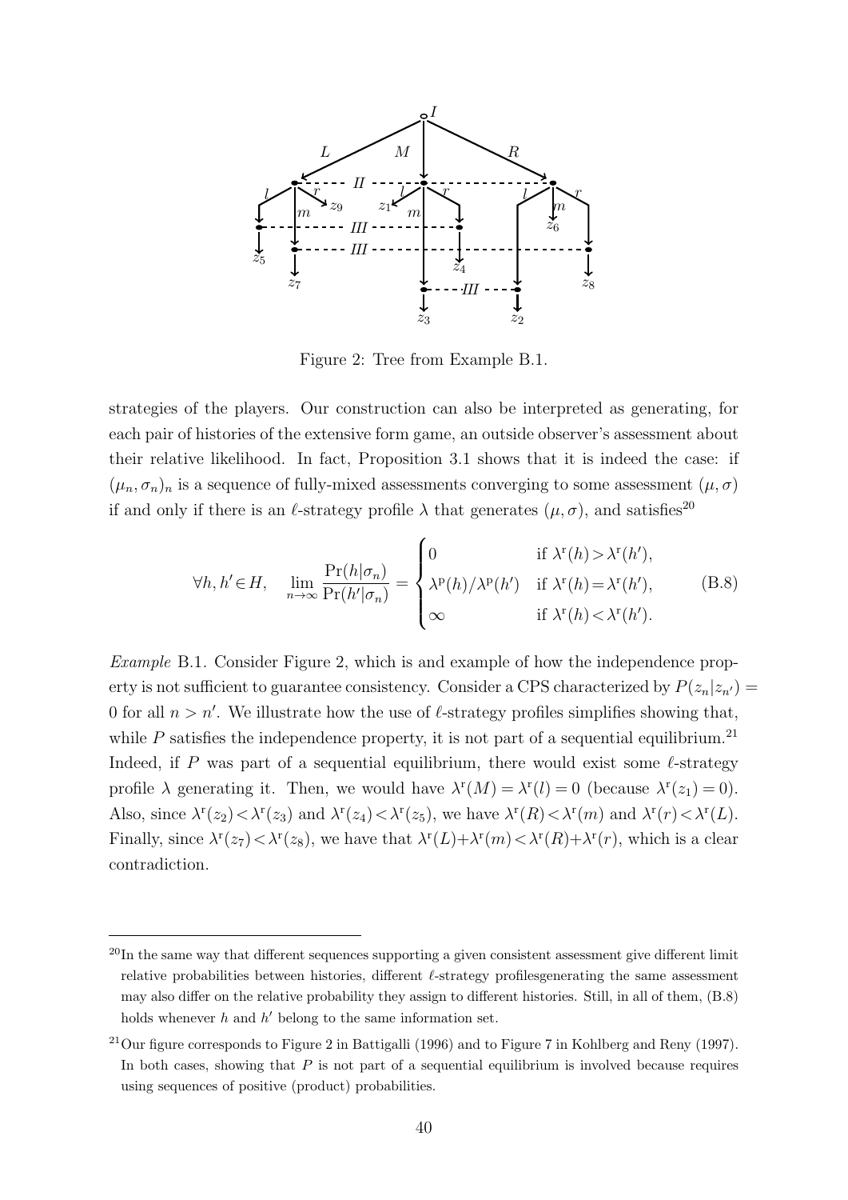I

L M R

II

l r z₉ z₁ l m r l m r

III

z₅ m z₆

III

z₇ z₄ z₈

III

z₃ z₂

Figure 2: Tree from Example B.1.

strategies of the players. Our construction can also be interpreted as generating, for each pair of histories of the extensive form game, an outside observer's assessment about their relative likelihood. In fact, Proposition 3.1 shows that it is indeed the case: if $(\mu_n, \sigma_n)_n$ is a sequence of fully-mixed assessments converging to some assessment $(\mu, \sigma)$ if and only if there is an $\ell$-strategy profile $\lambda$ that generates $(\mu, \sigma)$, and satisfies[20]

$$\forall h, h' \in H, \quad \lim_{n\to\infty} \frac{\Pr(h|\sigma_n)}{\Pr(h'|\sigma_n)} = \begin{cases} 0 & \text{if } \lambda^{\mathrm{r}}(h) > \lambda^{\mathrm{r}}(h'), \\ \lambda^{\mathrm{p}}(h)/\lambda^{\mathrm{p}}(h') & \text{if } \lambda^{\mathrm{r}}(h) = \lambda^{\mathrm{r}}(h'), \\ \infty & \text{if } \lambda^{\mathrm{r}}(h) < \lambda^{\mathrm{r}}(h'). \end{cases} \tag{B.8}$$

*Example* B.1. Consider Figure 2, which is and example of how the independence property is not sufficient to guarantee consistency. Consider a CPS characterized by $P(z_n|z_{n'}) = 0$ for all $n > n'$. We illustrate how the use of $\ell$-strategy profiles simplifies showing that, while $P$ satisfies the independence property, it is not part of a sequential equilibrium.[21] Indeed, if $P$ was part of a sequential equilibrium, there would exist some $\ell$-strategy profile $\lambda$ generating it. Then, we would have $\lambda^{\mathrm{r}}(M) = \lambda^{\mathrm{r}}(l) = 0$ (because $\lambda^{\mathrm{r}}(z_1) = 0$). Also, since $\lambda^{\mathrm{r}}(z_2) < \lambda^{\mathrm{r}}(z_3)$ and $\lambda^{\mathrm{r}}(z_4) < \lambda^{\mathrm{r}}(z_5)$, we have $\lambda^{\mathrm{r}}(R) < \lambda^{\mathrm{r}}(m)$ and $\lambda^{\mathrm{r}}(r) < \lambda^{\mathrm{r}}(L)$. Finally, since $\lambda^{\mathrm{r}}(z_7) < \lambda^{\mathrm{r}}(z_8)$, we have that $\lambda^{\mathrm{r}}(L) + \lambda^{\mathrm{r}}(m) < \lambda^{\mathrm{r}}(R) + \lambda^{\mathrm{r}}(r)$, which is a clear contradiction.

[20] In the same way that different sequences supporting a given consistent assessment give different limit relative probabilities between histories, different $\ell$-strategy profilesgenerating the same assessment may also differ on the relative probability they assign to different histories. Still, in all of them, (B.8) holds whenever $h$ and $h'$ belong to the same information set.

[21] Our figure corresponds to Figure 2 in Battigalli (1996) and to Figure 7 in Kohlberg and Reny (1997). In both cases, showing that $P$ is not part of a sequential equilibrium is involved because requires using sequences of positive (product) probabilities.